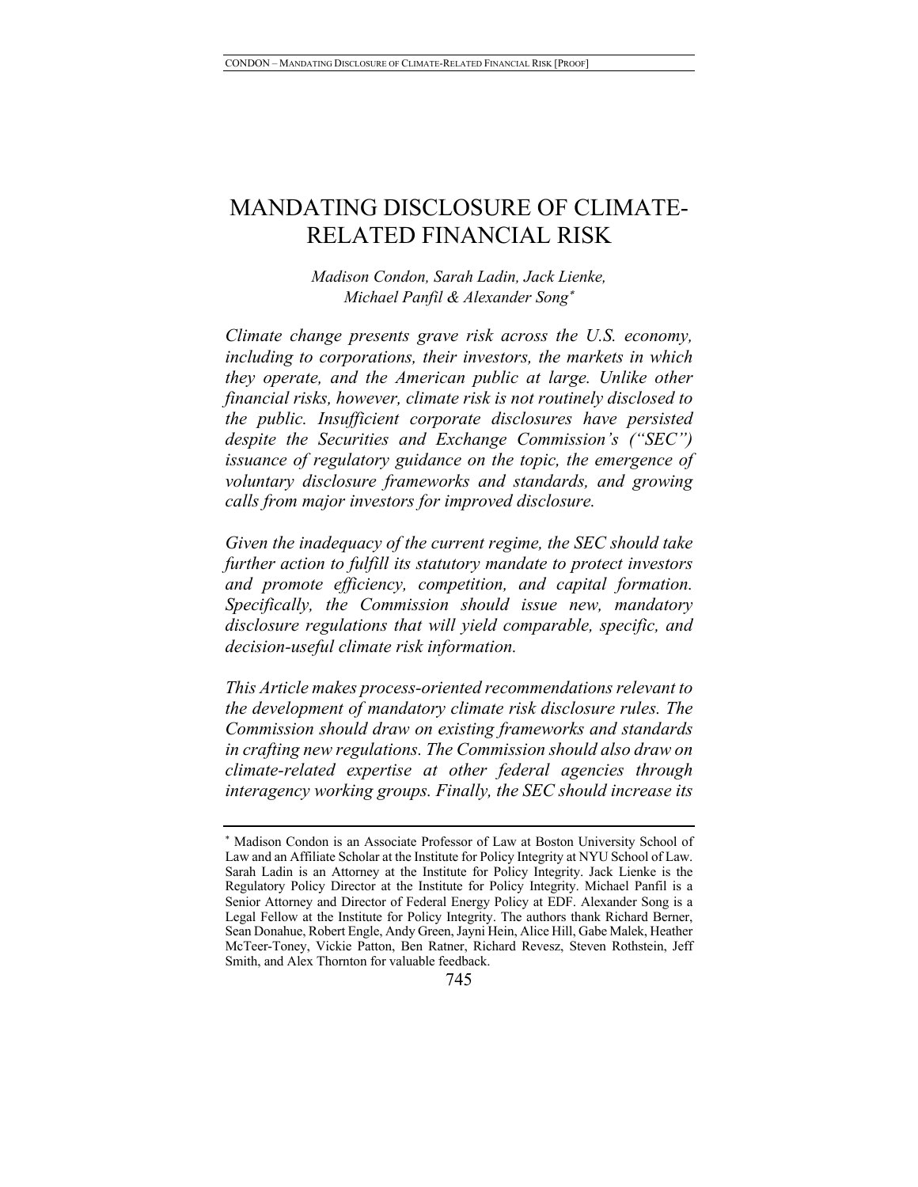# MANDATING DISCLOSURE OF CLIMATE-RELATED FINANCIAL RISK

*Madison Condon, Sarah Ladin, Jack Lienke, Michael Panfil & Alexander Song*[*]

*Climate change presents grave risk across the U.S. economy, including to corporations, their investors, the markets in which they operate, and the American public at large. Unlike other financial risks, however, climate risk is not routinely disclosed to the public. Insufficient corporate disclosures have persisted despite the Securities and Exchange Commission's ("SEC") issuance of regulatory guidance on the topic, the emergence of voluntary disclosure frameworks and standards, and growing calls from major investors for improved disclosure.*

*Given the inadequacy of the current regime, the SEC should take further action to fulfill its statutory mandate to protect investors and promote efficiency, competition, and capital formation. Specifically, the Commission should issue new, mandatory disclosure regulations that will yield comparable, specific, and decision-useful climate risk information.*

*This Article makes process-oriented recommendations relevant to the development of mandatory climate risk disclosure rules. The Commission should draw on existing frameworks and standards in crafting new regulations. The Commission should also draw on climate-related expertise at other federal agencies through interagency working groups. Finally, the SEC should increase its*

---

[*] Madison Condon is an Associate Professor of Law at Boston University School of Law and an Affiliate Scholar at the Institute for Policy Integrity at NYU School of Law. Sarah Ladin is an Attorney at the Institute for Policy Integrity. Jack Lienke is the Regulatory Policy Director at the Institute for Policy Integrity. Michael Panfil is a Senior Attorney and Director of Federal Energy Policy at EDF. Alexander Song is a Legal Fellow at the Institute for Policy Integrity. The authors thank Richard Berner, Sean Donahue, Robert Engle, Andy Green, Jayni Hein, Alice Hill, Gabe Malek, Heather McTeer-Toney, Vickie Patton, Ben Ratner, Richard Revesz, Steven Rothstein, Jeff Smith, and Alex Thornton for valuable feedback.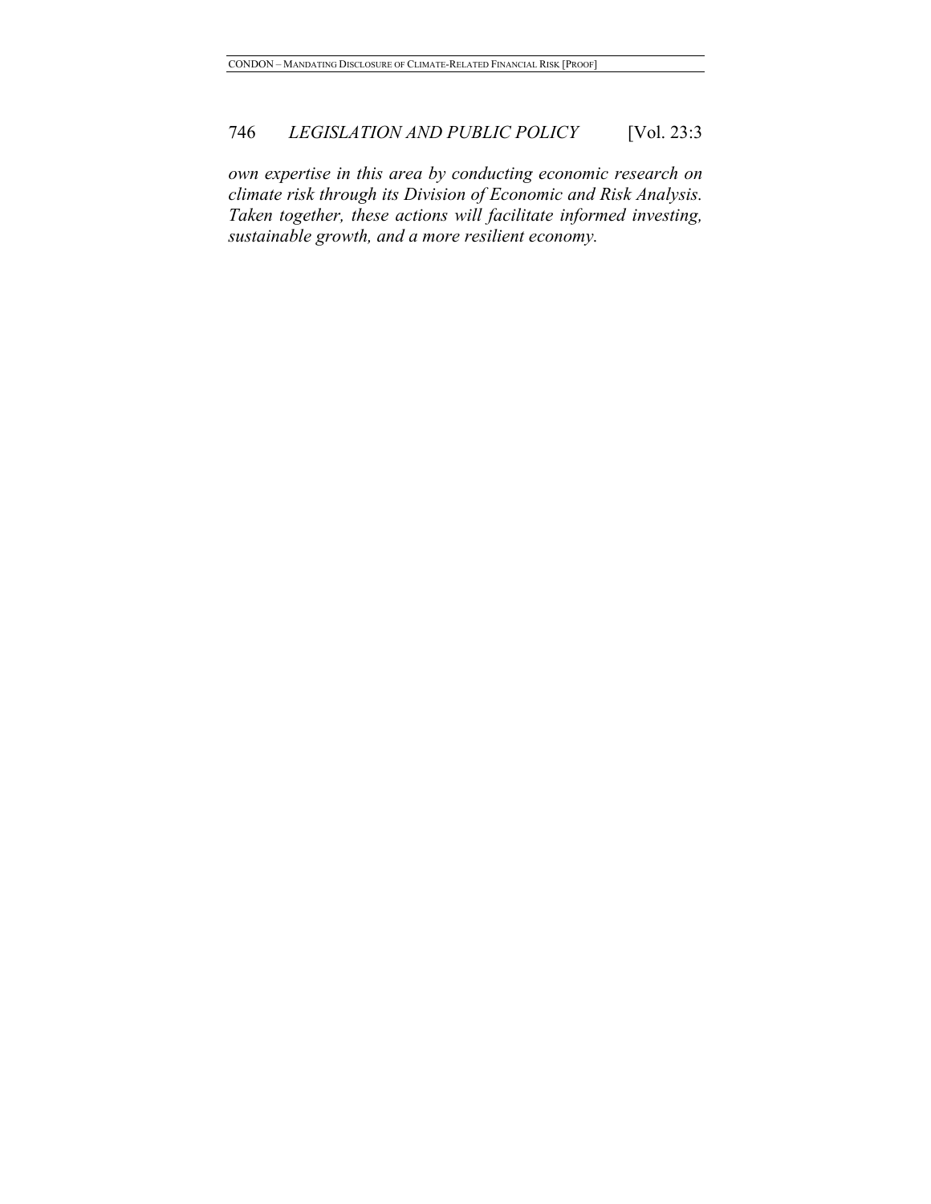*own expertise in this area by conducting economic research on climate risk through its Division of Economic and Risk Analysis. Taken together, these actions will facilitate informed investing, sustainable growth, and a more resilient economy.*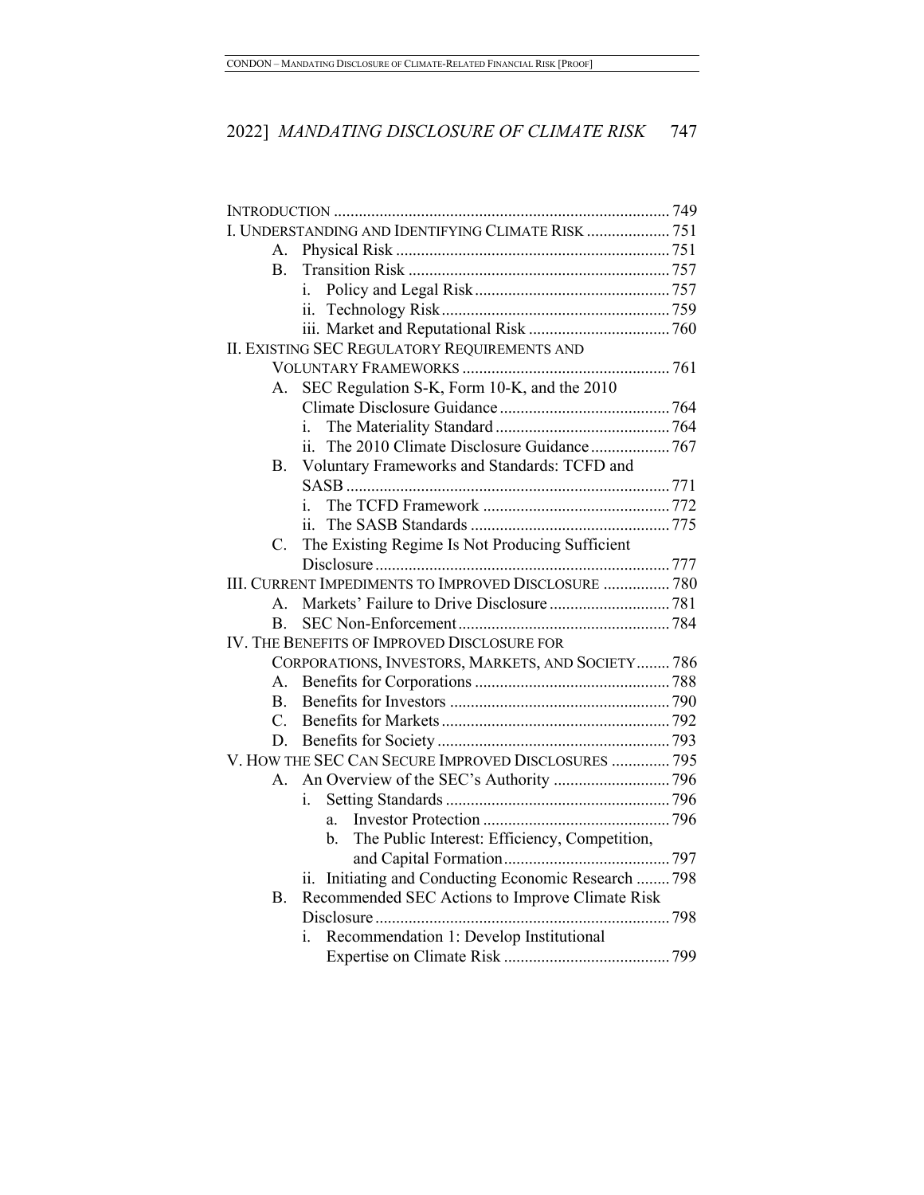INTRODUCTION ................................................................................ 749

I. UNDERSTANDING AND IDENTIFYING CLIMATE RISK .................... 751

  A. Physical Risk ................................................................. 751

  B. Transition Risk ............................................................... 757

    i. Policy and Legal Risk .............................................. 757

    ii. Technology Risk ...................................................... 759

    iii. Market and Reputational Risk .................................. 760

II. EXISTING SEC REGULATORY REQUIREMENTS AND VOLUNTARY FRAMEWORKS ................................................. 761

  A. SEC Regulation S-K, Form 10-K, and the 2010 Climate Disclosure Guidance ......................................... 764

    i. The Materiality Standard .......................................... 764

    ii. The 2010 Climate Disclosure Guidance ................... 767

  B. Voluntary Frameworks and Standards: TCFD and SASB ............................................................................. 771

    i. The TCFD Framework ............................................. 772

    ii. The SASB Standards ................................................ 775

  C. The Existing Regime Is Not Producing Sufficient Disclosure ....................................................................... 777

III. CURRENT IMPEDIMENTS TO IMPROVED DISCLOSURE ................ 780

  A. Markets' Failure to Drive Disclosure ............................. 781

  B. SEC Non-Enforcement ................................................... 784

IV. THE BENEFITS OF IMPROVED DISCLOSURE FOR CORPORATIONS, INVESTORS, MARKETS, AND SOCIETY ........ 786

  A. Benefits for Corporations ............................................... 788

  B. Benefits for Investors ..................................................... 790

  C. Benefits for Markets ....................................................... 792

  D. Benefits for Society ........................................................ 793

V. HOW THE SEC CAN SECURE IMPROVED DISCLOSURES .............. 795

  A. An Overview of the SEC's Authority ............................ 796

    i. Setting Standards ...................................................... 796

      a. Investor Protection ............................................. 796

      b. The Public Interest: Efficiency, Competition, and Capital Formation ........................................ 797

    ii. Initiating and Conducting Economic Research ........ 798

  B. Recommended SEC Actions to Improve Climate Risk Disclosure ....................................................................... 798

    i. Recommendation 1: Develop Institutional Expertise on Climate Risk ........................................ 799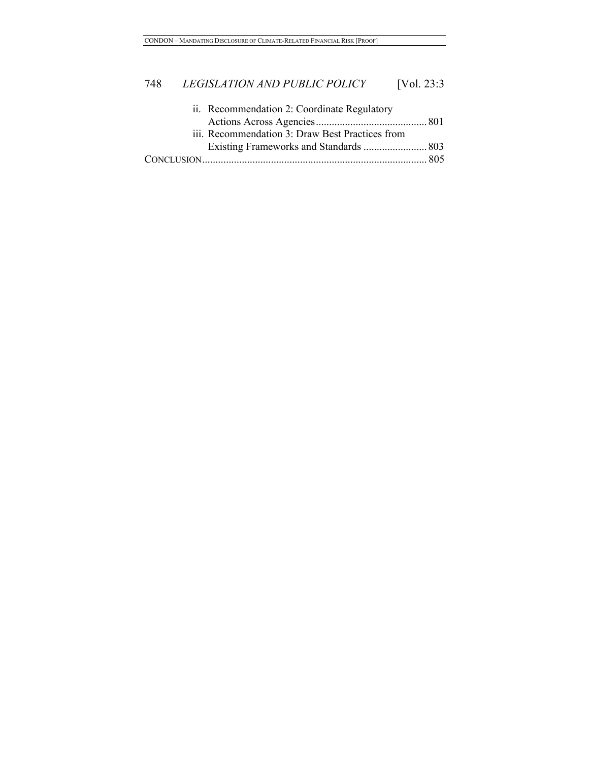ii. Recommendation 2: Coordinate Regulatory Actions Across Agencies .......................................... 801

iii. Recommendation 3: Draw Best Practices from Existing Frameworks and Standards ........................ 803

CONCLUSION ..................................................................................... 805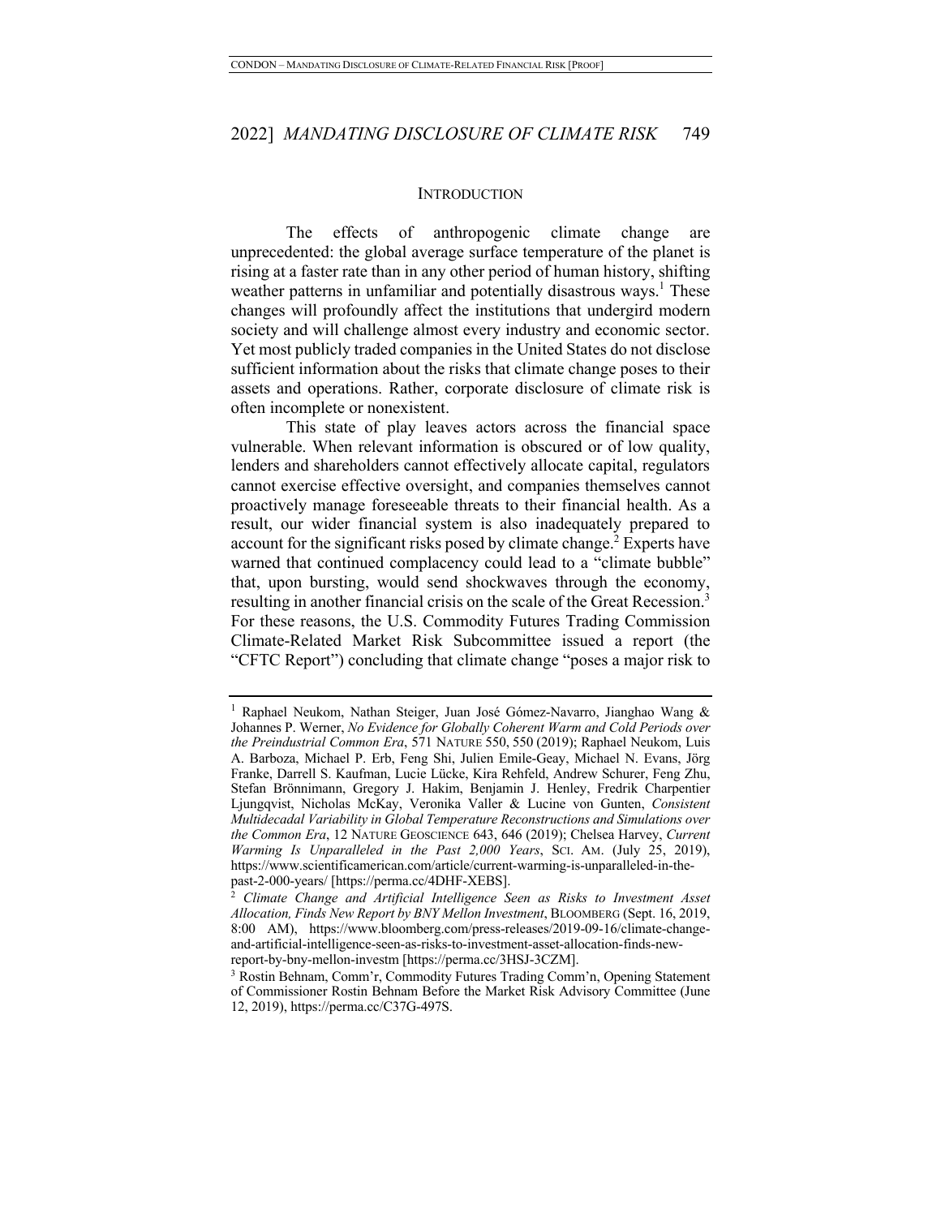## INTRODUCTION

The effects of anthropogenic climate change are unprecedented: the global average surface temperature of the planet is rising at a faster rate than in any other period of human history, shifting weather patterns in unfamiliar and potentially disastrous ways.[1] These changes will profoundly affect the institutions that undergird modern society and will challenge almost every industry and economic sector. Yet most publicly traded companies in the United States do not disclose sufficient information about the risks that climate change poses to their assets and operations. Rather, corporate disclosure of climate risk is often incomplete or nonexistent.

This state of play leaves actors across the financial space vulnerable. When relevant information is obscured or of low quality, lenders and shareholders cannot effectively allocate capital, regulators cannot exercise effective oversight, and companies themselves cannot proactively manage foreseeable threats to their financial health. As a result, our wider financial system is also inadequately prepared to account for the significant risks posed by climate change.[2] Experts have warned that continued complacency could lead to a "climate bubble" that, upon bursting, would send shockwaves through the economy, resulting in another financial crisis on the scale of the Great Recession.[3] For these reasons, the U.S. Commodity Futures Trading Commission Climate-Related Market Risk Subcommittee issued a report (the "CFTC Report") concluding that climate change "poses a major risk to

---

[1] Raphael Neukom, Nathan Steiger, Juan José Gómez-Navarro, Jianghao Wang & Johannes P. Werner, *No Evidence for Globally Coherent Warm and Cold Periods over the Preindustrial Common Era*, 571 NATURE 550, 550 (2019); Raphael Neukom, Luis A. Barboza, Michael P. Erb, Feng Shi, Julien Emile-Geay, Michael N. Evans, Jörg Franke, Darrell S. Kaufman, Lucie Lücke, Kira Rehfeld, Andrew Schurer, Feng Zhu, Stefan Brönnimann, Gregory J. Hakim, Benjamin J. Henley, Fredrik Charpentier Ljungqvist, Nicholas McKay, Veronika Valler & Lucine von Gunten, *Consistent Multidecadal Variability in Global Temperature Reconstructions and Simulations over the Common Era*, 12 NATURE GEOSCIENCE 643, 646 (2019); Chelsea Harvey, *Current Warming Is Unparalleled in the Past 2,000 Years*, SCI. AM. (July 25, 2019), https://www.scientificamerican.com/article/current-warming-is-unparalleled-in-the-past-2-000-years/ [https://perma.cc/4DHF-XEBS].

[2] *Climate Change and Artificial Intelligence Seen as Risks to Investment Asset Allocation, Finds New Report by BNY Mellon Investment*, BLOOMBERG (Sept. 16, 2019, 8:00 AM), https://www.bloomberg.com/press-releases/2019-09-16/climate-change-and-artificial-intelligence-seen-as-risks-to-investment-asset-allocation-finds-new-report-by-bny-mellon-investm [https://perma.cc/3HSJ-3CZM].

[3] Rostin Behnam, Comm'r, Commodity Futures Trading Comm'n, Opening Statement of Commissioner Rostin Behnam Before the Market Risk Advisory Committee (June 12, 2019), https://perma.cc/C37G-497S.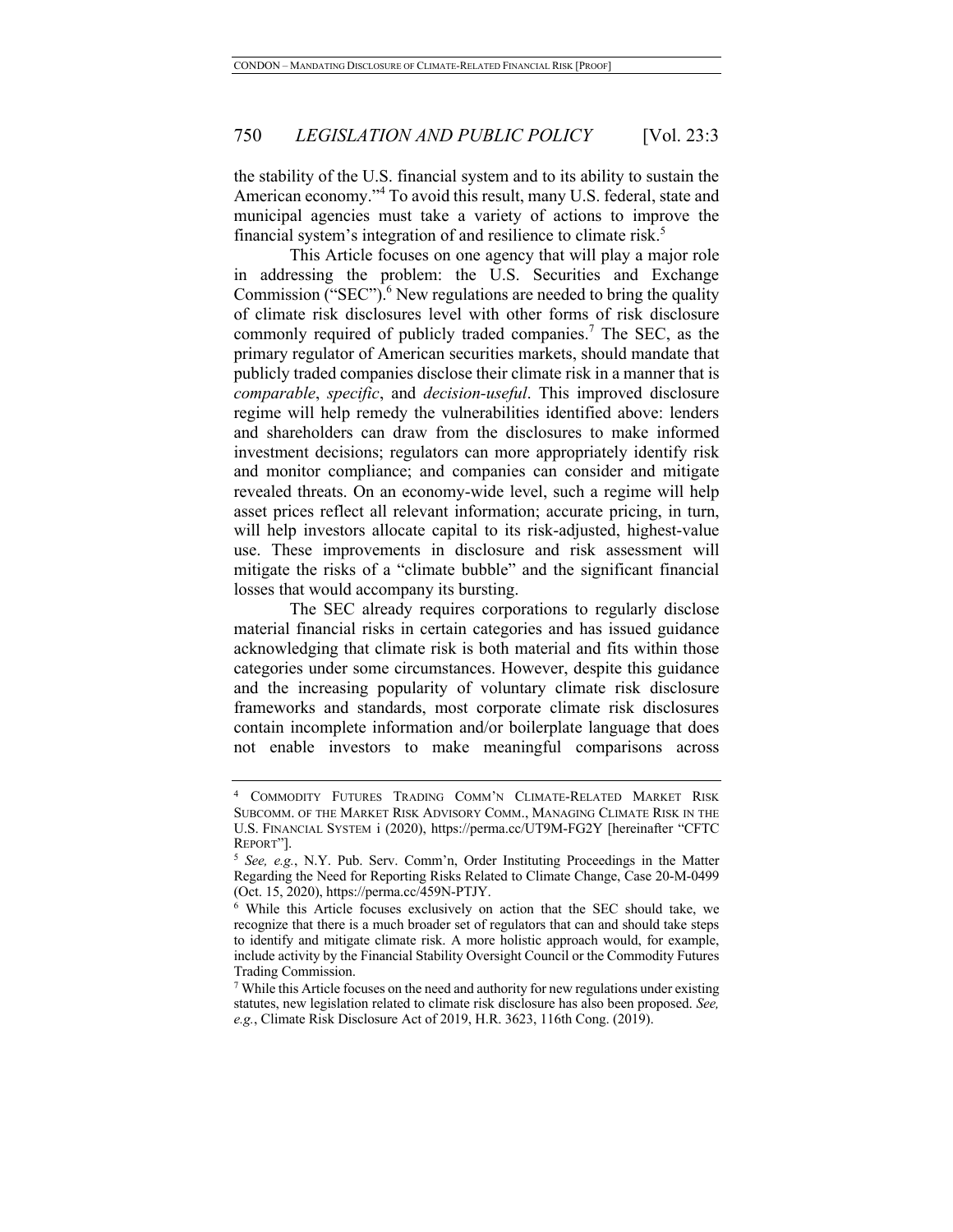the stability of the U.S. financial system and to its ability to sustain the American economy."[4] To avoid this result, many U.S. federal, state and municipal agencies must take a variety of actions to improve the financial system's integration of and resilience to climate risk.[5]

This Article focuses on one agency that will play a major role in addressing the problem: the U.S. Securities and Exchange Commission ("SEC").[6] New regulations are needed to bring the quality of climate risk disclosures level with other forms of risk disclosure commonly required of publicly traded companies.[7] The SEC, as the primary regulator of American securities markets, should mandate that publicly traded companies disclose their climate risk in a manner that is *comparable*, *specific*, and *decision-useful*. This improved disclosure regime will help remedy the vulnerabilities identified above: lenders and shareholders can draw from the disclosures to make informed investment decisions; regulators can more appropriately identify risk and monitor compliance; and companies can consider and mitigate revealed threats. On an economy-wide level, such a regime will help asset prices reflect all relevant information; accurate pricing, in turn, will help investors allocate capital to its risk-adjusted, highest-value use. These improvements in disclosure and risk assessment will mitigate the risks of a "climate bubble" and the significant financial losses that would accompany its bursting.

The SEC already requires corporations to regularly disclose material financial risks in certain categories and has issued guidance acknowledging that climate risk is both material and fits within those categories under some circumstances. However, despite this guidance and the increasing popularity of voluntary climate risk disclosure frameworks and standards, most corporate climate risk disclosures contain incomplete information and/or boilerplate language that does not enable investors to make meaningful comparisons across

---

[4] COMMODITY FUTURES TRADING COMM'N CLIMATE-RELATED MARKET RISK SUBCOMM. OF THE MARKET RISK ADVISORY COMM., MANAGING CLIMATE RISK IN THE U.S. FINANCIAL SYSTEM i (2020), https://perma.cc/UT9M-FG2Y [hereinafter "CFTC REPORT"].

[5] *See, e.g.*, N.Y. Pub. Serv. Comm'n, Order Instituting Proceedings in the Matter Regarding the Need for Reporting Risks Related to Climate Change, Case 20-M-0499 (Oct. 15, 2020), https://perma.cc/459N-PTJY.

[6] While this Article focuses exclusively on action that the SEC should take, we recognize that there is a much broader set of regulators that can and should take steps to identify and mitigate climate risk. A more holistic approach would, for example, include activity by the Financial Stability Oversight Council or the Commodity Futures Trading Commission.

[7] While this Article focuses on the need and authority for new regulations under existing statutes, new legislation related to climate risk disclosure has also been proposed. *See, e.g.*, Climate Risk Disclosure Act of 2019, H.R. 3623, 116th Cong. (2019).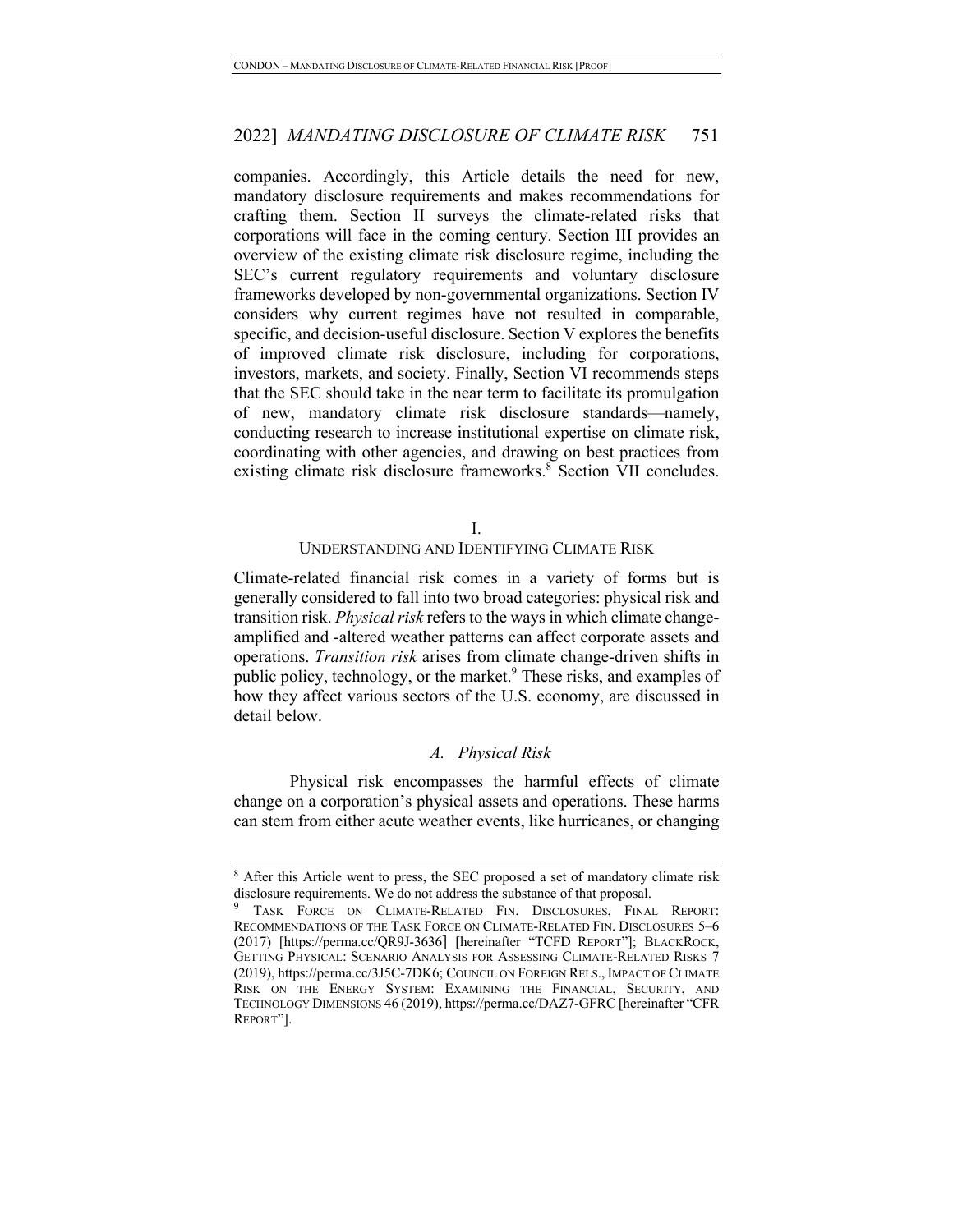companies. Accordingly, this Article details the need for new, mandatory disclosure requirements and makes recommendations for crafting them. Section II surveys the climate-related risks that corporations will face in the coming century. Section III provides an overview of the existing climate risk disclosure regime, including the SEC's current regulatory requirements and voluntary disclosure frameworks developed by non-governmental organizations. Section IV considers why current regimes have not resulted in comparable, specific, and decision-useful disclosure. Section V explores the benefits of improved climate risk disclosure, including for corporations, investors, markets, and society. Finally, Section VI recommends steps that the SEC should take in the near term to facilitate its promulgation of new, mandatory climate risk disclosure standards—namely, conducting research to increase institutional expertise on climate risk, coordinating with other agencies, and drawing on best practices from existing climate risk disclosure frameworks.[8] Section VII concludes.

## I.
## UNDERSTANDING AND IDENTIFYING CLIMATE RISK

Climate-related financial risk comes in a variety of forms but is generally considered to fall into two broad categories: physical risk and transition risk. *Physical risk* refers to the ways in which climate change-amplified and -altered weather patterns can affect corporate assets and operations. *Transition risk* arises from climate change-driven shifts in public policy, technology, or the market.[9] These risks, and examples of how they affect various sectors of the U.S. economy, are discussed in detail below.

### *A. Physical Risk*

Physical risk encompasses the harmful effects of climate change on a corporation's physical assets and operations. These harms can stem from either acute weather events, like hurricanes, or changing

---

[8] After this Article went to press, the SEC proposed a set of mandatory climate risk disclosure requirements. We do not address the substance of that proposal.

[9] TASK FORCE ON CLIMATE-RELATED FIN. DISCLOSURES, FINAL REPORT: RECOMMENDATIONS OF THE TASK FORCE ON CLIMATE-RELATED FIN. DISCLOSURES 5–6 (2017) [https://perma.cc/QR9J-3636] [hereinafter "TCFD REPORT"]; BLACKROCK, GETTING PHYSICAL: SCENARIO ANALYSIS FOR ASSESSING CLIMATE-RELATED RISKS 7 (2019), https://perma.cc/3J5C-7DK6; COUNCIL ON FOREIGN RELS., IMPACT OF CLIMATE RISK ON THE ENERGY SYSTEM: EXAMINING THE FINANCIAL, SECURITY, AND TECHNOLOGY DIMENSIONS 46 (2019), https://perma.cc/DAZ7-GFRC [hereinafter "CFR REPORT"].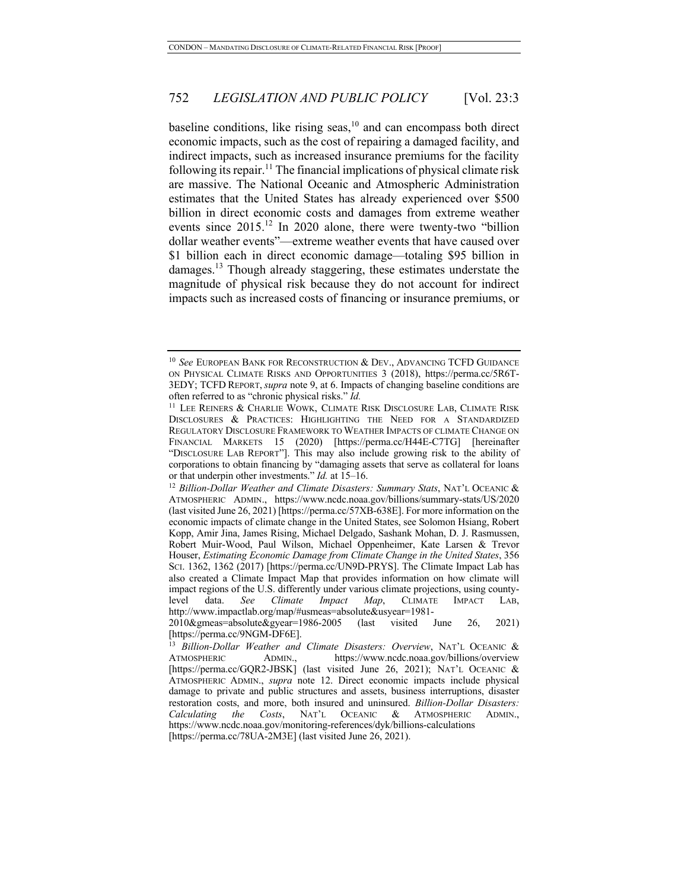baseline conditions, like rising seas,[10] and can encompass both direct economic impacts, such as the cost of repairing a damaged facility, and indirect impacts, such as increased insurance premiums for the facility following its repair.[11] The financial implications of physical climate risk are massive. The National Oceanic and Atmospheric Administration estimates that the United States has already experienced over $500 billion in direct economic costs and damages from extreme weather events since 2015.[12] In 2020 alone, there were twenty-two "billion dollar weather events"—extreme weather events that have caused over $1 billion each in direct economic damage—totaling $95 billion in damages.[13] Though already staggering, these estimates understate the magnitude of physical risk because they do not account for indirect impacts such as increased costs of financing or insurance premiums, or

---

[10] *See* EUROPEAN BANK FOR RECONSTRUCTION & DEV., ADVANCING TCFD GUIDANCE ON PHYSICAL CLIMATE RISKS AND OPPORTUNITIES 3 (2018), https://perma.cc/5R6T-3EDY; TCFD REPORT, *supra* note 9, at 6. Impacts of changing baseline conditions are often referred to as "chronic physical risks." *Id.*

[11] LEE REINERS & CHARLIE WOWK, CLIMATE RISK DISCLOSURE LAB, CLIMATE RISK DISCLOSURES & PRACTICES: HIGHLIGHTING THE NEED FOR A STANDARDIZED REGULATORY DISCLOSURE FRAMEWORK TO WEATHER IMPACTS OF CLIMATE CHANGE ON FINANCIAL MARKETS 15 (2020) [https://perma.cc/H44E-C7TG] [hereinafter "DISCLOSURE LAB REPORT"]. This may also include growing risk to the ability of corporations to obtain financing by "damaging assets that serve as collateral for loans or that underpin other investments." *Id.* at 15–16.

[12] *Billion-Dollar Weather and Climate Disasters: Summary Stats*, NAT'L OCEANIC & ATMOSPHERIC ADMIN., https://www.ncdc.noaa.gov/billions/summary-stats/US/2020 (last visited June 26, 2021) [https://perma.cc/57XB-638E]. For more information on the economic impacts of climate change in the United States, see Solomon Hsiang, Robert Kopp, Amir Jina, James Rising, Michael Delgado, Sashank Mohan, D. J. Rasmussen, Robert Muir-Wood, Paul Wilson, Michael Oppenheimer, Kate Larsen & Trevor Houser, *Estimating Economic Damage from Climate Change in the United States*, 356 SCI. 1362, 1362 (2017) [https://perma.cc/UN9D-PRYS]. The Climate Impact Lab has also created a Climate Impact Map that provides information on how climate will impact regions of the U.S. differently under various climate projections, using county-level data. *See Climate Impact Map*, CLIMATE IMPACT LAB, http://www.impactlab.org/map/#usmeas=absolute&usyear=1981-2010&gmeas=absolute&gyear=1986-2005 (last visited June 26, 2021) [https://perma.cc/9NGM-DF6E].

[13] *Billion-Dollar Weather and Climate Disasters: Overview*, NAT'L OCEANIC & ATMOSPHERIC ADMIN., https://www.ncdc.noaa.gov/billions/overview [https://perma.cc/GQR2-JBSK] (last visited June 26, 2021); NAT'L OCEANIC & ATMOSPHERIC ADMIN., *supra* note 12. Direct economic impacts include physical damage to private and public structures and assets, business interruptions, disaster restoration costs, and more, both insured and uninsured. *Billion-Dollar Disasters: Calculating the Costs*, NAT'L OCEANIC & ATMOSPHERIC ADMIN., https://www.ncdc.noaa.gov/monitoring-references/dyk/billions-calculations [https://perma.cc/78UA-2M3E] (last visited June 26, 2021).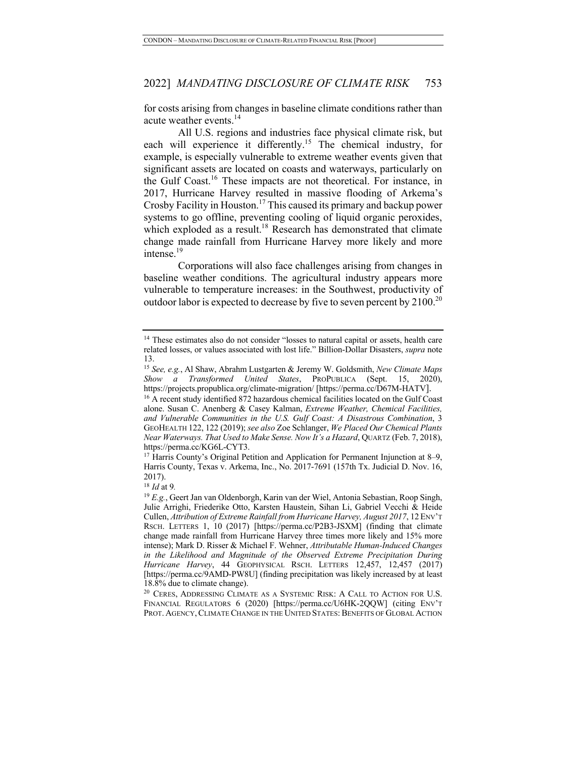for costs arising from changes in baseline climate conditions rather than acute weather events.[14]

All U.S. regions and industries face physical climate risk, but each will experience it differently.[15] The chemical industry, for example, is especially vulnerable to extreme weather events given that significant assets are located on coasts and waterways, particularly on the Gulf Coast.[16] These impacts are not theoretical. For instance, in 2017, Hurricane Harvey resulted in massive flooding of Arkema's Crosby Facility in Houston.[17] This caused its primary and backup power systems to go offline, preventing cooling of liquid organic peroxides, which exploded as a result.[18] Research has demonstrated that climate change made rainfall from Hurricane Harvey more likely and more intense.[19]

Corporations will also face challenges arising from changes in baseline weather conditions. The agricultural industry appears more vulnerable to temperature increases: in the Southwest, productivity of outdoor labor is expected to decrease by five to seven percent by 2100.[20]

---

[14] These estimates also do not consider "losses to natural capital or assets, health care related losses, or values associated with lost life." Billion-Dollar Disasters, *supra* note 13.

[15] *See, e.g.*, Al Shaw, Abrahm Lustgarten & Jeremy W. Goldsmith, *New Climate Maps Show a Transformed United States*, PROPUBLICA (Sept. 15, 2020), https://projects.propublica.org/climate-migration/ [https://perma.cc/D67M-HATV].

[16] A recent study identified 872 hazardous chemical facilities located on the Gulf Coast alone. Susan C. Anenberg & Casey Kalman, *Extreme Weather, Chemical Facilities, and Vulnerable Communities in the U.S. Gulf Coast: A Disastrous Combination*, 3 GEOHEALTH 122, 122 (2019); *see also* Zoe Schlanger, *We Placed Our Chemical Plants Near Waterways. That Used to Make Sense. Now It's a Hazard*, QUARTZ (Feb. 7, 2018), https://perma.cc/KG6L-CYT3.

[17] Harris County's Original Petition and Application for Permanent Injunction at 8–9, Harris County, Texas v. Arkema, Inc., No. 2017-7691 (157th Tx. Judicial D. Nov. 16, 2017).

[18] *Id* at 9.

[19] *E.g.*, Geert Jan van Oldenborgh, Karin van der Wiel, Antonia Sebastian, Roop Singh, Julie Arrighi, Friederike Otto, Karsten Haustein, Sihan Li, Gabriel Vecchi & Heide Cullen, *Attribution of Extreme Rainfall from Hurricane Harvey, August 2017*, 12 ENV'T RSCH. LETTERS 1, 10 (2017) [https://perma.cc/P2B3-JSXM] (finding that climate change made rainfall from Hurricane Harvey three times more likely and 15% more intense); Mark D. Risser & Michael F. Wehner, *Attributable Human-Induced Changes in the Likelihood and Magnitude of the Observed Extreme Precipitation During Hurricane Harvey*, 44 GEOPHYSICAL RSCH. LETTERS 12,457, 12,457 (2017) [https://perma.cc/9AMD-PW8U] (finding precipitation was likely increased by at least 18.8% due to climate change).

[20] CERES, ADDRESSING CLIMATE AS A SYSTEMIC RISK: A CALL TO ACTION FOR U.S. FINANCIAL REGULATORS 6 (2020) [https://perma.cc/U6HK-2QQW] (citing ENV'T PROT. AGENCY, CLIMATE CHANGE IN THE UNITED STATES: BENEFITS OF GLOBAL ACTION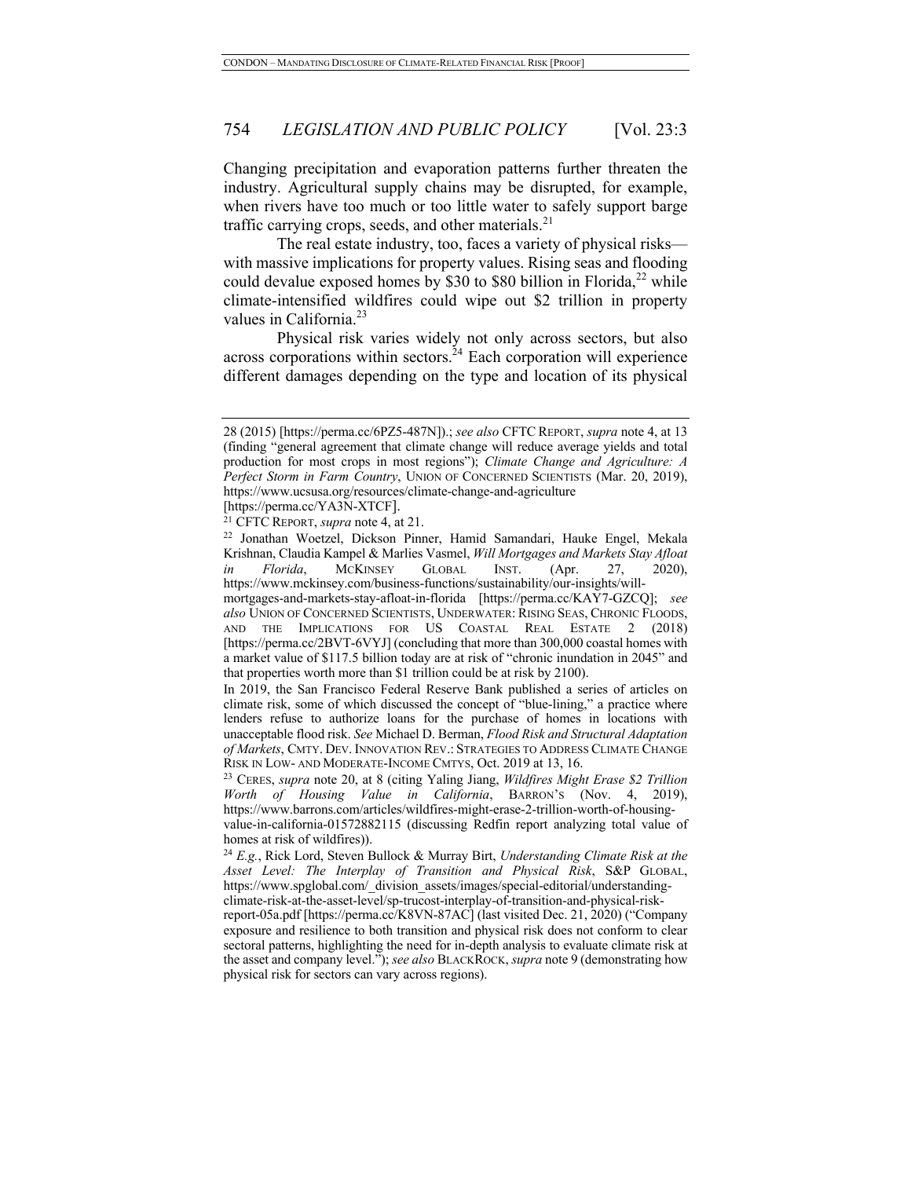Changing precipitation and evaporation patterns further threaten the industry. Agricultural supply chains may be disrupted, for example, when rivers have too much or too little water to safely support barge traffic carrying crops, seeds, and other materials.[21]

The real estate industry, too, faces a variety of physical risks—with massive implications for property values. Rising seas and flooding could devalue exposed homes by $30 to $80 billion in Florida,[22] while climate-intensified wildfires could wipe out $2 trillion in property values in California.[23]

Physical risk varies widely not only across sectors, but also across corporations within sectors.[24] Each corporation will experience different damages depending on the type and location of its physical

---

28 (2015) [https://perma.cc/6PZ5-487N]).; *see also* CFTC REPORT, *supra* note 4, at 13 (finding "general agreement that climate change will reduce average yields and total production for most crops in most regions"); *Climate Change and Agriculture: A Perfect Storm in Farm Country*, UNION OF CONCERNED SCIENTISTS (Mar. 20, 2019), https://www.ucsusa.org/resources/climate-change-and-agriculture [https://perma.cc/YA3N-XTCF].

[21] CFTC REPORT, *supra* note 4, at 21.

[22] Jonathan Woetzel, Dickson Pinner, Hamid Samandari, Hauke Engel, Mekala Krishnan, Claudia Kampel & Marlies Vasmel, *Will Mortgages and Markets Stay Afloat in Florida*, MCKINSEY GLOBAL INST. (Apr. 27, 2020), https://www.mckinsey.com/business-functions/sustainability/our-insights/will-mortgages-and-markets-stay-afloat-in-florida [https://perma.cc/KAY7-GZCQ]; *see also* UNION OF CONCERNED SCIENTISTS, UNDERWATER: RISING SEAS, CHRONIC FLOODS, AND THE IMPLICATIONS FOR US COASTAL REAL ESTATE 2 (2018) [https://perma.cc/2BVT-6VYJ] (concluding that more than 300,000 coastal homes with a market value of $117.5 billion today are at risk of "chronic inundation in 2045" and that properties worth more than $1 trillion could be at risk by 2100).

In 2019, the San Francisco Federal Reserve Bank published a series of articles on climate risk, some of which discussed the concept of "blue-lining," a practice where lenders refuse to authorize loans for the purchase of homes in locations with unacceptable flood risk. *See* Michael D. Berman, *Flood Risk and Structural Adaptation of Markets*, CMTY. DEV. INNOVATION REV.: STRATEGIES TO ADDRESS CLIMATE CHANGE RISK IN LOW- AND MODERATE-INCOME CMTYS, Oct. 2019 at 13, 16.

[23] CERES, *supra* note 20, at 8 (citing Yaling Jiang, *Wildfires Might Erase $2 Trillion Worth of Housing Value in California*, BARRON'S (Nov. 4, 2019), https://www.barrons.com/articles/wildfires-might-erase-2-trillion-worth-of-housing-value-in-california-01572882115 (discussing Redfin report analyzing total value of homes at risk of wildfires)).

[24] *E.g.*, Rick Lord, Steven Bullock & Murray Birt, *Understanding Climate Risk at the Asset Level: The Interplay of Transition and Physical Risk*, S&P GLOBAL, https://www.spglobal.com/_division_assets/images/special-editorial/understanding-climate-risk-at-the-asset-level/sp-trucost-interplay-of-transition-and-physical-risk-report-05a.pdf [https://perma.cc/K8VN-87AC] (last visited Dec. 21, 2020) ("Company exposure and resilience to both transition and physical risk does not conform to clear sectoral patterns, highlighting the need for in-depth analysis to evaluate climate risk at the asset and company level."); *see also* BLACKROCK, *supra* note 9 (demonstrating how physical risk for sectors can vary across regions).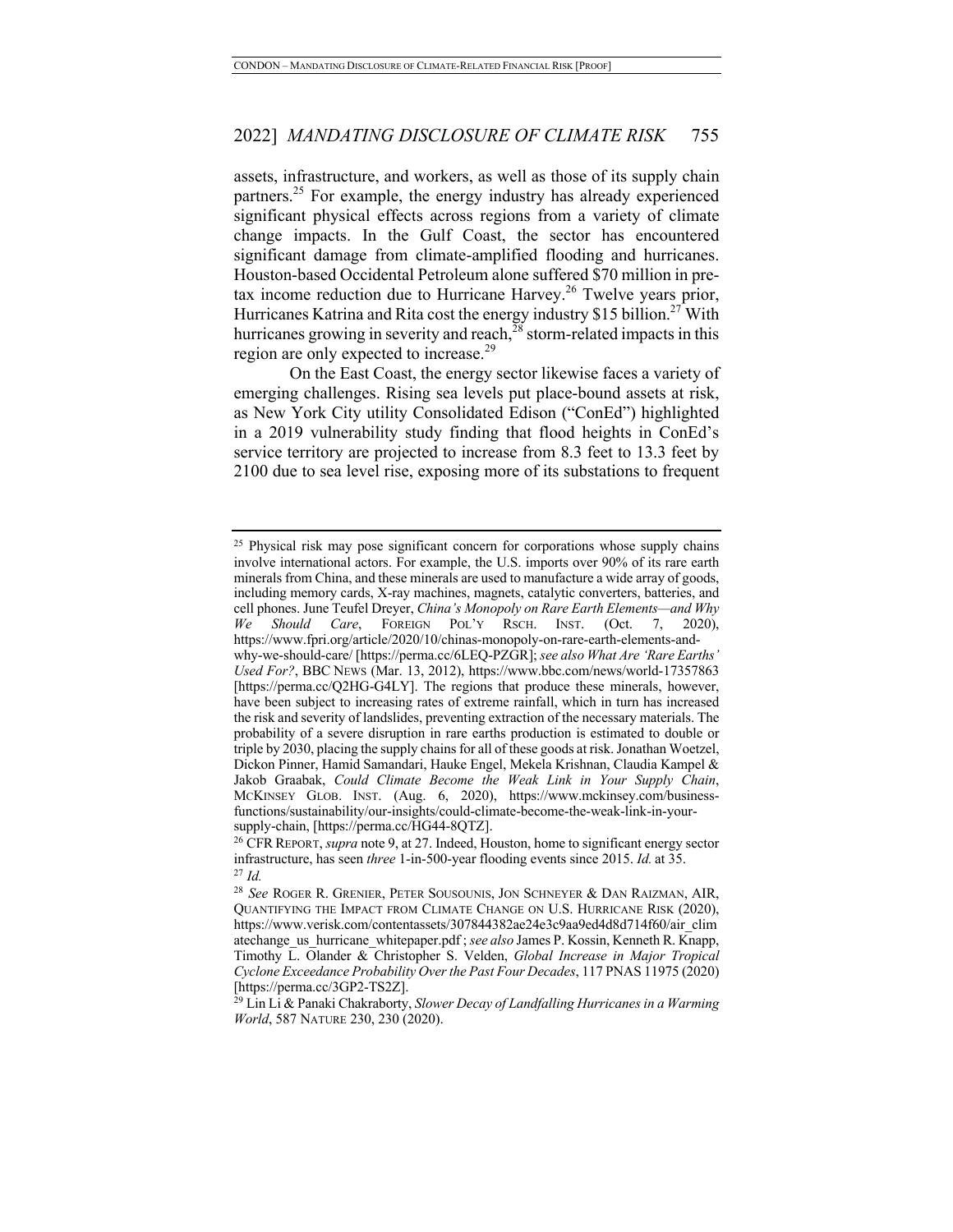assets, infrastructure, and workers, as well as those of its supply chain partners.[25] For example, the energy industry has already experienced significant physical effects across regions from a variety of climate change impacts. In the Gulf Coast, the sector has encountered significant damage from climate-amplified flooding and hurricanes. Houston-based Occidental Petroleum alone suffered $70 million in pre-tax income reduction due to Hurricane Harvey.[26] Twelve years prior, Hurricanes Katrina and Rita cost the energy industry $15 billion.[27] With hurricanes growing in severity and reach,[28] storm-related impacts in this region are only expected to increase.[29]

On the East Coast, the energy sector likewise faces a variety of emerging challenges. Rising sea levels put place-bound assets at risk, as New York City utility Consolidated Edison ("ConEd") highlighted in a 2019 vulnerability study finding that flood heights in ConEd's service territory are projected to increase from 8.3 feet to 13.3 feet by 2100 due to sea level rise, exposing more of its substations to frequent

---

[25] Physical risk may pose significant concern for corporations whose supply chains involve international actors. For example, the U.S. imports over 90% of its rare earth minerals from China, and these minerals are used to manufacture a wide array of goods, including memory cards, X-ray machines, magnets, catalytic converters, batteries, and cell phones. June Teufel Dreyer, *China's Monopoly on Rare Earth Elements—and Why We Should Care*, FOREIGN POL'Y RSCH. INST. (Oct. 7, 2020), https://www.fpri.org/article/2020/10/chinas-monopoly-on-rare-earth-elements-and-why-we-should-care/ [https://perma.cc/6LEQ-PZGR]; *see also What Are 'Rare Earths' Used For?*, BBC NEWS (Mar. 13, 2012), https://www.bbc.com/news/world-17357863 [https://perma.cc/Q2HG-G4LY]. The regions that produce these minerals, however, have been subject to increasing rates of extreme rainfall, which in turn has increased the risk and severity of landslides, preventing extraction of the necessary materials. The probability of a severe disruption in rare earths production is estimated to double or triple by 2030, placing the supply chains for all of these goods at risk. Jonathan Woetzel, Dickon Pinner, Hamid Samandari, Hauke Engel, Mekela Krishnan, Claudia Kampel & Jakob Graabak, *Could Climate Become the Weak Link in Your Supply Chain*, MCKINSEY GLOB. INST. (Aug. 6, 2020), https://www.mckinsey.com/business-functions/sustainability/our-insights/could-climate-become-the-weak-link-in-your-supply-chain, [https://perma.cc/HG44-8QTZ].

[26] CFR REPORT, *supra* note 9, at 27. Indeed, Houston, home to significant energy sector infrastructure, has seen *three* 1-in-500-year flooding events since 2015. *Id.* at 35.

[27] *Id.*

[28] *See* ROGER R. GRENIER, PETER SOUSOUNIS, JON SCHNEYER & DAN RAIZMAN, AIR, QUANTIFYING THE IMPACT FROM CLIMATE CHANGE ON U.S. HURRICANE RISK (2020), https://www.verisk.com/contentassets/307844382ae24e3c9aa9ed4d8d714f60/air_climatechange_us_hurricane_whitepaper.pdf ; *see also* James P. Kossin, Kenneth R. Knapp, Timothy L. Olander & Christopher S. Velden, *Global Increase in Major Tropical Cyclone Exceedance Probability Over the Past Four Decades*, 117 PNAS 11975 (2020) [https://perma.cc/3GP2-TS2Z].

[29] Lin Li & Panaki Chakraborty, *Slower Decay of Landfalling Hurricanes in a Warming World*, 587 NATURE 230, 230 (2020).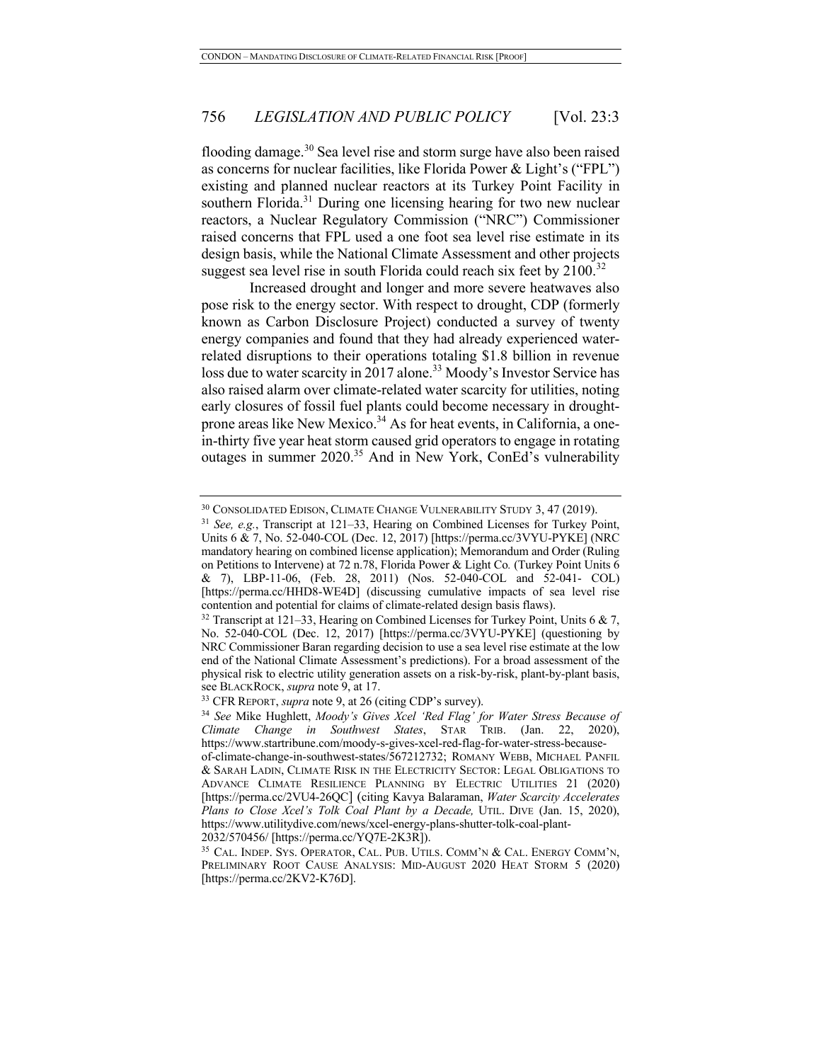flooding damage.[30] Sea level rise and storm surge have also been raised as concerns for nuclear facilities, like Florida Power & Light's ("FPL") existing and planned nuclear reactors at its Turkey Point Facility in southern Florida.[31] During one licensing hearing for two new nuclear reactors, a Nuclear Regulatory Commission ("NRC") Commissioner raised concerns that FPL used a one foot sea level rise estimate in its design basis, while the National Climate Assessment and other projects suggest sea level rise in south Florida could reach six feet by 2100.[32]

Increased drought and longer and more severe heatwaves also pose risk to the energy sector. With respect to drought, CDP (formerly known as Carbon Disclosure Project) conducted a survey of twenty energy companies and found that they had already experienced water-related disruptions to their operations totaling $1.8 billion in revenue loss due to water scarcity in 2017 alone.[33] Moody's Investor Service has also raised alarm over climate-related water scarcity for utilities, noting early closures of fossil fuel plants could become necessary in drought-prone areas like New Mexico.[34] As for heat events, in California, a one-in-thirty five year heat storm caused grid operators to engage in rotating outages in summer 2020.[35] And in New York, ConEd's vulnerability

---

[30] CONSOLIDATED EDISON, CLIMATE CHANGE VULNERABILITY STUDY 3, 47 (2019).

[31] *See, e.g.*, Transcript at 121–33, Hearing on Combined Licenses for Turkey Point, Units 6 & 7, No. 52-040-COL (Dec. 12, 2017) [https://perma.cc/3VYU-PYKE] (NRC mandatory hearing on combined license application); Memorandum and Order (Ruling on Petitions to Intervene) at 72 n.78, Florida Power & Light Co*.* (Turkey Point Units 6 & 7), LBP-11-06, (Feb. 28, 2011) (Nos. 52-040-COL and 52-041- COL) [https://perma.cc/HHD8-WE4D] (discussing cumulative impacts of sea level rise contention and potential for claims of climate-related design basis flaws).

[32] Transcript at 121–33, Hearing on Combined Licenses for Turkey Point, Units 6 & 7, No. 52-040-COL (Dec. 12, 2017) [https://perma.cc/3VYU-PYKE] (questioning by NRC Commissioner Baran regarding decision to use a sea level rise estimate at the low end of the National Climate Assessment's predictions). For a broad assessment of the physical risk to electric utility generation assets on a risk-by-risk, plant-by-plant basis, see BLACKROCK, *supra* note 9, at 17.

[33] CFR REPORT, *supra* note 9, at 26 (citing CDP's survey).

[34] *See* Mike Hughlett, *Moody's Gives Xcel 'Red Flag' for Water Stress Because of Climate Change in Southwest States*, STAR TRIB. (Jan. 22, 2020), https://www.startribune.com/moody-s-gives-xcel-red-flag-for-water-stress-because-of-climate-change-in-southwest-states/567212732; ROMANY WEBB, MICHAEL PANFIL & SARAH LADIN, CLIMATE RISK IN THE ELECTRICITY SECTOR: LEGAL OBLIGATIONS TO ADVANCE CLIMATE RESILIENCE PLANNING BY ELECTRIC UTILITIES 21 (2020) [https://perma.cc/2VU4-26QC] (citing Kavya Balaraman, *Water Scarcity Accelerates Plans to Close Xcel's Tolk Coal Plant by a Decade,* UTIL. DIVE (Jan. 15, 2020), https://www.utilitydive.com/news/xcel-energy-plans-shutter-tolk-coal-plant-2032/570456/ [https://perma.cc/YQ7E-2K3R]).

[35] CAL. INDEP. SYS. OPERATOR, CAL. PUB. UTILS. COMM'N & CAL. ENERGY COMM'N, PRELIMINARY ROOT CAUSE ANALYSIS: MID-AUGUST 2020 HEAT STORM 5 (2020) [https://perma.cc/2KV2-K76D].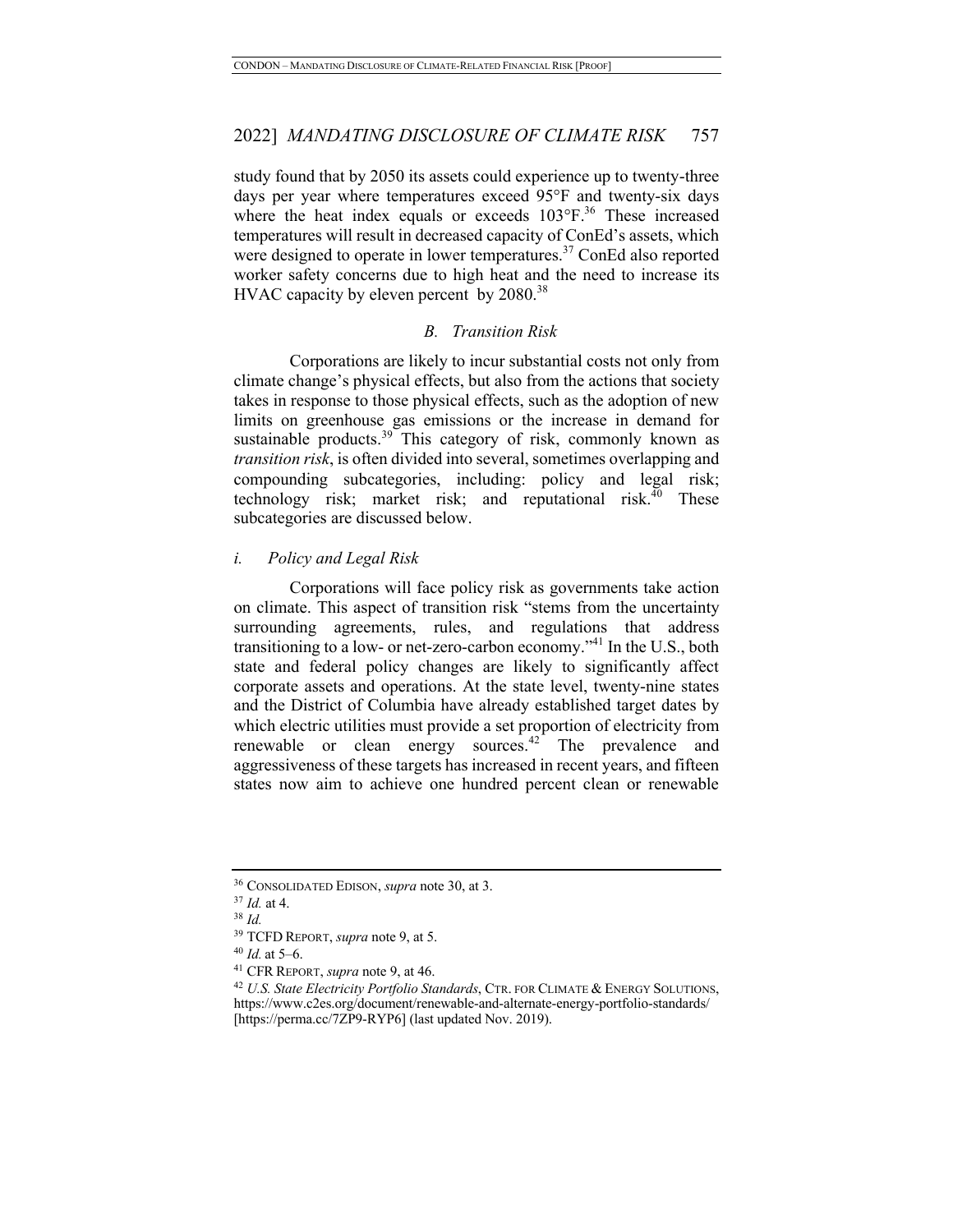study found that by 2050 its assets could experience up to twenty-three days per year where temperatures exceed 95°F and twenty-six days where the heat index equals or exceeds 103°F.[36] These increased temperatures will result in decreased capacity of ConEd's assets, which were designed to operate in lower temperatures.[37] ConEd also reported worker safety concerns due to high heat and the need to increase its HVAC capacity by eleven percent by 2080.[38]

### *B. Transition Risk*

Corporations are likely to incur substantial costs not only from climate change's physical effects, but also from the actions that society takes in response to those physical effects, such as the adoption of new limits on greenhouse gas emissions or the increase in demand for sustainable products.[39] This category of risk, commonly known as *transition risk*, is often divided into several, sometimes overlapping and compounding subcategories, including: policy and legal risk; technology risk; market risk; and reputational risk.[40] These subcategories are discussed below.

#### *i. Policy and Legal Risk*

Corporations will face policy risk as governments take action on climate. This aspect of transition risk "stems from the uncertainty surrounding agreements, rules, and regulations that address transitioning to a low- or net-zero-carbon economy."[41] In the U.S., both state and federal policy changes are likely to significantly affect corporate assets and operations. At the state level, twenty-nine states and the District of Columbia have already established target dates by which electric utilities must provide a set proportion of electricity from renewable or clean energy sources.[42] The prevalence and aggressiveness of these targets has increased in recent years, and fifteen states now aim to achieve one hundred percent clean or renewable

---

[36] CONSOLIDATED EDISON, *supra* note 30, at 3.

[37] *Id.* at 4.

[38] *Id.*

[39] TCFD REPORT, *supra* note 9, at 5.

[40] *Id.* at 5–6.

[41] CFR REPORT, *supra* note 9, at 46.

[42] *U.S. State Electricity Portfolio Standards*, CTR. FOR CLIMATE & ENERGY SOLUTIONS, https://www.c2es.org/document/renewable-and-alternate-energy-portfolio-standards/ [https://perma.cc/7ZP9-RYP6] (last updated Nov. 2019).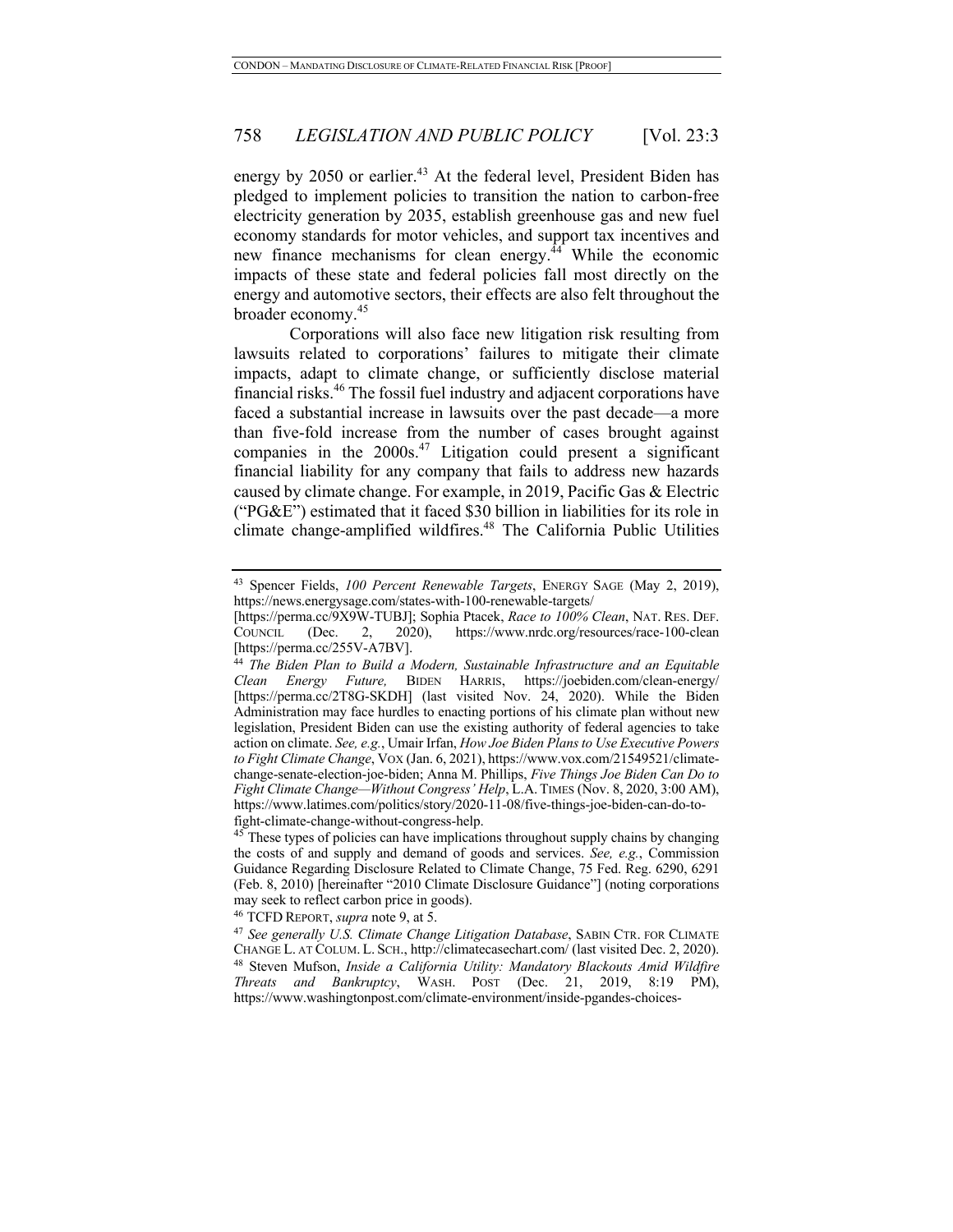energy by 2050 or earlier.[43] At the federal level, President Biden has pledged to implement policies to transition the nation to carbon-free electricity generation by 2035, establish greenhouse gas and new fuel economy standards for motor vehicles, and support tax incentives and new finance mechanisms for clean energy.[44] While the economic impacts of these state and federal policies fall most directly on the energy and automotive sectors, their effects are also felt throughout the broader economy.[45]

Corporations will also face new litigation risk resulting from lawsuits related to corporations' failures to mitigate their climate impacts, adapt to climate change, or sufficiently disclose material financial risks.[46] The fossil fuel industry and adjacent corporations have faced a substantial increase in lawsuits over the past decade—a more than five-fold increase from the number of cases brought against companies in the 2000s.[47] Litigation could present a significant financial liability for any company that fails to address new hazards caused by climate change. For example, in 2019, Pacific Gas & Electric ("PG&E") estimated that it faced $30 billion in liabilities for its role in climate change-amplified wildfires.[48] The California Public Utilities

---

[43] Spencer Fields, *100 Percent Renewable Targets*, ENERGY SAGE (May 2, 2019), https://news.energysage.com/states-with-100-renewable-targets/ [https://perma.cc/9X9W-TUBJ]; Sophia Ptacek, *Race to 100% Clean*, NAT. RES. DEF. COUNCIL (Dec. 2, 2020), https://www.nrdc.org/resources/race-100-clean [https://perma.cc/255V-A7BV].

[44] *The Biden Plan to Build a Modern, Sustainable Infrastructure and an Equitable Clean Energy Future,* BIDEN HARRIS, https://joebiden.com/clean-energy/ [https://perma.cc/2T8G-SKDH] (last visited Nov. 24, 2020). While the Biden Administration may face hurdles to enacting portions of his climate plan without new legislation, President Biden can use the existing authority of federal agencies to take action on climate. *See, e.g.*, Umair Irfan, *How Joe Biden Plans to Use Executive Powers to Fight Climate Change*, VOX (Jan. 6, 2021), https://www.vox.com/21549521/climate-change-senate-election-joe-biden; Anna M. Phillips, *Five Things Joe Biden Can Do to Fight Climate Change—Without Congress' Help*, L.A. TIMES (Nov. 8, 2020, 3:00 AM), https://www.latimes.com/politics/story/2020-11-08/five-things-joe-biden-can-do-to-fight-climate-change-without-congress-help.

[45] These types of policies can have implications throughout supply chains by changing the costs of and supply and demand of goods and services. *See, e.g.*, Commission Guidance Regarding Disclosure Related to Climate Change, 75 Fed. Reg. 6290, 6291 (Feb. 8, 2010) [hereinafter "2010 Climate Disclosure Guidance"] (noting corporations may seek to reflect carbon price in goods).

[46] TCFD REPORT, *supra* note 9, at 5.

[47] *See generally U.S. Climate Change Litigation Database*, SABIN CTR. FOR CLIMATE CHANGE L. AT COLUM. L. SCH., http://climatecasechart.com/ (last visited Dec. 2, 2020).

[48] Steven Mufson, *Inside a California Utility: Mandatory Blackouts Amid Wildfire Threats and Bankruptcy*, WASH. POST (Dec. 21, 2019, 8:19 PM), https://www.washingtonpost.com/climate-environment/inside-pgandes-choices-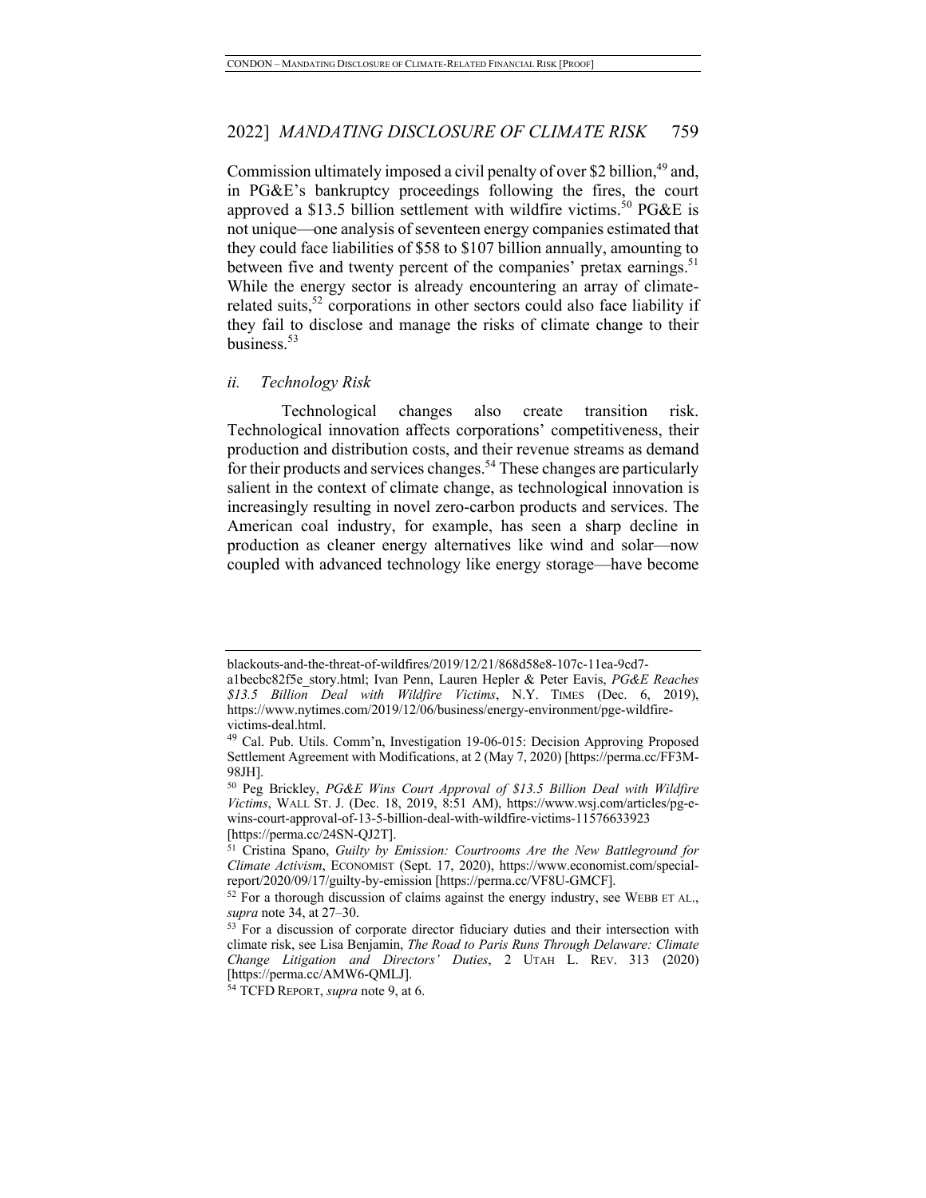Commission ultimately imposed a civil penalty of over $2 billion,[49] and, in PG&E's bankruptcy proceedings following the fires, the court approved a $13.5 billion settlement with wildfire victims.[50] PG&E is not unique—one analysis of seventeen energy companies estimated that they could face liabilities of $58 to $107 billion annually, amounting to between five and twenty percent of the companies' pretax earnings.[51] While the energy sector is already encountering an array of climate-related suits,[52] corporations in other sectors could also face liability if they fail to disclose and manage the risks of climate change to their business.[53]

#### *ii. Technology Risk*

Technological changes also create transition risk. Technological innovation affects corporations' competitiveness, their production and distribution costs, and their revenue streams as demand for their products and services changes.[54] These changes are particularly salient in the context of climate change, as technological innovation is increasingly resulting in novel zero-carbon products and services. The American coal industry, for example, has seen a sharp decline in production as cleaner energy alternatives like wind and solar—now coupled with advanced technology like energy storage—have become

---

blackouts-and-the-threat-of-wildfires/2019/12/21/868d58e8-107c-11ea-9cd7-a1becbc82f5e_story.html; Ivan Penn, Lauren Hepler & Peter Eavis, *PG&E Reaches $13.5 Billion Deal with Wildfire Victims*, N.Y. TIMES (Dec. 6, 2019), https://www.nytimes.com/2019/12/06/business/energy-environment/pge-wildfire-victims-deal.html.

[49] Cal. Pub. Utils. Comm'n, Investigation 19-06-015: Decision Approving Proposed Settlement Agreement with Modifications, at 2 (May 7, 2020) [https://perma.cc/FF3M-98JH].

[50] Peg Brickley, *PG&E Wins Court Approval of $13.5 Billion Deal with Wildfire Victims*, WALL ST. J. (Dec. 18, 2019, 8:51 AM), https://www.wsj.com/articles/pg-e-wins-court-approval-of-13-5-billion-deal-with-wildfire-victims-11576633923 [https://perma.cc/24SN-QJ2T].

[51] Cristina Spano, *Guilty by Emission: Courtrooms Are the New Battleground for Climate Activism*, ECONOMIST (Sept. 17, 2020), https://www.economist.com/special-report/2020/09/17/guilty-by-emission [https://perma.cc/VF8U-GMCF].

[52] For a thorough discussion of claims against the energy industry, see WEBB ET AL., *supra* note 34, at 27–30.

[53] For a discussion of corporate director fiduciary duties and their intersection with climate risk, see Lisa Benjamin, *The Road to Paris Runs Through Delaware: Climate Change Litigation and Directors' Duties*, 2 UTAH L. REV. 313 (2020) [https://perma.cc/AMW6-QMLJ].

[54] TCFD REPORT, *supra* note 9, at 6.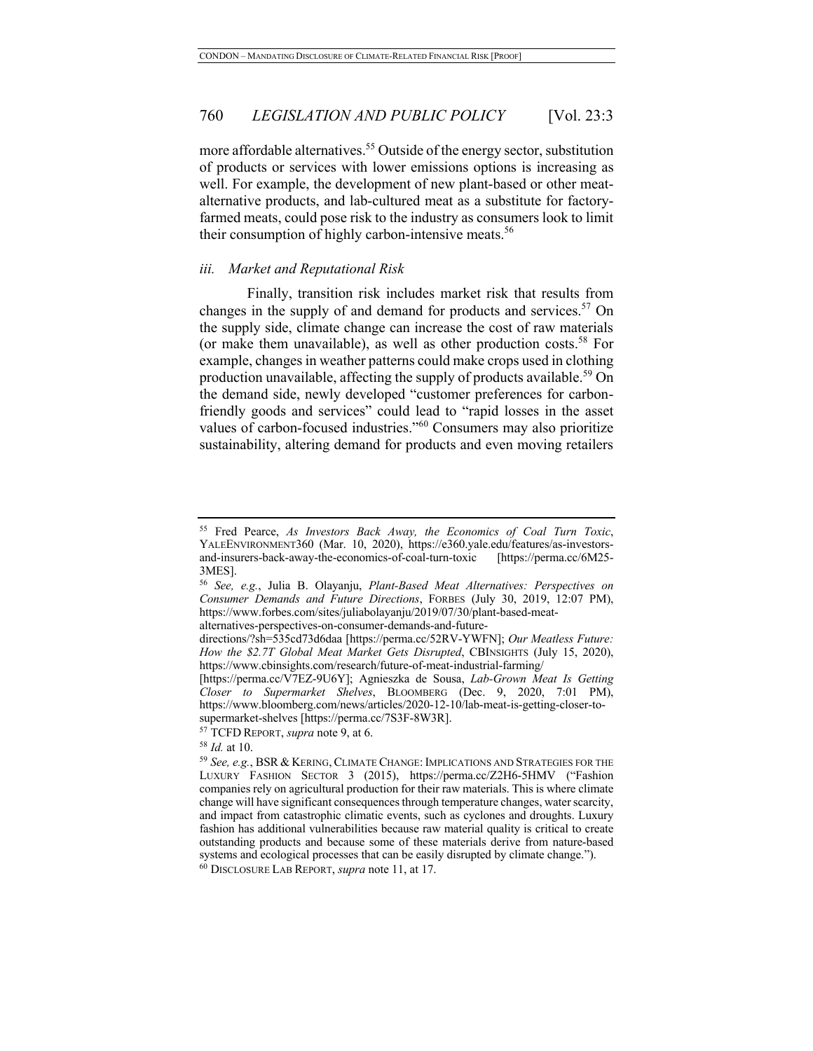more affordable alternatives.[55] Outside of the energy sector, substitution of products or services with lower emissions options is increasing as well. For example, the development of new plant-based or other meat-alternative products, and lab-cultured meat as a substitute for factory-farmed meats, could pose risk to the industry as consumers look to limit their consumption of highly carbon-intensive meats.[56]

#### *iii. Market and Reputational Risk*

Finally, transition risk includes market risk that results from changes in the supply of and demand for products and services.[57] On the supply side, climate change can increase the cost of raw materials (or make them unavailable), as well as other production costs.[58] For example, changes in weather patterns could make crops used in clothing production unavailable, affecting the supply of products available.[59] On the demand side, newly developed "customer preferences for carbon-friendly goods and services" could lead to "rapid losses in the asset values of carbon-focused industries."[60] Consumers may also prioritize sustainability, altering demand for products and even moving retailers

---

[55] Fred Pearce, *As Investors Back Away, the Economics of Coal Turn Toxic*, YALEENVIRONMENT360 (Mar. 10, 2020), https://e360.yale.edu/features/as-investors-and-insurers-back-away-the-economics-of-coal-turn-toxic [https://perma.cc/6M25-3MES].

[56] *See, e.g.*, Julia B. Olayanju, *Plant-Based Meat Alternatives: Perspectives on Consumer Demands and Future Directions*, FORBES (July 30, 2019, 12:07 PM), https://www.forbes.com/sites/juliabolayanju/2019/07/30/plant-based-meat-alternatives-perspectives-on-consumer-demands-and-future-directions/?sh=535cd73d6daa [https://perma.cc/52RV-YWFN]; *Our Meatless Future: How the $2.7T Global Meat Market Gets Disrupted*, CBINSIGHTS (July 15, 2020), https://www.cbinsights.com/research/future-of-meat-industrial-farming/ [https://perma.cc/V7EZ-9U6Y]; Agnieszka de Sousa, *Lab-Grown Meat Is Getting Closer to Supermarket Shelves*, BLOOMBERG (Dec. 9, 2020, 7:01 PM), https://www.bloomberg.com/news/articles/2020-12-10/lab-meat-is-getting-closer-to-supermarket-shelves [https://perma.cc/7S3F-8W3R].

[57] TCFD REPORT, *supra* note 9, at 6.

[58] *Id.* at 10.

[59] *See, e.g.*, BSR & KERING, CLIMATE CHANGE: IMPLICATIONS AND STRATEGIES FOR THE LUXURY FASHION SECTOR 3 (2015), https://perma.cc/Z2H6-5HMV ("Fashion companies rely on agricultural production for their raw materials. This is where climate change will have significant consequences through temperature changes, water scarcity, and impact from catastrophic climatic events, such as cyclones and droughts. Luxury fashion has additional vulnerabilities because raw material quality is critical to create outstanding products and because some of these materials derive from nature-based systems and ecological processes that can be easily disrupted by climate change.").

[60] DISCLOSURE LAB REPORT, *supra* note 11, at 17.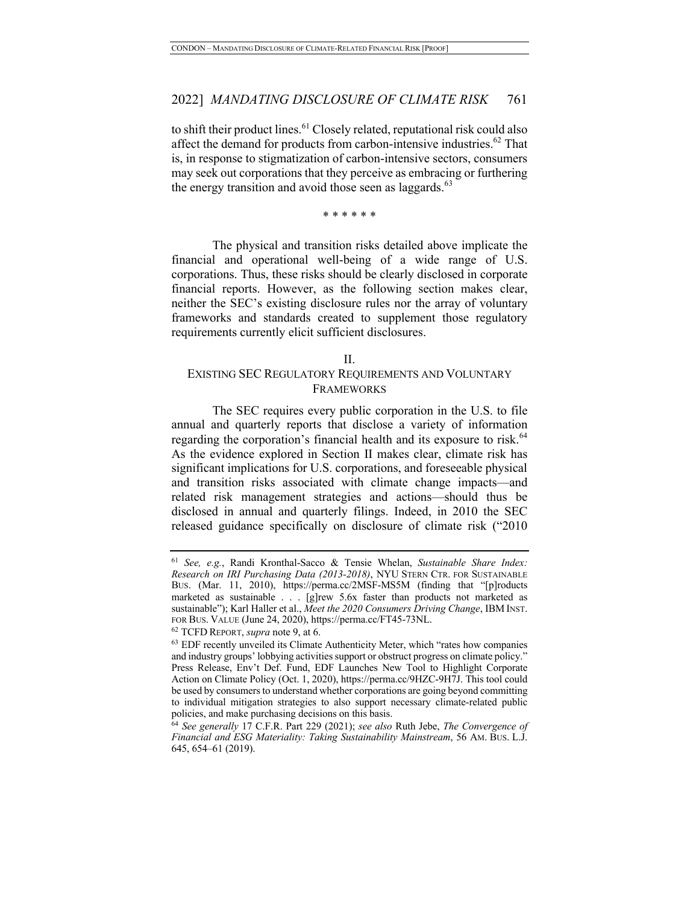to shift their product lines.[61] Closely related, reputational risk could also affect the demand for products from carbon-intensive industries.[62] That is, in response to stigmatization of carbon-intensive sectors, consumers may seek out corporations that they perceive as embracing or furthering the energy transition and avoid those seen as laggards.[63]

\* \* \* \* \* \*

The physical and transition risks detailed above implicate the financial and operational well-being of a wide range of U.S. corporations. Thus, these risks should be clearly disclosed in corporate financial reports. However, as the following section makes clear, neither the SEC's existing disclosure rules nor the array of voluntary frameworks and standards created to supplement those regulatory requirements currently elicit sufficient disclosures.

## II.
## EXISTING SEC REGULATORY REQUIREMENTS AND VOLUNTARY FRAMEWORKS

The SEC requires every public corporation in the U.S. to file annual and quarterly reports that disclose a variety of information regarding the corporation's financial health and its exposure to risk.[64] As the evidence explored in Section II makes clear, climate risk has significant implications for U.S. corporations, and foreseeable physical and transition risks associated with climate change impacts—and related risk management strategies and actions—should thus be disclosed in annual and quarterly filings. Indeed, in 2010 the SEC released guidance specifically on disclosure of climate risk ("2010

---

[61] *See, e.g.*, Randi Kronthal-Sacco & Tensie Whelan, *Sustainable Share Index: Research on IRI Purchasing Data (2013-2018)*, NYU STERN CTR. FOR SUSTAINABLE BUS. (Mar. 11, 2010), https://perma.cc/2MSF-MS5M (finding that "[p]roducts marketed as sustainable . . . [g]rew 5.6x faster than products not marketed as sustainable"); Karl Haller et al., *Meet the 2020 Consumers Driving Change*, IBM INST. FOR BUS. VALUE (June 24, 2020), https://perma.cc/FT45-73NL.

[62] TCFD REPORT, *supra* note 9, at 6.

[63] EDF recently unveiled its Climate Authenticity Meter, which "rates how companies and industry groups' lobbying activities support or obstruct progress on climate policy." Press Release, Env't Def. Fund, EDF Launches New Tool to Highlight Corporate Action on Climate Policy (Oct. 1, 2020), https://perma.cc/9HZC-9H7J. This tool could be used by consumers to understand whether corporations are going beyond committing to individual mitigation strategies to also support necessary climate-related public policies, and make purchasing decisions on this basis.

[64] *See generally* 17 C.F.R. Part 229 (2021); *see also* Ruth Jebe, *The Convergence of Financial and ESG Materiality: Taking Sustainability Mainstream*, 56 AM. BUS. L.J. 645, 654–61 (2019).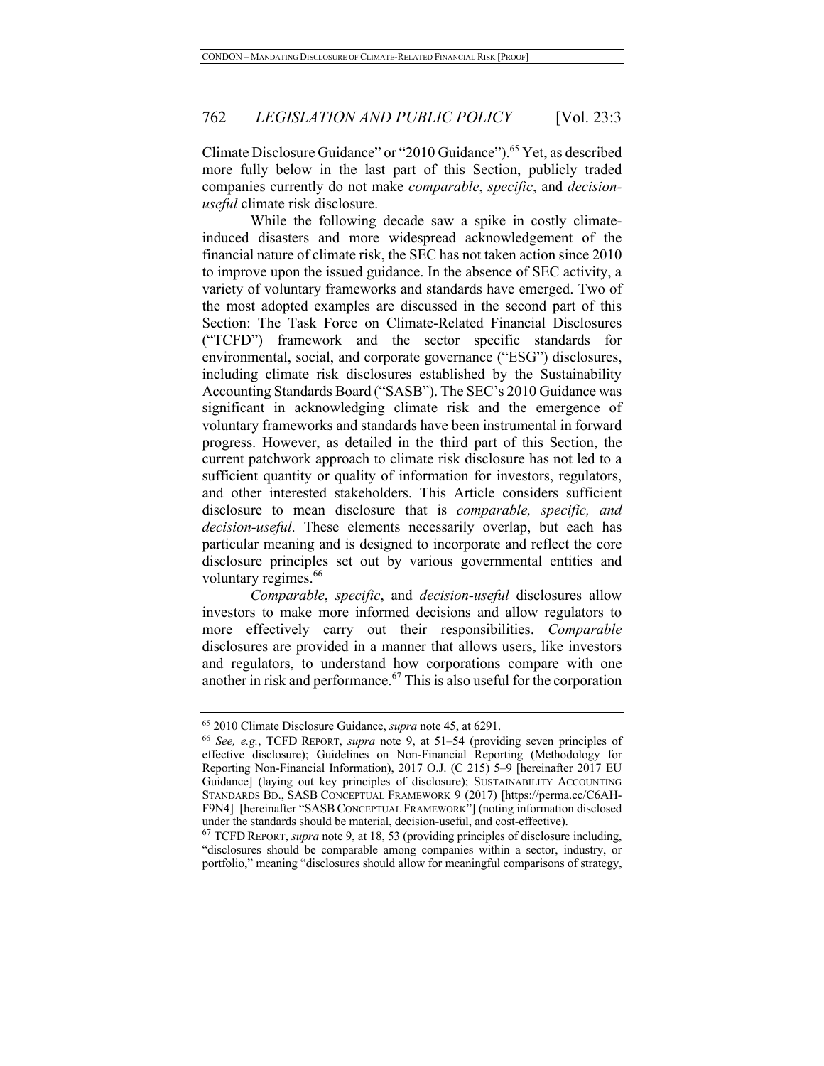Climate Disclosure Guidance" or "2010 Guidance").[65] Yet, as described more fully below in the last part of this Section, publicly traded companies currently do not make *comparable*, *specific*, and *decision-useful* climate risk disclosure.

While the following decade saw a spike in costly climate-induced disasters and more widespread acknowledgement of the financial nature of climate risk, the SEC has not taken action since 2010 to improve upon the issued guidance. In the absence of SEC activity, a variety of voluntary frameworks and standards have emerged. Two of the most adopted examples are discussed in the second part of this Section: The Task Force on Climate-Related Financial Disclosures ("TCFD") framework and the sector specific standards for environmental, social, and corporate governance ("ESG") disclosures, including climate risk disclosures established by the Sustainability Accounting Standards Board ("SASB"). The SEC's 2010 Guidance was significant in acknowledging climate risk and the emergence of voluntary frameworks and standards have been instrumental in forward progress. However, as detailed in the third part of this Section, the current patchwork approach to climate risk disclosure has not led to a sufficient quantity or quality of information for investors, regulators, and other interested stakeholders. This Article considers sufficient disclosure to mean disclosure that is *comparable, specific, and decision-useful*. These elements necessarily overlap, but each has particular meaning and is designed to incorporate and reflect the core disclosure principles set out by various governmental entities and voluntary regimes.[66]

*Comparable*, *specific*, and *decision-useful* disclosures allow investors to make more informed decisions and allow regulators to more effectively carry out their responsibilities. *Comparable* disclosures are provided in a manner that allows users, like investors and regulators, to understand how corporations compare with one another in risk and performance.[67] This is also useful for the corporation

---

[65] 2010 Climate Disclosure Guidance, *supra* note 45, at 6291.

[66] *See, e.g.*, TCFD REPORT, *supra* note 9, at 51–54 (providing seven principles of effective disclosure); Guidelines on Non-Financial Reporting (Methodology for Reporting Non-Financial Information), 2017 O.J. (C 215) 5–9 [hereinafter 2017 EU Guidance] (laying out key principles of disclosure); SUSTAINABILITY ACCOUNTING STANDARDS BD., SASB CONCEPTUAL FRAMEWORK 9 (2017) [https://perma.cc/C6AH-F9N4] [hereinafter "SASB CONCEPTUAL FRAMEWORK"] (noting information disclosed under the standards should be material, decision-useful, and cost-effective).

[67] TCFD REPORT, *supra* note 9, at 18, 53 (providing principles of disclosure including, "disclosures should be comparable among companies within a sector, industry, or portfolio," meaning "disclosures should allow for meaningful comparisons of strategy,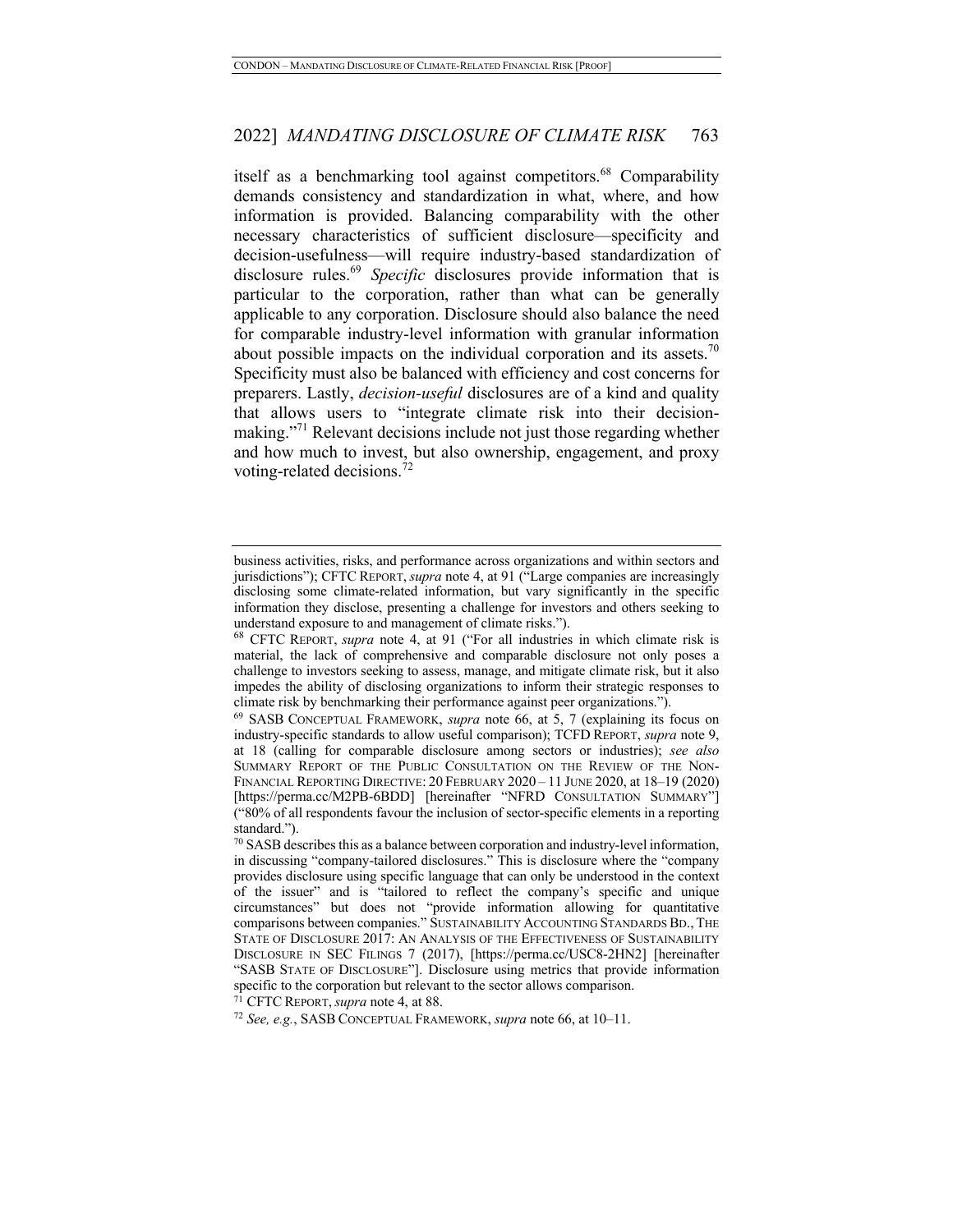itself as a benchmarking tool against competitors.[68] Comparability demands consistency and standardization in what, where, and how information is provided. Balancing comparability with the other necessary characteristics of sufficient disclosure—specificity and decision-usefulness—will require industry-based standardization of disclosure rules.[69] *Specific* disclosures provide information that is particular to the corporation, rather than what can be generally applicable to any corporation. Disclosure should also balance the need for comparable industry-level information with granular information about possible impacts on the individual corporation and its assets.[70] Specificity must also be balanced with efficiency and cost concerns for preparers. Lastly, *decision-useful* disclosures are of a kind and quality that allows users to "integrate climate risk into their decision-making."[71] Relevant decisions include not just those regarding whether and how much to invest, but also ownership, engagement, and proxy voting-related decisions.[72]

---

business activities, risks, and performance across organizations and within sectors and jurisdictions"); CFTC REPORT, *supra* note 4, at 91 ("Large companies are increasingly disclosing some climate-related information, but vary significantly in the specific information they disclose, presenting a challenge for investors and others seeking to understand exposure to and management of climate risks.").

[68] CFTC REPORT, *supra* note 4, at 91 ("For all industries in which climate risk is material, the lack of comprehensive and comparable disclosure not only poses a challenge to investors seeking to assess, manage, and mitigate climate risk, but it also impedes the ability of disclosing organizations to inform their strategic responses to climate risk by benchmarking their performance against peer organizations.").

[69] SASB CONCEPTUAL FRAMEWORK, *supra* note 66, at 5, 7 (explaining its focus on industry-specific standards to allow useful comparison); TCFD REPORT, *supra* note 9, at 18 (calling for comparable disclosure among sectors or industries); *see also* SUMMARY REPORT OF THE PUBLIC CONSULTATION ON THE REVIEW OF THE NON-FINANCIAL REPORTING DIRECTIVE: 20 FEBRUARY 2020 – 11 JUNE 2020, at 18–19 (2020) [https://perma.cc/M2PB-6BDD] [hereinafter "NFRD CONSULTATION SUMMARY"] ("80% of all respondents favour the inclusion of sector-specific elements in a reporting standard.").

[70] SASB describes this as a balance between corporation and industry-level information, in discussing "company-tailored disclosures." This is disclosure where the "company provides disclosure using specific language that can only be understood in the context of the issuer" and is "tailored to reflect the company's specific and unique circumstances" but does not "provide information allowing for quantitative comparisons between companies." SUSTAINABILITY ACCOUNTING STANDARDS BD., THE STATE OF DISCLOSURE 2017: AN ANALYSIS OF THE EFFECTIVENESS OF SUSTAINABILITY DISCLOSURE IN SEC FILINGS 7 (2017), [https://perma.cc/USC8-2HN2] [hereinafter "SASB STATE OF DISCLOSURE"]. Disclosure using metrics that provide information specific to the corporation but relevant to the sector allows comparison.

[71] CFTC REPORT, *supra* note 4, at 88.

[72] *See, e.g.*, SASB CONCEPTUAL FRAMEWORK, *supra* note 66, at 10–11.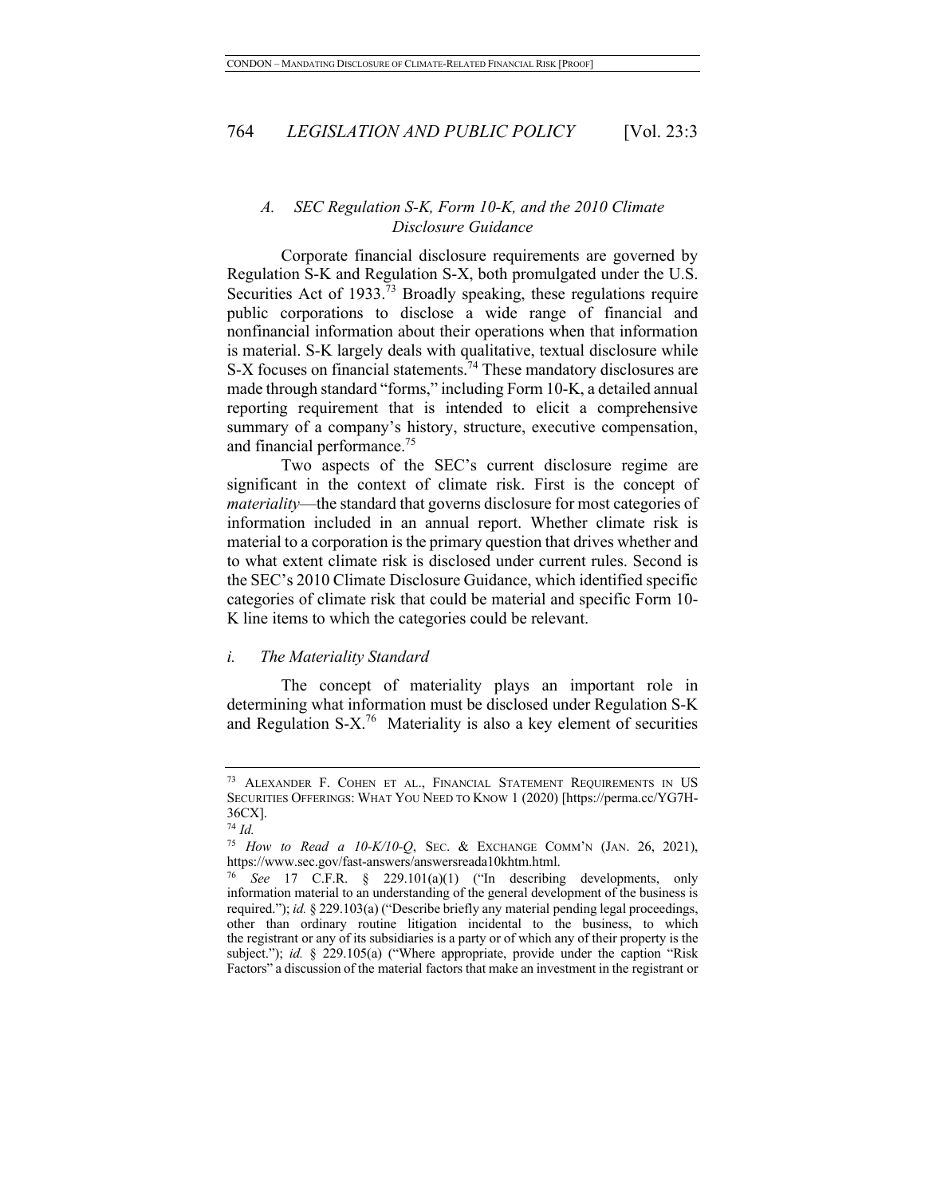### *A. SEC Regulation S-K, Form 10-K, and the 2010 Climate Disclosure Guidance*

Corporate financial disclosure requirements are governed by Regulation S-K and Regulation S-X, both promulgated under the U.S. Securities Act of 1933.[73] Broadly speaking, these regulations require public corporations to disclose a wide range of financial and nonfinancial information about their operations when that information is material. S-K largely deals with qualitative, textual disclosure while S-X focuses on financial statements.[74] These mandatory disclosures are made through standard "forms," including Form 10-K, a detailed annual reporting requirement that is intended to elicit a comprehensive summary of a company's history, structure, executive compensation, and financial performance.[75]

Two aspects of the SEC's current disclosure regime are significant in the context of climate risk. First is the concept of *materiality*—the standard that governs disclosure for most categories of information included in an annual report. Whether climate risk is material to a corporation is the primary question that drives whether and to what extent climate risk is disclosed under current rules. Second is the SEC's 2010 Climate Disclosure Guidance, which identified specific categories of climate risk that could be material and specific Form 10-K line items to which the categories could be relevant.

#### *i. The Materiality Standard*

The concept of materiality plays an important role in determining what information must be disclosed under Regulation S-K and Regulation S-X.[76] Materiality is also a key element of securities

---

[73] ALEXANDER F. COHEN ET AL., FINANCIAL STATEMENT REQUIREMENTS IN US SECURITIES OFFERINGS: WHAT YOU NEED TO KNOW 1 (2020) [https://perma.cc/YG7H-36CX].

[74] *Id.*

[75] *How to Read a 10-K/10-Q*, SEC. & EXCHANGE COMM'N (JAN. 26, 2021), https://www.sec.gov/fast-answers/answersreada10khtm.html.

[76] *See* 17 C.F.R. § 229.101(a)(1) ("In describing developments, only information material to an understanding of the general development of the business is required."); *id.* § 229.103(a) ("Describe briefly any material pending legal proceedings, other than ordinary routine litigation incidental to the business, to which the registrant or any of its subsidiaries is a party or of which any of their property is the subject."); *id.* § 229.105(a) ("Where appropriate, provide under the caption "Risk Factors" a discussion of the material factors that make an investment in the registrant or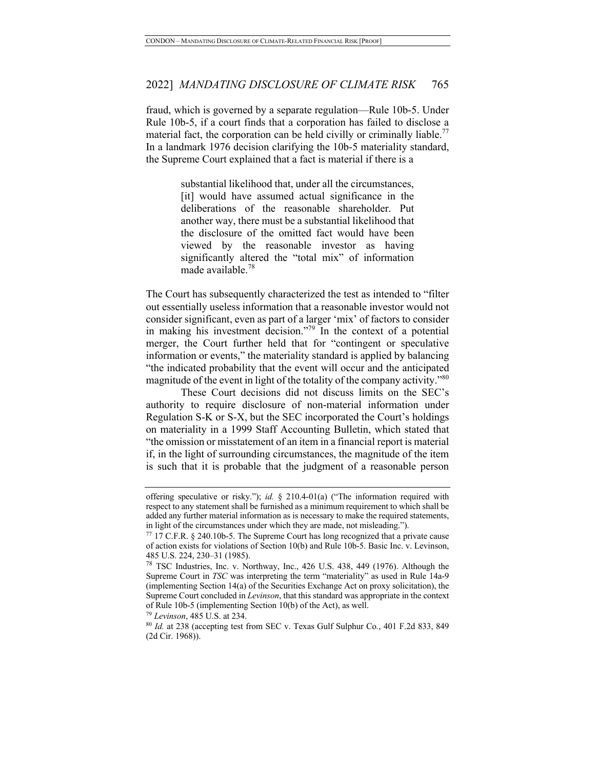fraud, which is governed by a separate regulation—Rule 10b-5. Under Rule 10b-5, if a court finds that a corporation has failed to disclose a material fact, the corporation can be held civilly or criminally liable.[77] In a landmark 1976 decision clarifying the 10b-5 materiality standard, the Supreme Court explained that a fact is material if there is a

> substantial likelihood that, under all the circumstances, [it] would have assumed actual significance in the deliberations of the reasonable shareholder. Put another way, there must be a substantial likelihood that the disclosure of the omitted fact would have been viewed by the reasonable investor as having significantly altered the "total mix" of information made available.[78]

The Court has subsequently characterized the test as intended to "filter out essentially useless information that a reasonable investor would not consider significant, even as part of a larger 'mix' of factors to consider in making his investment decision."[79] In the context of a potential merger, the Court further held that for "contingent or speculative information or events," the materiality standard is applied by balancing "the indicated probability that the event will occur and the anticipated magnitude of the event in light of the totality of the company activity."[80]

These Court decisions did not discuss limits on the SEC's authority to require disclosure of non-material information under Regulation S-K or S-X, but the SEC incorporated the Court's holdings on materiality in a 1999 Staff Accounting Bulletin, which stated that "the omission or misstatement of an item in a financial report is material if, in the light of surrounding circumstances, the magnitude of the item is such that it is probable that the judgment of a reasonable person

---

offering speculative or risky."); *id.* § 210.4-01(a) ("The information required with respect to any statement shall be furnished as a minimum requirement to which shall be added any further material information as is necessary to make the required statements, in light of the circumstances under which they are made, not misleading.").

[77] 17 C.F.R. § 240.10b-5. The Supreme Court has long recognized that a private cause of action exists for violations of Section 10(b) and Rule 10b-5. Basic Inc. v. Levinson, 485 U.S. 224, 230–31 (1985).

[78] TSC Industries, Inc. v. Northway, Inc., 426 U.S. 438, 449 (1976). Although the Supreme Court in *TSC* was interpreting the term "materiality" as used in Rule 14a-9 (implementing Section 14(a) of the Securities Exchange Act on proxy solicitation), the Supreme Court concluded in *Levinson*, that this standard was appropriate in the context of Rule 10b-5 (implementing Section 10(b) of the Act), as well.

[79] *Levinson*, 485 U.S. at 234.

[80] *Id.* at 238 (accepting test from SEC v. Texas Gulf Sulphur Co*.*, 401 F.2d 833, 849 (2d Cir. 1968)).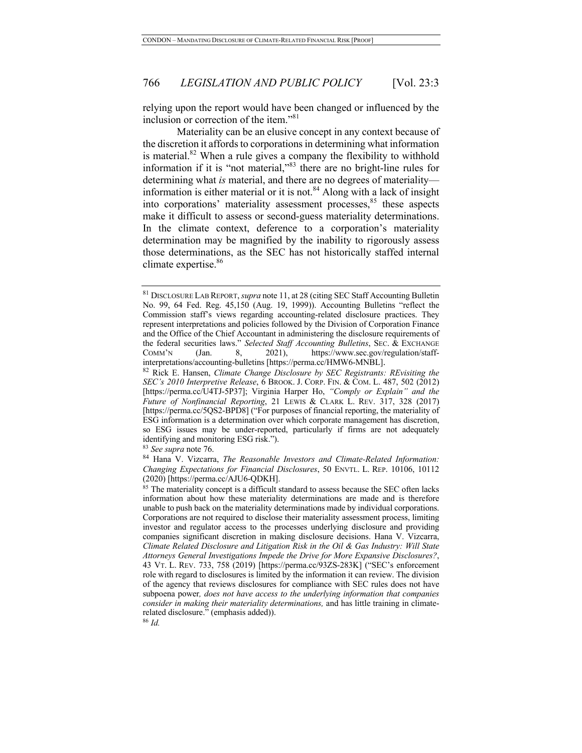relying upon the report would have been changed or influenced by the inclusion or correction of the item."[81]

Materiality can be an elusive concept in any context because of the discretion it affords to corporations in determining what information is material.[82] When a rule gives a company the flexibility to withhold information if it is "not material,"[83] there are no bright-line rules for determining what *is* material, and there are no degrees of materiality—information is either material or it is not.[84] Along with a lack of insight into corporations' materiality assessment processes,[85] these aspects make it difficult to assess or second-guess materiality determinations. In the climate context, deference to a corporation's materiality determination may be magnified by the inability to rigorously assess those determinations, as the SEC has not historically staffed internal climate expertise.[86]

---

[81] DISCLOSURE LAB REPORT, *supra* note 11, at 28 (citing SEC Staff Accounting Bulletin No. 99, 64 Fed. Reg. 45,150 (Aug. 19, 1999)). Accounting Bulletins "reflect the Commission staff's views regarding accounting-related disclosure practices. They represent interpretations and policies followed by the Division of Corporation Finance and the Office of the Chief Accountant in administering the disclosure requirements of the federal securities laws." *Selected Staff Accounting Bulletins*, SEC. & EXCHANGE COMM'N (Jan. 8, 2021), https://www.sec.gov/regulation/staff-interpretations/accounting-bulletins [https://perma.cc/HMW6-MNBL].

[82] Rick E. Hansen, *Climate Change Disclosure by SEC Registrants: REvisiting the SEC's 2010 Interpretive Release*, 6 BROOK. J. CORP. FIN. & COM. L. 487, 502 (2012) [https://perma.cc/U4TJ-5P37]; Virginia Harper Ho, *"Comply or Explain" and the Future of Nonfinancial Reporting*, 21 LEWIS & CLARK L. REV. 317, 328 (2017) [https://perma.cc/5QS2-BPD8] ("For purposes of financial reporting, the materiality of ESG information is a determination over which corporate management has discretion, so ESG issues may be under-reported, particularly if firms are not adequately identifying and monitoring ESG risk.").

[83] *See supra* note 76.

[84] Hana V. Vizcarra, *The Reasonable Investors and Climate-Related Information: Changing Expectations for Financial Disclosures*, 50 ENVTL. L. REP. 10106, 10112 (2020) [https://perma.cc/AJU6-QDKH].

[85] The materiality concept is a difficult standard to assess because the SEC often lacks information about how these materiality determinations are made and is therefore unable to push back on the materiality determinations made by individual corporations. Corporations are not required to disclose their materiality assessment process, limiting investor and regulator access to the processes underlying disclosure and providing companies significant discretion in making disclosure decisions. Hana V. Vizcarra, *Climate Related Disclosure and Litigation Risk in the Oil & Gas Industry: Will State Attorneys General Investigations Impede the Drive for More Expansive Disclosures?*, 43 VT. L. REV. 733, 758 (2019) [https://perma.cc/93ZS-283K] ("SEC's enforcement role with regard to disclosures is limited by the information it can review. The division of the agency that reviews disclosures for compliance with SEC rules does not have subpoena power*, does not have access to the underlying information that companies consider in making their materiality determinations,* and has little training in climate-related disclosure." (emphasis added)).

[86] *Id.*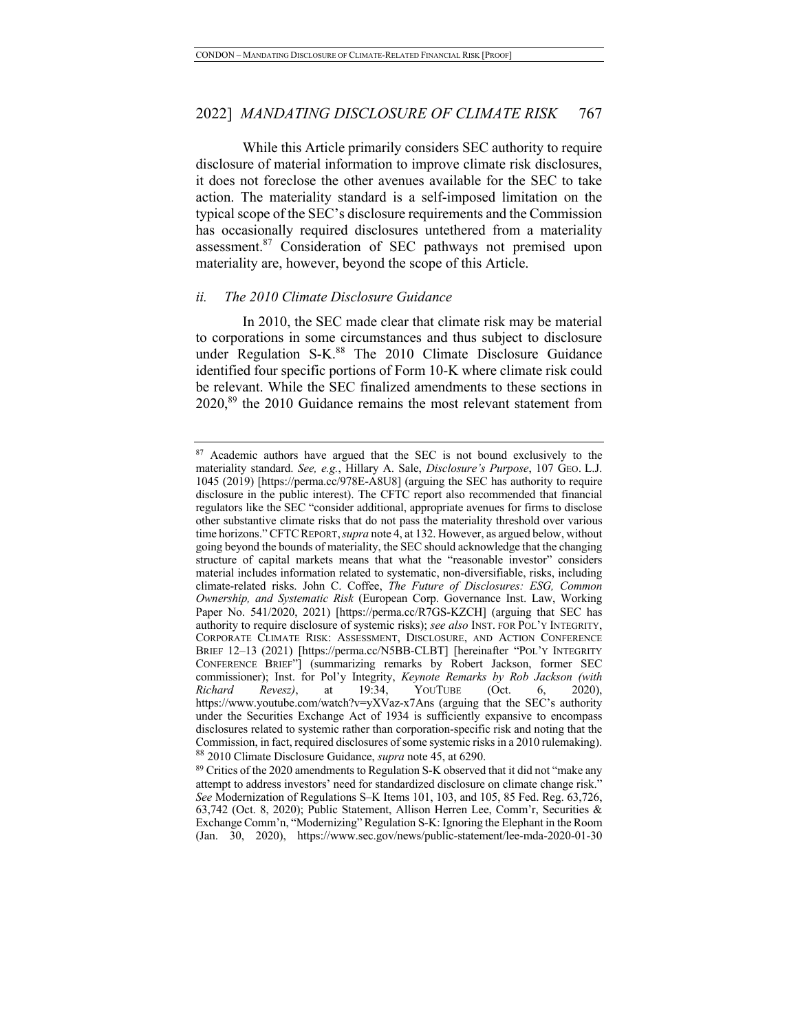While this Article primarily considers SEC authority to require disclosure of material information to improve climate risk disclosures, it does not foreclose the other avenues available for the SEC to take action. The materiality standard is a self-imposed limitation on the typical scope of the SEC's disclosure requirements and the Commission has occasionally required disclosures untethered from a materiality assessment.[87] Consideration of SEC pathways not premised upon materiality are, however, beyond the scope of this Article.

### *ii. The 2010 Climate Disclosure Guidance*

In 2010, the SEC made clear that climate risk may be material to corporations in some circumstances and thus subject to disclosure under Regulation S-K.[88] The 2010 Climate Disclosure Guidance identified four specific portions of Form 10-K where climate risk could be relevant. While the SEC finalized amendments to these sections in 2020,[89] the 2010 Guidance remains the most relevant statement from

---

[87] Academic authors have argued that the SEC is not bound exclusively to the materiality standard. *See, e.g.*, Hillary A. Sale, *Disclosure's Purpose*, 107 GEO. L.J. 1045 (2019) [https://perma.cc/978E-A8U8] (arguing the SEC has authority to require disclosure in the public interest). The CFTC report also recommended that financial regulators like the SEC "consider additional, appropriate avenues for firms to disclose other substantive climate risks that do not pass the materiality threshold over various time horizons." CFTC REPORT, *supra* note 4, at 132. However, as argued below, without going beyond the bounds of materiality, the SEC should acknowledge that the changing structure of capital markets means that what the "reasonable investor" considers material includes information related to systematic, non-diversifiable, risks, including climate-related risks. John C. Coffee, *The Future of Disclosures: ESG, Common Ownership, and Systematic Risk* (European Corp. Governance Inst. Law, Working Paper No. 541/2020, 2021) [https://perma.cc/R7GS-KZCH] (arguing that SEC has authority to require disclosure of systemic risks); *see also* INST. FOR POL'Y INTEGRITY, CORPORATE CLIMATE RISK: ASSESSMENT, DISCLOSURE, AND ACTION CONFERENCE BRIEF 12–13 (2021) [https://perma.cc/N5BB-CLBT] [hereinafter "POL'Y INTEGRITY CONFERENCE BRIEF"] (summarizing remarks by Robert Jackson, former SEC commissioner); Inst. for Pol'y Integrity, *Keynote Remarks by Rob Jackson (with Richard Revesz)*, at 19:34, YOUTUBE (Oct. 6, 2020), https://www.youtube.com/watch?v=yXVaz-x7Ans (arguing that the SEC's authority under the Securities Exchange Act of 1934 is sufficiently expansive to encompass disclosures related to systemic rather than corporation-specific risk and noting that the Commission, in fact, required disclosures of some systemic risks in a 2010 rulemaking).

[88] 2010 Climate Disclosure Guidance, *supra* note 45, at 6290.

[89] Critics of the 2020 amendments to Regulation S-K observed that it did not "make any attempt to address investors' need for standardized disclosure on climate change risk." *See* Modernization of Regulations S–K Items 101, 103, and 105, 85 Fed. Reg. 63,726, 63,742 (Oct. 8, 2020); Public Statement, Allison Herren Lee, Comm'r, Securities & Exchange Comm'n, "Modernizing" Regulation S-K: Ignoring the Elephant in the Room (Jan. 30, 2020), https://www.sec.gov/news/public-statement/lee-mda-2020-01-30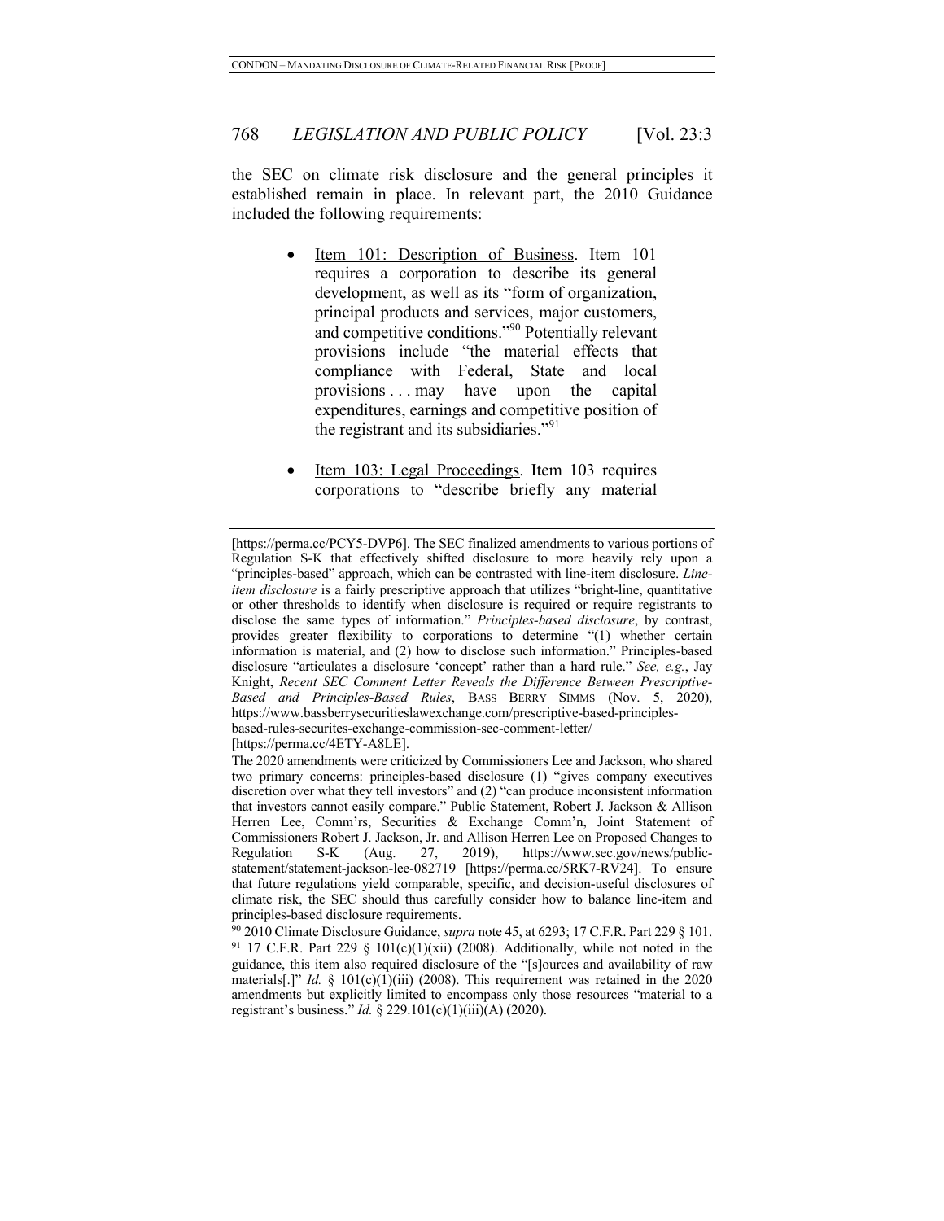the SEC on climate risk disclosure and the general principles it established remain in place. In relevant part, the 2010 Guidance included the following requirements:

- Item 101: Description of Business. Item 101 requires a corporation to describe its general development, as well as its "form of organization, principal products and services, major customers, and competitive conditions."[90] Potentially relevant provisions include "the material effects that compliance with Federal, State and local provisions . . . may have upon the capital expenditures, earnings and competitive position of the registrant and its subsidiaries."[91]

- Item 103: Legal Proceedings. Item 103 requires corporations to "describe briefly any material

---

[https://perma.cc/PCY5-DVP6]. The SEC finalized amendments to various portions of Regulation S-K that effectively shifted disclosure to more heavily rely upon a "principles-based" approach, which can be contrasted with line-item disclosure. *Line-item disclosure* is a fairly prescriptive approach that utilizes "bright-line, quantitative or other thresholds to identify when disclosure is required or require registrants to disclose the same types of information." *Principles-based disclosure*, by contrast, provides greater flexibility to corporations to determine "(1) whether certain information is material, and (2) how to disclose such information." Principles-based disclosure "articulates a disclosure 'concept' rather than a hard rule." *See, e.g.*, Jay Knight, *Recent SEC Comment Letter Reveals the Difference Between Prescriptive-Based and Principles-Based Rules*, BASS BERRY SIMMS (Nov. 5, 2020), https://www.bassberrysecuritieslawexchange.com/prescriptive-based-principles-based-rules-securites-exchange-commission-sec-comment-letter/ [https://perma.cc/4ETY-A8LE].

The 2020 amendments were criticized by Commissioners Lee and Jackson, who shared two primary concerns: principles-based disclosure (1) "gives company executives discretion over what they tell investors" and (2) "can produce inconsistent information that investors cannot easily compare." Public Statement, Robert J. Jackson & Allison Herren Lee, Comm'rs, Securities & Exchange Comm'n, Joint Statement of Commissioners Robert J. Jackson, Jr. and Allison Herren Lee on Proposed Changes to Regulation S-K (Aug. 27, 2019), https://www.sec.gov/news/public-statement/statement-jackson-lee-082719 [https://perma.cc/5RK7-RV24]. To ensure that future regulations yield comparable, specific, and decision-useful disclosures of climate risk, the SEC should thus carefully consider how to balance line-item and principles-based disclosure requirements.

[90] 2010 Climate Disclosure Guidance, *supra* note 45, at 6293; 17 C.F.R. Part 229 § 101.

[91] 17 C.F.R. Part 229 § 101(c)(1)(xii) (2008). Additionally, while not noted in the guidance, this item also required disclosure of the "[s]ources and availability of raw materials[.]" *Id.* § 101(c)(1)(iii) (2008). This requirement was retained in the 2020 amendments but explicitly limited to encompass only those resources "material to a registrant's business." *Id.* § 229.101(c)(1)(iii)(A) (2020).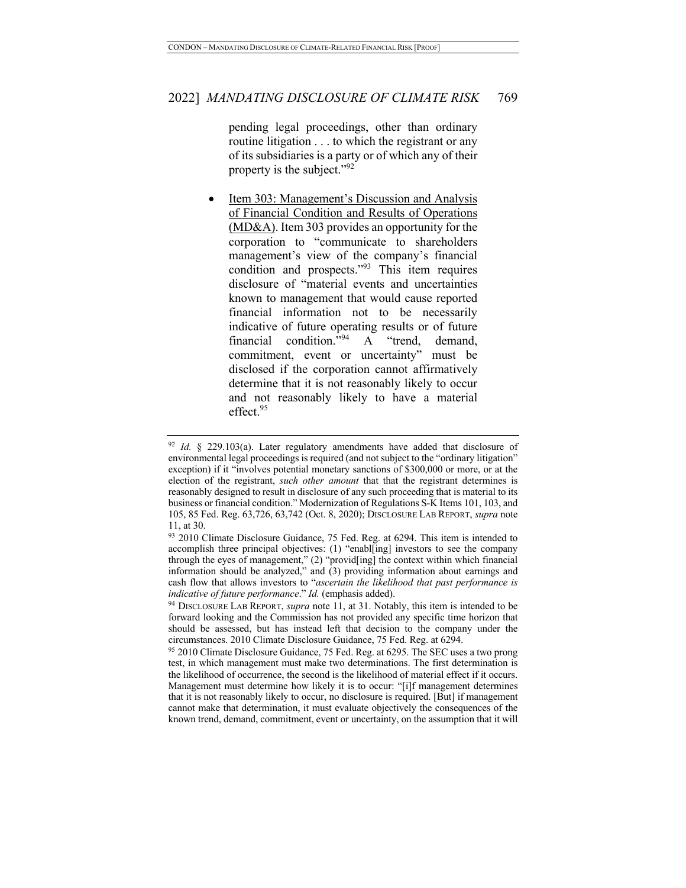pending legal proceedings, other than ordinary routine litigation . . . to which the registrant or any of its subsidiaries is a party or of which any of their property is the subject."[92]

- <u>Item 303: Management's Discussion and Analysis of Financial Condition and Results of Operations (MD&A)</u>. Item 303 provides an opportunity for the corporation to "communicate to shareholders management's view of the company's financial condition and prospects."[93] This item requires disclosure of "material events and uncertainties known to management that would cause reported financial information not to be necessarily indicative of future operating results or of future financial condition."[94] A "trend, demand, commitment, event or uncertainty" must be disclosed if the corporation cannot affirmatively determine that it is not reasonably likely to occur and not reasonably likely to have a material effect.[95]

---

[92] *Id.* § 229.103(a). Later regulatory amendments have added that disclosure of environmental legal proceedings is required (and not subject to the "ordinary litigation" exception) if it "involves potential monetary sanctions of $300,000 or more, or at the election of the registrant, *such other amount* that that the registrant determines is reasonably designed to result in disclosure of any such proceeding that is material to its business or financial condition." Modernization of Regulations S-K Items 101, 103, and 105, 85 Fed. Reg. 63,726, 63,742 (Oct. 8, 2020); DISCLOSURE LAB REPORT, *supra* note 11, at 30.

[93] 2010 Climate Disclosure Guidance, 75 Fed. Reg. at 6294. This item is intended to accomplish three principal objectives: (1) "enabl[ing] investors to see the company through the eyes of management," (2) "provid[ing] the context within which financial information should be analyzed," and (3) providing information about earnings and cash flow that allows investors to "*ascertain the likelihood that past performance is indicative of future performance*." *Id.* (emphasis added).

[94] DISCLOSURE LAB REPORT, *supra* note 11, at 31. Notably, this item is intended to be forward looking and the Commission has not provided any specific time horizon that should be assessed, but has instead left that decision to the company under the circumstances. 2010 Climate Disclosure Guidance, 75 Fed. Reg. at 6294.

[95] 2010 Climate Disclosure Guidance, 75 Fed. Reg. at 6295. The SEC uses a two prong test, in which management must make two determinations. The first determination is the likelihood of occurrence, the second is the likelihood of material effect if it occurs. Management must determine how likely it is to occur: "[i]f management determines that it is not reasonably likely to occur, no disclosure is required. [But] if management cannot make that determination, it must evaluate objectively the consequences of the known trend, demand, commitment, event or uncertainty, on the assumption that it will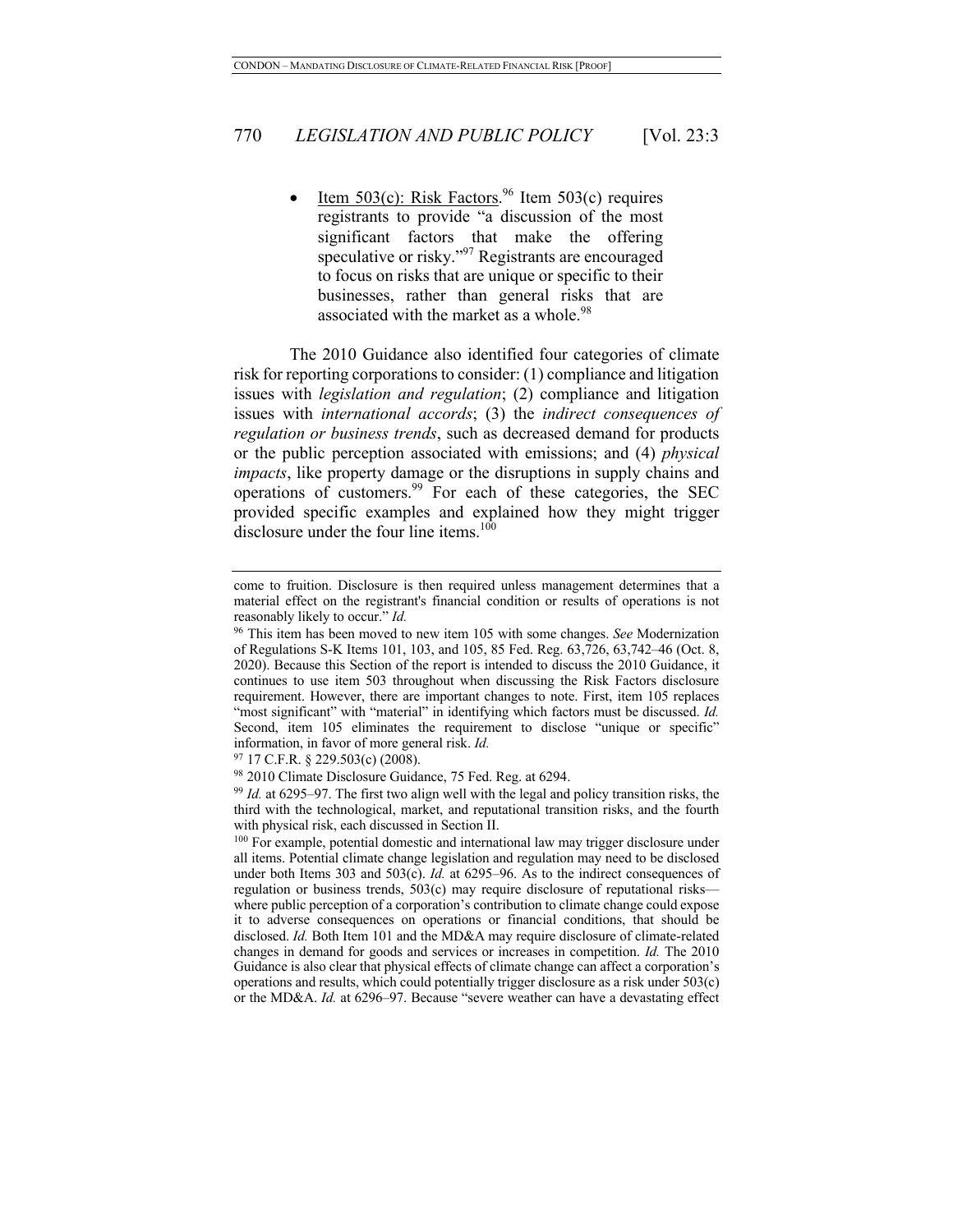- Item 503(c): Risk Factors.[96] Item 503(c) requires registrants to provide "a discussion of the most significant factors that make the offering speculative or risky."[97] Registrants are encouraged to focus on risks that are unique or specific to their businesses, rather than general risks that are associated with the market as a whole.[98]

The 2010 Guidance also identified four categories of climate risk for reporting corporations to consider: (1) compliance and litigation issues with *legislation and regulation*; (2) compliance and litigation issues with *international accords*; (3) the *indirect consequences of regulation or business trends*, such as decreased demand for products or the public perception associated with emissions; and (4) *physical impacts*, like property damage or the disruptions in supply chains and operations of customers.[99] For each of these categories, the SEC provided specific examples and explained how they might trigger disclosure under the four line items.[100]

---

come to fruition. Disclosure is then required unless management determines that a material effect on the registrant's financial condition or results of operations is not reasonably likely to occur." *Id.*

[96] This item has been moved to new item 105 with some changes. *See* Modernization of Regulations S-K Items 101, 103, and 105, 85 Fed. Reg. 63,726, 63,742–46 (Oct. 8, 2020). Because this Section of the report is intended to discuss the 2010 Guidance, it continues to use item 503 throughout when discussing the Risk Factors disclosure requirement. However, there are important changes to note. First, item 105 replaces "most significant" with "material" in identifying which factors must be discussed. *Id.* Second, item 105 eliminates the requirement to disclose "unique or specific" information, in favor of more general risk. *Id.*

[97] 17 C.F.R. § 229.503(c) (2008).

[98] 2010 Climate Disclosure Guidance, 75 Fed. Reg. at 6294.

[99] *Id.* at 6295–97. The first two align well with the legal and policy transition risks, the third with the technological, market, and reputational transition risks, and the fourth with physical risk, each discussed in Section II.

[100] For example, potential domestic and international law may trigger disclosure under all items. Potential climate change legislation and regulation may need to be disclosed under both Items 303 and 503(c). *Id.* at 6295–96. As to the indirect consequences of regulation or business trends, 503(c) may require disclosure of reputational risks—where public perception of a corporation's contribution to climate change could expose it to adverse consequences on operations or financial conditions, that should be disclosed. *Id.* Both Item 101 and the MD&A may require disclosure of climate-related changes in demand for goods and services or increases in competition. *Id.* The 2010 Guidance is also clear that physical effects of climate change can affect a corporation's operations and results, which could potentially trigger disclosure as a risk under 503(c) or the MD&A. *Id.* at 6296–97. Because "severe weather can have a devastating effect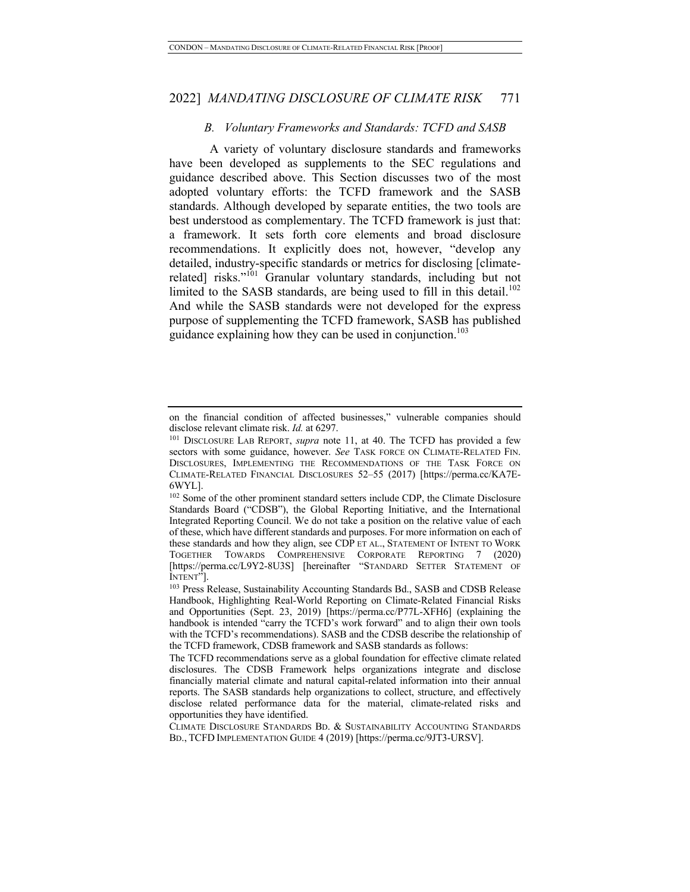### *B. Voluntary Frameworks and Standards: TCFD and SASB*

A variety of voluntary disclosure standards and frameworks have been developed as supplements to the SEC regulations and guidance described above. This Section discusses two of the most adopted voluntary efforts: the TCFD framework and the SASB standards. Although developed by separate entities, the two tools are best understood as complementary. The TCFD framework is just that: a framework. It sets forth core elements and broad disclosure recommendations. It explicitly does not, however, "develop any detailed, industry-specific standards or metrics for disclosing [climate-related] risks."[101] Granular voluntary standards, including but not limited to the SASB standards, are being used to fill in this detail.[102] And while the SASB standards were not developed for the express purpose of supplementing the TCFD framework, SASB has published guidance explaining how they can be used in conjunction.[103]

---

on the financial condition of affected businesses," vulnerable companies should disclose relevant climate risk. *Id.* at 6297.

[101] DISCLOSURE LAB REPORT, *supra* note 11, at 40. The TCFD has provided a few sectors with some guidance, however. *See* TASK FORCE ON CLIMATE-RELATED FIN. DISCLOSURES, IMPLEMENTING THE RECOMMENDATIONS OF THE TASK FORCE ON CLIMATE-RELATED FINANCIAL DISCLOSURES 52–55 (2017) [https://perma.cc/KA7E-6WYL].

[102] Some of the other prominent standard setters include CDP, the Climate Disclosure Standards Board ("CDSB"), the Global Reporting Initiative, and the International Integrated Reporting Council. We do not take a position on the relative value of each of these, which have different standards and purposes. For more information on each of these standards and how they align, see CDP ET AL., STATEMENT OF INTENT TO WORK TOGETHER TOWARDS COMPREHENSIVE CORPORATE REPORTING 7 (2020) [https://perma.cc/L9Y2-8U3S] [hereinafter "STANDARD SETTER STATEMENT OF INTENT"].

[103] Press Release, Sustainability Accounting Standards Bd., SASB and CDSB Release Handbook, Highlighting Real-World Reporting on Climate-Related Financial Risks and Opportunities (Sept. 23, 2019) [https://perma.cc/P77L-XFH6] (explaining the handbook is intended "carry the TCFD's work forward" and to align their own tools with the TCFD's recommendations). SASB and the CDSB describe the relationship of the TCFD framework, CDSB framework and SASB standards as follows:

The TCFD recommendations serve as a global foundation for effective climate related disclosures. The CDSB Framework helps organizations integrate and disclose financially material climate and natural capital-related information into their annual reports. The SASB standards help organizations to collect, structure, and effectively disclose related performance data for the material, climate-related risks and opportunities they have identified.

CLIMATE DISCLOSURE STANDARDS BD. & SUSTAINABILITY ACCOUNTING STANDARDS BD., TCFD IMPLEMENTATION GUIDE 4 (2019) [https://perma.cc/9JT3-URSV].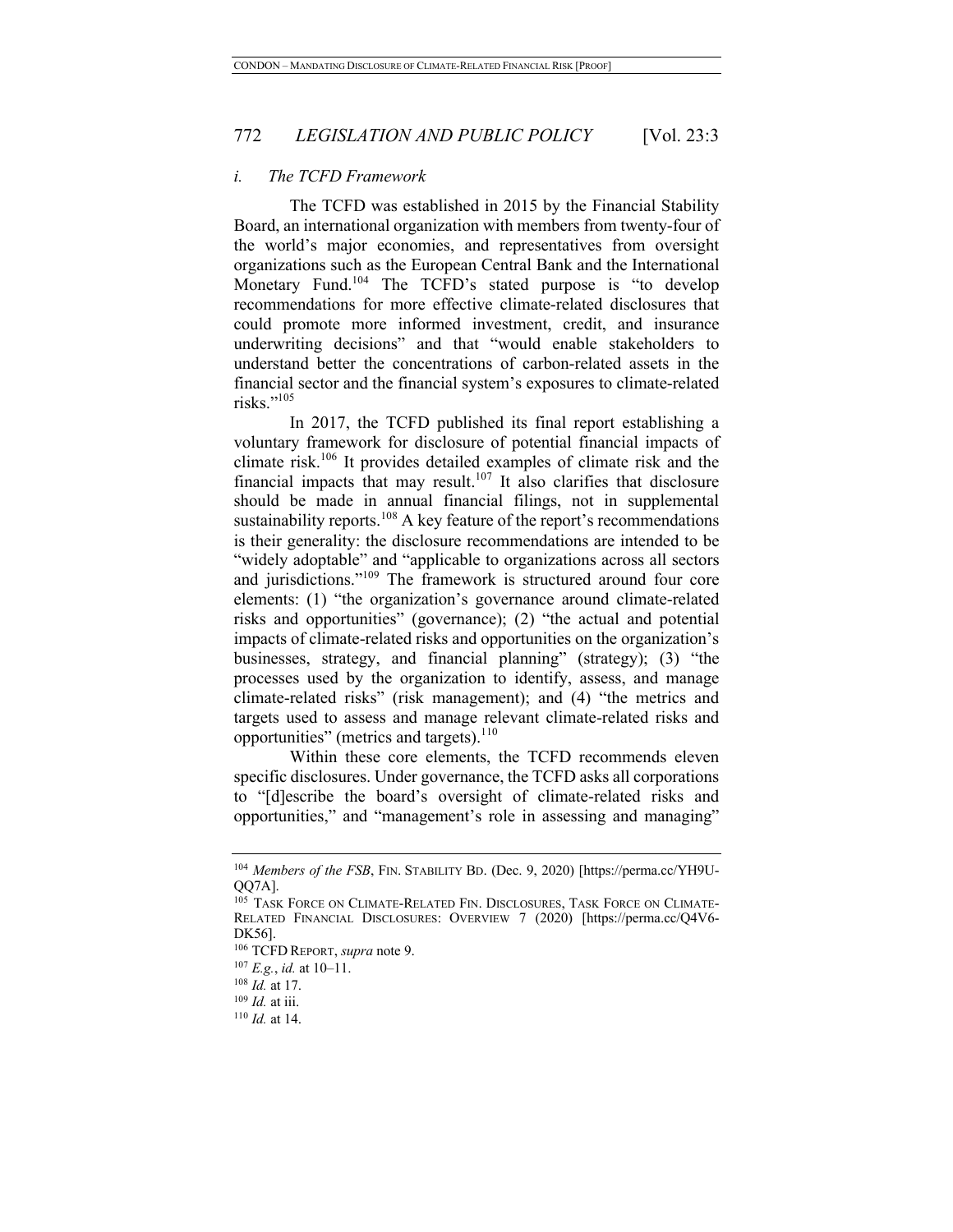### *i. The TCFD Framework*

The TCFD was established in 2015 by the Financial Stability Board, an international organization with members from twenty-four of the world's major economies, and representatives from oversight organizations such as the European Central Bank and the International Monetary Fund.[104] The TCFD's stated purpose is "to develop recommendations for more effective climate-related disclosures that could promote more informed investment, credit, and insurance underwriting decisions" and that "would enable stakeholders to understand better the concentrations of carbon-related assets in the financial sector and the financial system's exposures to climate-related risks."[105]

In 2017, the TCFD published its final report establishing a voluntary framework for disclosure of potential financial impacts of climate risk.[106] It provides detailed examples of climate risk and the financial impacts that may result.[107] It also clarifies that disclosure should be made in annual financial filings, not in supplemental sustainability reports.[108] A key feature of the report's recommendations is their generality: the disclosure recommendations are intended to be "widely adoptable" and "applicable to organizations across all sectors and jurisdictions."[109] The framework is structured around four core elements: (1) "the organization's governance around climate-related risks and opportunities" (governance); (2) "the actual and potential impacts of climate-related risks and opportunities on the organization's businesses, strategy, and financial planning" (strategy); (3) "the processes used by the organization to identify, assess, and manage climate-related risks" (risk management); and (4) "the metrics and targets used to assess and manage relevant climate-related risks and opportunities" (metrics and targets).[110]

Within these core elements, the TCFD recommends eleven specific disclosures. Under governance, the TCFD asks all corporations to "[d]escribe the board's oversight of climate-related risks and opportunities," and "management's role in assessing and managing"

---

[104] *Members of the FSB*, FIN. STABILITY BD. (Dec. 9, 2020) [https://perma.cc/YH9U-QQ7A].

[105] TASK FORCE ON CLIMATE-RELATED FIN. DISCLOSURES, TASK FORCE ON CLIMATE-RELATED FINANCIAL DISCLOSURES: OVERVIEW 7 (2020) [https://perma.cc/Q4V6-DK56].

[106] TCFD REPORT, *supra* note 9.

[107] *E.g.*, *id.* at 10–11.

[108] *Id.* at 17.

[109] *Id.* at iii.

[110] *Id.* at 14.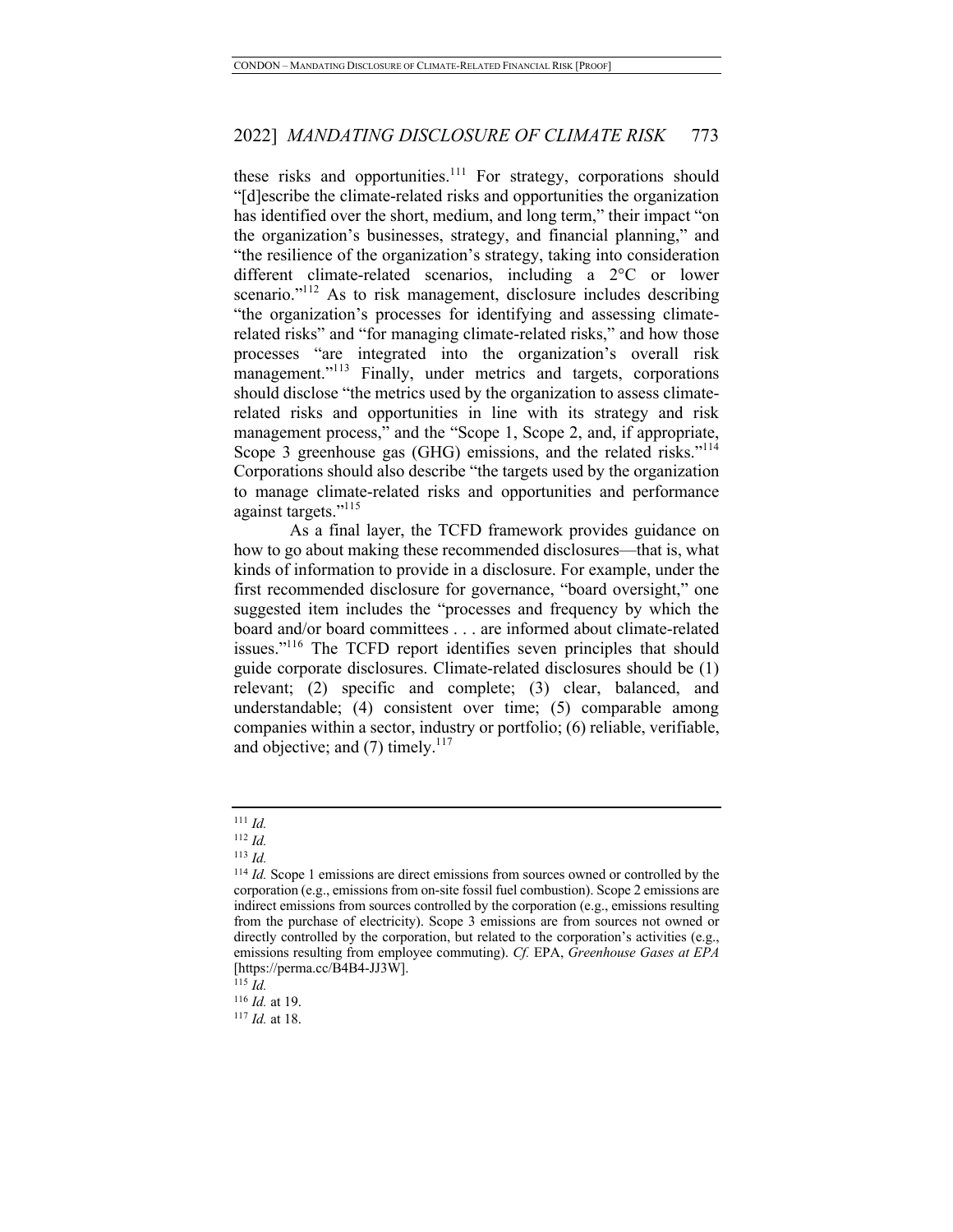these risks and opportunities.[111] For strategy, corporations should "[d]escribe the climate-related risks and opportunities the organization has identified over the short, medium, and long term," their impact "on the organization's businesses, strategy, and financial planning," and "the resilience of the organization's strategy, taking into consideration different climate-related scenarios, including a 2°C or lower scenario."[112] As to risk management, disclosure includes describing "the organization's processes for identifying and assessing climate-related risks" and "for managing climate-related risks," and how those processes "are integrated into the organization's overall risk management."[113] Finally, under metrics and targets, corporations should disclose "the metrics used by the organization to assess climate-related risks and opportunities in line with its strategy and risk management process," and the "Scope 1, Scope 2, and, if appropriate, Scope 3 greenhouse gas (GHG) emissions, and the related risks."[114] Corporations should also describe "the targets used by the organization to manage climate-related risks and opportunities and performance against targets."[115]

As a final layer, the TCFD framework provides guidance on how to go about making these recommended disclosures—that is, what kinds of information to provide in a disclosure. For example, under the first recommended disclosure for governance, "board oversight," one suggested item includes the "processes and frequency by which the board and/or board committees . . . are informed about climate-related issues."[116] The TCFD report identifies seven principles that should guide corporate disclosures. Climate-related disclosures should be (1) relevant; (2) specific and complete; (3) clear, balanced, and understandable; (4) consistent over time; (5) comparable among companies within a sector, industry or portfolio; (6) reliable, verifiable, and objective; and (7) timely.[117]

---

[111] *Id.*

[112] *Id.*

[113] *Id.*

[114] *Id.* Scope 1 emissions are direct emissions from sources owned or controlled by the corporation (e.g., emissions from on-site fossil fuel combustion). Scope 2 emissions are indirect emissions from sources controlled by the corporation (e.g., emissions resulting from the purchase of electricity). Scope 3 emissions are from sources not owned or directly controlled by the corporation, but related to the corporation's activities (e.g., emissions resulting from employee commuting). *Cf.* EPA, *Greenhouse Gases at EPA* [https://perma.cc/B4B4-JJ3W].

[115] *Id.*

[116] *Id.* at 19.

[117] *Id.* at 18.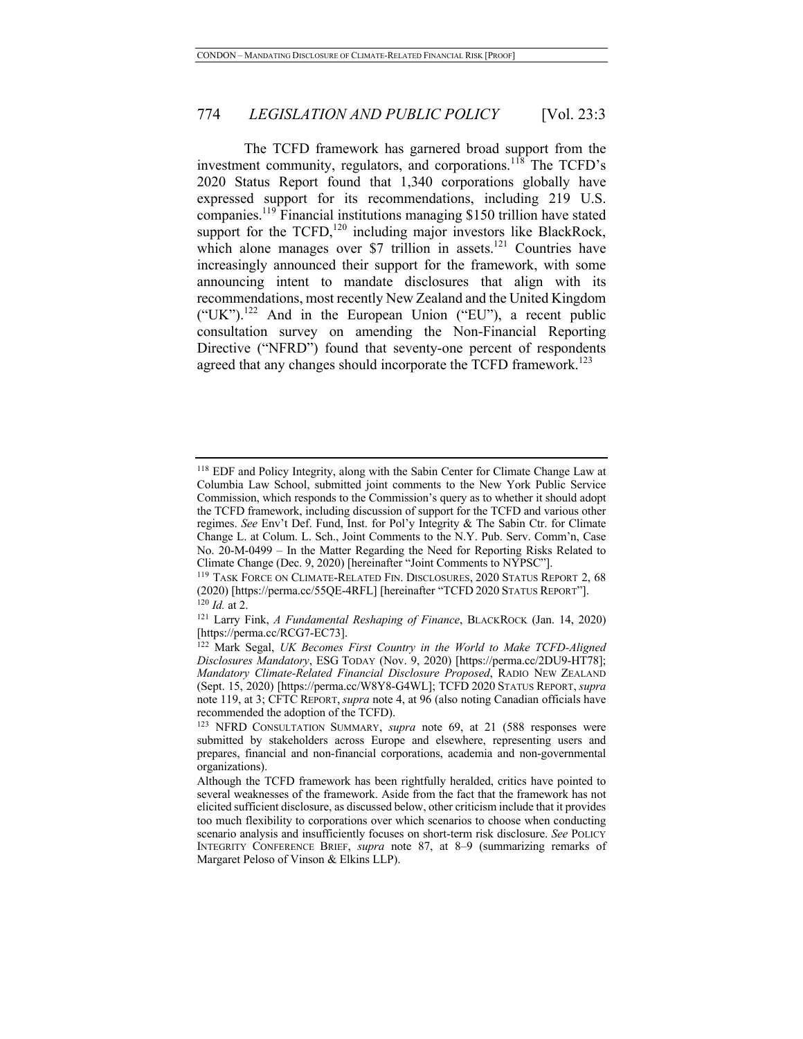The TCFD framework has garnered broad support from the investment community, regulators, and corporations.[118] The TCFD's 2020 Status Report found that 1,340 corporations globally have expressed support for its recommendations, including 219 U.S. companies.[119] Financial institutions managing $150 trillion have stated support for the TCFD,[120] including major investors like BlackRock, which alone manages over $7 trillion in assets.[121] Countries have increasingly announced their support for the framework, with some announcing intent to mandate disclosures that align with its recommendations, most recently New Zealand and the United Kingdom ("UK").[122] And in the European Union ("EU"), a recent public consultation survey on amending the Non-Financial Reporting Directive ("NFRD") found that seventy-one percent of respondents agreed that any changes should incorporate the TCFD framework.[123]

---

[118] EDF and Policy Integrity, along with the Sabin Center for Climate Change Law at Columbia Law School, submitted joint comments to the New York Public Service Commission, which responds to the Commission's query as to whether it should adopt the TCFD framework, including discussion of support for the TCFD and various other regimes. *See* Env't Def. Fund, Inst. for Pol'y Integrity & The Sabin Ctr. for Climate Change L. at Colum. L. Sch., Joint Comments to the N.Y. Pub. Serv. Comm'n, Case No. 20-M-0499 – In the Matter Regarding the Need for Reporting Risks Related to Climate Change (Dec. 9, 2020) [hereinafter "Joint Comments to NYPSC"].

[119] TASK FORCE ON CLIMATE-RELATED FIN. DISCLOSURES, 2020 STATUS REPORT 2, 68 (2020) [https://perma.cc/55QE-4RFL] [hereinafter "TCFD 2020 STATUS REPORT"].

[120] *Id.* at 2.

[121] Larry Fink, *A Fundamental Reshaping of Finance*, BLACKROCK (Jan. 14, 2020) [https://perma.cc/RCG7-EC73].

[122] Mark Segal, *UK Becomes First Country in the World to Make TCFD-Aligned Disclosures Mandatory*, ESG TODAY (Nov. 9, 2020) [https://perma.cc/2DU9-HT78]; *Mandatory Climate-Related Financial Disclosure Proposed*, RADIO NEW ZEALAND (Sept. 15, 2020) [https://perma.cc/W8Y8-G4WL]; TCFD 2020 STATUS REPORT, *supra* note 119, at 3; CFTC REPORT, *supra* note 4, at 96 (also noting Canadian officials have recommended the adoption of the TCFD).

[123] NFRD CONSULTATION SUMMARY, *supra* note 69, at 21 (588 responses were submitted by stakeholders across Europe and elsewhere, representing users and prepares, financial and non-financial corporations, academia and non-governmental organizations).

Although the TCFD framework has been rightfully heralded, critics have pointed to several weaknesses of the framework. Aside from the fact that the framework has not elicited sufficient disclosure, as discussed below, other criticism include that it provides too much flexibility to corporations over which scenarios to choose when conducting scenario analysis and insufficiently focuses on short-term risk disclosure. *See* POLICY INTEGRITY CONFERENCE BRIEF, *supra* note 87, at 8–9 (summarizing remarks of Margaret Peloso of Vinson & Elkins LLP).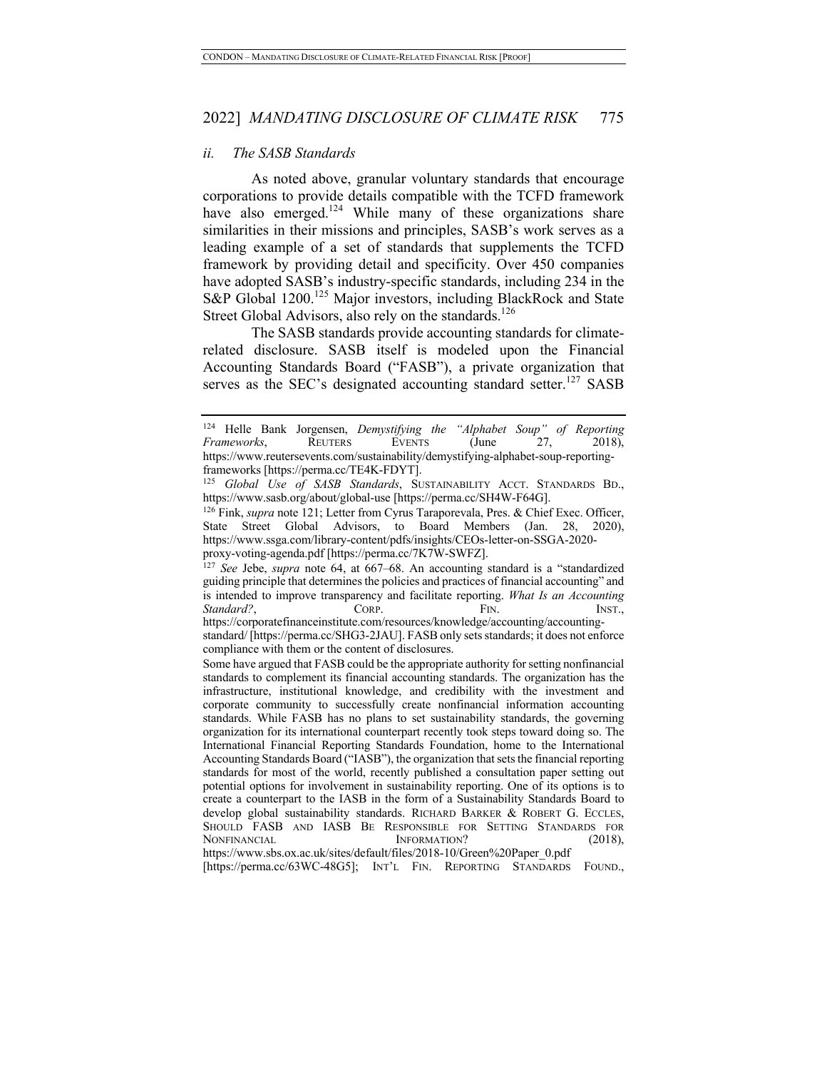### ii. *The SASB Standards*

As noted above, granular voluntary standards that encourage corporations to provide details compatible with the TCFD framework have also emerged.[124] While many of these organizations share similarities in their missions and principles, SASB's work serves as a leading example of a set of standards that supplements the TCFD framework by providing detail and specificity. Over 450 companies have adopted SASB's industry-specific standards, including 234 in the S&P Global 1200.[125] Major investors, including BlackRock and State Street Global Advisors, also rely on the standards.[126]

The SASB standards provide accounting standards for climate-related disclosure. SASB itself is modeled upon the Financial Accounting Standards Board ("FASB"), a private organization that serves as the SEC's designated accounting standard setter.[127] SASB

---

[124] Helle Bank Jorgensen, *Demystifying the "Alphabet Soup" of Reporting Frameworks*, REUTERS EVENTS (June 27, 2018), https://www.reutersevents.com/sustainability/demystifying-alphabet-soup-reporting-frameworks [https://perma.cc/TE4K-FDYT].

[125] *Global Use of SASB Standards*, SUSTAINABILITY ACCT. STANDARDS BD., https://www.sasb.org/about/global-use [https://perma.cc/SH4W-F64G].

[126] Fink, *supra* note 121; Letter from Cyrus Taraporevala, Pres. & Chief Exec. Officer, State Street Global Advisors, to Board Members (Jan. 28, 2020), https://www.ssga.com/library-content/pdfs/insights/CEOs-letter-on-SSGA-2020-proxy-voting-agenda.pdf [https://perma.cc/7K7W-SWFZ].

[127] *See* Jebe, *supra* note 64, at 667–68. An accounting standard is a "standardized guiding principle that determines the policies and practices of financial accounting" and is intended to improve transparency and facilitate reporting. *What Is an Accounting Standard?*, CORP. FIN. INST., https://corporatefinanceinstitute.com/resources/knowledge/accounting/accounting-standard/ [https://perma.cc/SHG3-2JAU]. FASB only sets standards; it does not enforce compliance with them or the content of disclosures.

Some have argued that FASB could be the appropriate authority for setting nonfinancial standards to complement its financial accounting standards. The organization has the infrastructure, institutional knowledge, and credibility with the investment and corporate community to successfully create nonfinancial information accounting standards. While FASB has no plans to set sustainability standards, the governing organization for its international counterpart recently took steps toward doing so. The International Financial Reporting Standards Foundation, home to the International Accounting Standards Board ("IASB"), the organization that sets the financial reporting standards for most of the world, recently published a consultation paper setting out potential options for involvement in sustainability reporting. One of its options is to create a counterpart to the IASB in the form of a Sustainability Standards Board to develop global sustainability standards. RICHARD BARKER & ROBERT G. ECCLES, SHOULD FASB AND IASB BE RESPONSIBLE FOR SETTING STANDARDS FOR NONFINANCIAL INFORMATION? (2018), https://www.sbs.ox.ac.uk/sites/default/files/2018-10/Green%20Paper_0.pdf [https://perma.cc/63WC-48G5]; INT'L FIN. REPORTING STANDARDS FOUND.,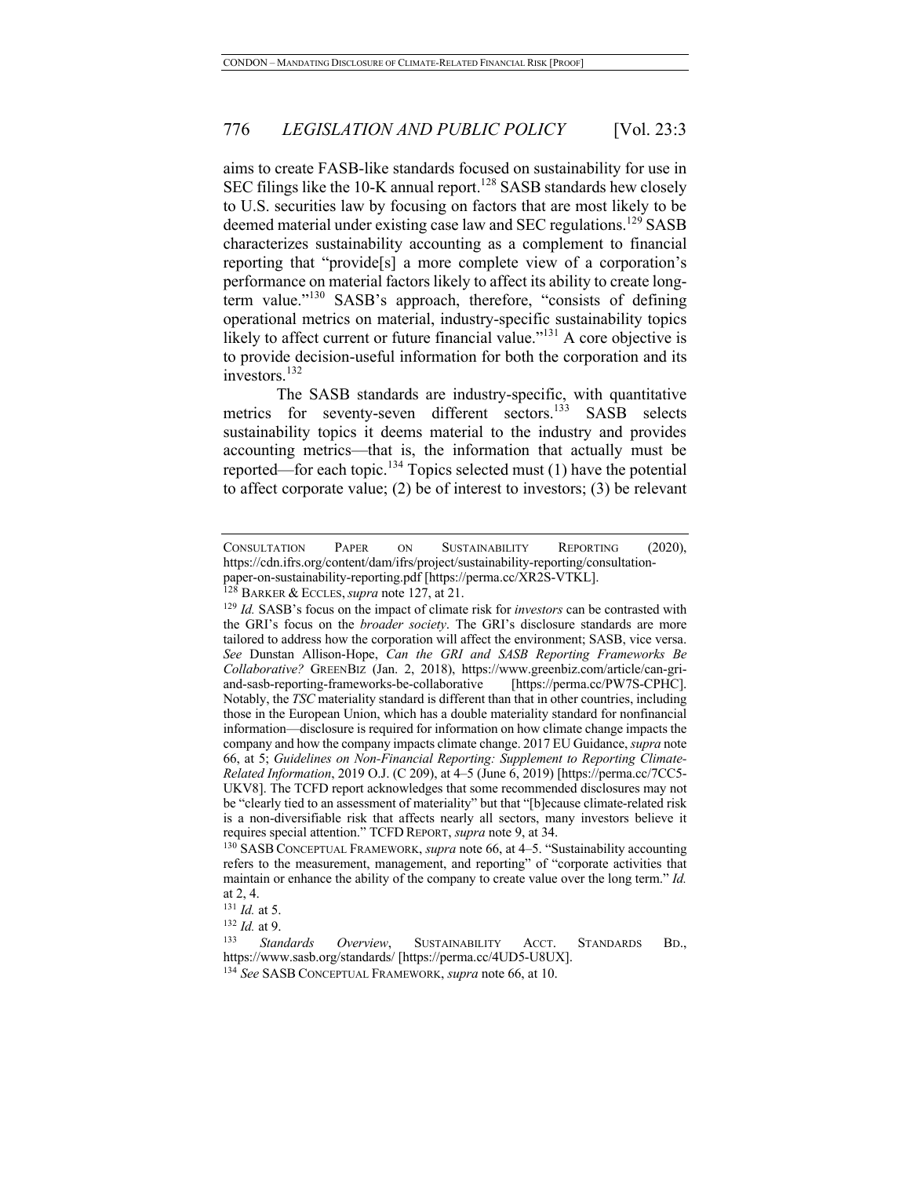aims to create FASB-like standards focused on sustainability for use in SEC filings like the 10-K annual report.[128] SASB standards hew closely to U.S. securities law by focusing on factors that are most likely to be deemed material under existing case law and SEC regulations.[129] SASB characterizes sustainability accounting as a complement to financial reporting that "provide[s] a more complete view of a corporation's performance on material factors likely to affect its ability to create long-term value."[130] SASB's approach, therefore, "consists of defining operational metrics on material, industry-specific sustainability topics likely to affect current or future financial value."[131] A core objective is to provide decision-useful information for both the corporation and its investors.[132]

The SASB standards are industry-specific, with quantitative metrics for seventy-seven different sectors.[133] SASB selects sustainability topics it deems material to the industry and provides accounting metrics—that is, the information that actually must be reported—for each topic.[134] Topics selected must (1) have the potential to affect corporate value; (2) be of interest to investors; (3) be relevant

---

CONSULTATION PAPER ON SUSTAINABILITY REPORTING (2020), https://cdn.ifrs.org/content/dam/ifrs/project/sustainability-reporting/consultation-paper-on-sustainability-reporting.pdf [https://perma.cc/XR2S-VTKL].

[128] BARKER & ECCLES, *supra* note 127, at 21.

[129] *Id.* SASB's focus on the impact of climate risk for *investors* can be contrasted with the GRI's focus on the *broader society*. The GRI's disclosure standards are more tailored to address how the corporation will affect the environment; SASB, vice versa. *See* Dunstan Allison-Hope, *Can the GRI and SASB Reporting Frameworks Be Collaborative?* GREENBIZ (Jan. 2, 2018), https://www.greenbiz.com/article/can-gri-and-sasb-reporting-frameworks-be-collaborative [https://perma.cc/PW7S-CPHC]. Notably, the *TSC* materiality standard is different than that in other countries, including those in the European Union, which has a double materiality standard for nonfinancial information—disclosure is required for information on how climate change impacts the company and how the company impacts climate change. 2017 EU Guidance, *supra* note 66, at 5; *Guidelines on Non-Financial Reporting: Supplement to Reporting Climate-Related Information*, 2019 O.J. (C 209), at 4–5 (June 6, 2019) [https://perma.cc/7CC5-UKV8]. The TCFD report acknowledges that some recommended disclosures may not be "clearly tied to an assessment of materiality" but that "[b]ecause climate-related risk is a non-diversifiable risk that affects nearly all sectors, many investors believe it requires special attention." TCFD REPORT, *supra* note 9, at 34.

[130] SASB CONCEPTUAL FRAMEWORK, *supra* note 66, at 4–5. "Sustainability accounting refers to the measurement, management, and reporting" of "corporate activities that maintain or enhance the ability of the company to create value over the long term." *Id.* at 2, 4.

[131] *Id.* at 5.

[132] *Id.* at 9.

[133] *Standards Overview*, SUSTAINABILITY ACCT. STANDARDS BD., https://www.sasb.org/standards/ [https://perma.cc/4UD5-U8UX].

[134] *See* SASB CONCEPTUAL FRAMEWORK, *supra* note 66, at 10.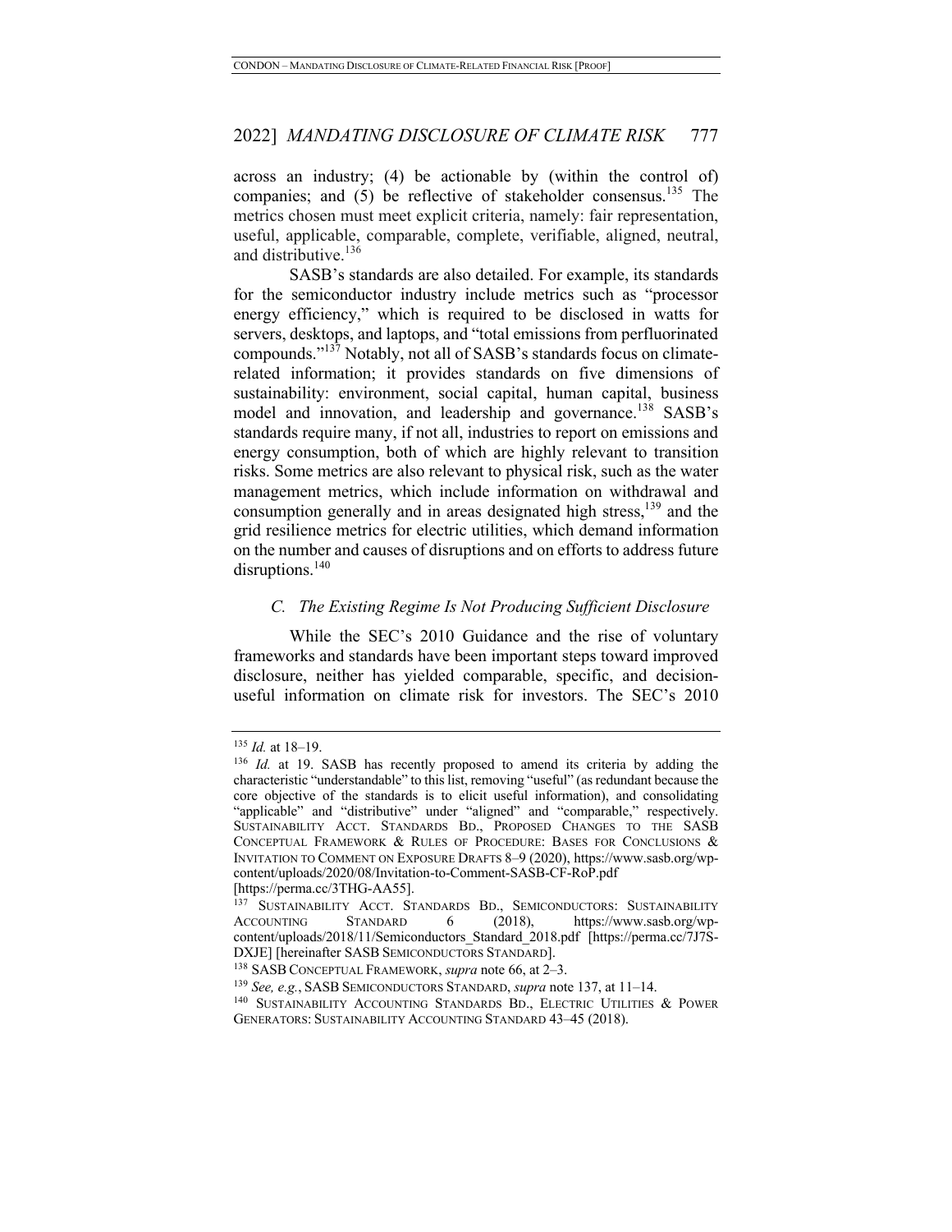across an industry; (4) be actionable by (within the control of) companies; and (5) be reflective of stakeholder consensus.[135] The metrics chosen must meet explicit criteria, namely: fair representation, useful, applicable, comparable, complete, verifiable, aligned, neutral, and distributive.[136]

SASB's standards are also detailed. For example, its standards for the semiconductor industry include metrics such as "processor energy efficiency," which is required to be disclosed in watts for servers, desktops, and laptops, and "total emissions from perfluorinated compounds."[137] Notably, not all of SASB's standards focus on climate-related information; it provides standards on five dimensions of sustainability: environment, social capital, human capital, business model and innovation, and leadership and governance.[138] SASB's standards require many, if not all, industries to report on emissions and energy consumption, both of which are highly relevant to transition risks. Some metrics are also relevant to physical risk, such as the water management metrics, which include information on withdrawal and consumption generally and in areas designated high stress,[139] and the grid resilience metrics for electric utilities, which demand information on the number and causes of disruptions and on efforts to address future disruptions.[140]

### *C. The Existing Regime Is Not Producing Sufficient Disclosure*

While the SEC's 2010 Guidance and the rise of voluntary frameworks and standards have been important steps toward improved disclosure, neither has yielded comparable, specific, and decision-useful information on climate risk for investors. The SEC's 2010

---

[135] *Id.* at 18–19.

[136] *Id.* at 19. SASB has recently proposed to amend its criteria by adding the characteristic "understandable" to this list, removing "useful" (as redundant because the core objective of the standards is to elicit useful information), and consolidating "applicable" and "distributive" under "aligned" and "comparable," respectively. SUSTAINABILITY ACCT. STANDARDS BD., PROPOSED CHANGES TO THE SASB CONCEPTUAL FRAMEWORK & RULES OF PROCEDURE: BASES FOR CONCLUSIONS & INVITATION TO COMMENT ON EXPOSURE DRAFTS 8–9 (2020), https://www.sasb.org/wp-content/uploads/2020/08/Invitation-to-Comment-SASB-CF-RoP.pdf [https://perma.cc/3THG-AA55].

[137] SUSTAINABILITY ACCT. STANDARDS BD., SEMICONDUCTORS: SUSTAINABILITY ACCOUNTING STANDARD 6 (2018), https://www.sasb.org/wp-content/uploads/2018/11/Semiconductors_Standard_2018.pdf [https://perma.cc/7J7S-DXJE] [hereinafter SASB SEMICONDUCTORS STANDARD].

[138] SASB CONCEPTUAL FRAMEWORK, *supra* note 66, at 2–3.

[139] *See, e.g.*, SASB SEMICONDUCTORS STANDARD, *supra* note 137, at 11–14.

[140] SUSTAINABILITY ACCOUNTING STANDARDS BD., ELECTRIC UTILITIES & POWER GENERATORS: SUSTAINABILITY ACCOUNTING STANDARD 43–45 (2018).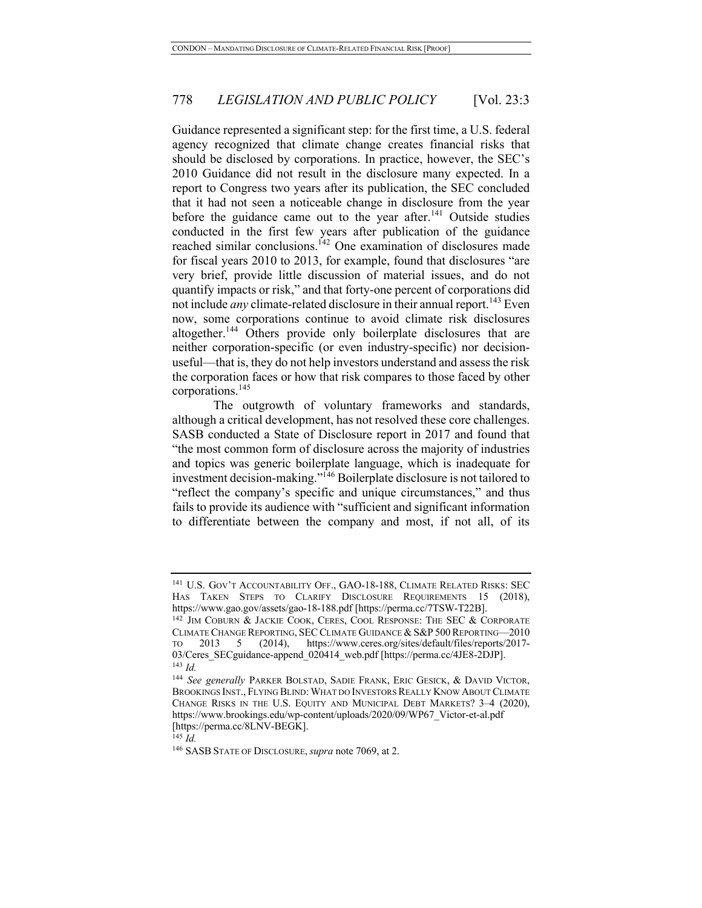Guidance represented a significant step: for the first time, a U.S. federal agency recognized that climate change creates financial risks that should be disclosed by corporations. In practice, however, the SEC's 2010 Guidance did not result in the disclosure many expected. In a report to Congress two years after its publication, the SEC concluded that it had not seen a noticeable change in disclosure from the year before the guidance came out to the year after.[141] Outside studies conducted in the first few years after publication of the guidance reached similar conclusions.[142] One examination of disclosures made for fiscal years 2010 to 2013, for example, found that disclosures "are very brief, provide little discussion of material issues, and do not quantify impacts or risk," and that forty-one percent of corporations did not include *any* climate-related disclosure in their annual report.[143] Even now, some corporations continue to avoid climate risk disclosures altogether.[144] Others provide only boilerplate disclosures that are neither corporation-specific (or even industry-specific) nor decision-useful—that is, they do not help investors understand and assess the risk the corporation faces or how that risk compares to those faced by other corporations.[145]

The outgrowth of voluntary frameworks and standards, although a critical development, has not resolved these core challenges. SASB conducted a State of Disclosure report in 2017 and found that "the most common form of disclosure across the majority of industries and topics was generic boilerplate language, which is inadequate for investment decision-making."[146] Boilerplate disclosure is not tailored to "reflect the company's specific and unique circumstances," and thus fails to provide its audience with "sufficient and significant information to differentiate between the company and most, if not all, of its

---

[141] U.S. GOV'T ACCOUNTABILITY OFF., GAO-18-188, CLIMATE RELATED RISKS: SEC HAS TAKEN STEPS TO CLARIFY DISCLOSURE REQUIREMENTS 15 (2018), https://www.gao.gov/assets/gao-18-188.pdf [https://perma.cc/7TSW-T22B].

[142] JIM COBURN & JACKIE COOK, CERES, COOL RESPONSE: THE SEC & CORPORATE CLIMATE CHANGE REPORTING, SEC CLIMATE GUIDANCE & S&P 500 REPORTING—2010 TO 2013 5 (2014), https://www.ceres.org/sites/default/files/reports/2017-03/Ceres_SECguidance-append_020414_web.pdf [https://perma.cc/4JE8-2DJP].

[143] *Id.*

[144] *See generally* PARKER BOLSTAD, SADIE FRANK, ERIC GESICK, & DAVID VICTOR, BROOKINGS INST., FLYING BLIND: WHAT DO INVESTORS REALLY KNOW ABOUT CLIMATE CHANGE RISKS IN THE U.S. EQUITY AND MUNICIPAL DEBT MARKETS? 3–4 (2020), https://www.brookings.edu/wp-content/uploads/2020/09/WP67_Victor-et-al.pdf [https://perma.cc/8LNV-BEGK].

[145] *Id.*

[146] SASB STATE OF DISCLOSURE, *supra* note 7069, at 2.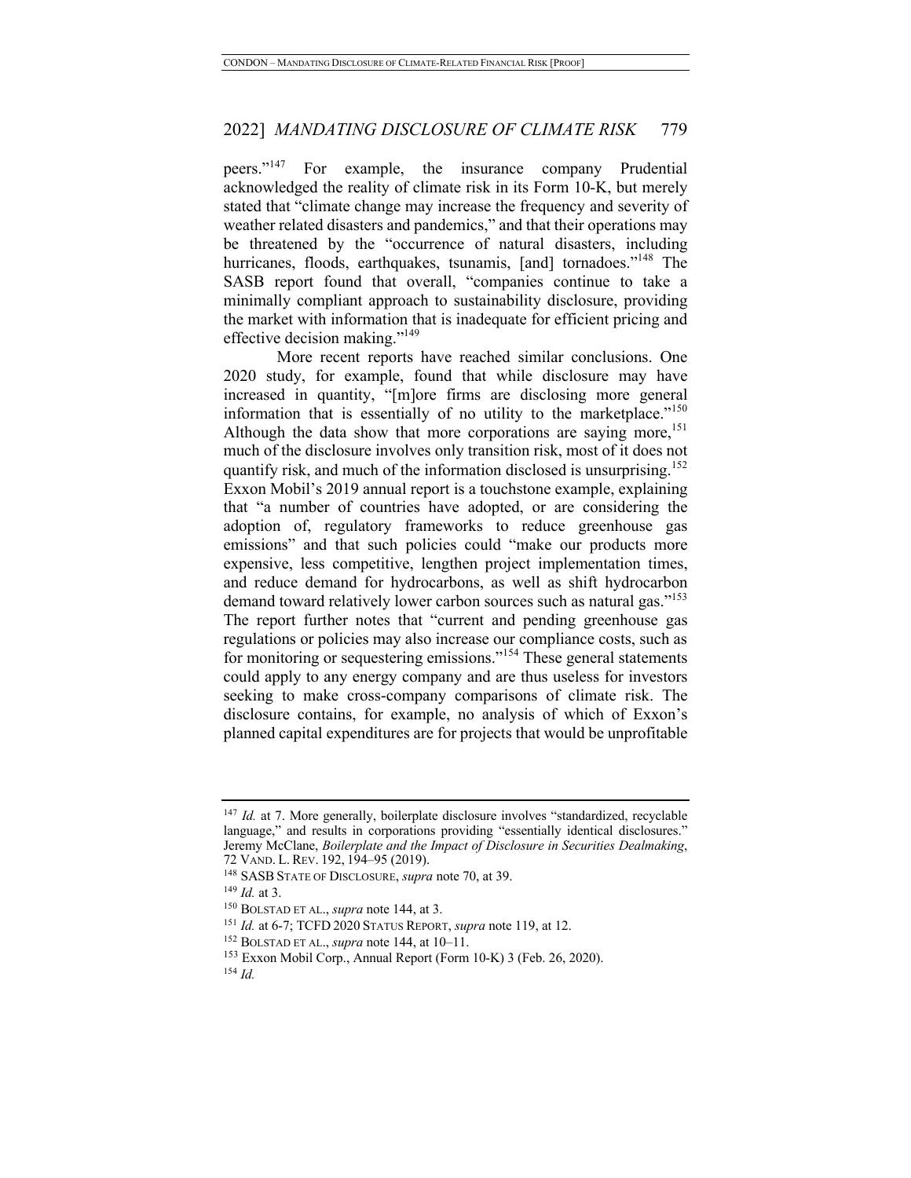peers."[147] For example, the insurance company Prudential acknowledged the reality of climate risk in its Form 10-K, but merely stated that "climate change may increase the frequency and severity of weather related disasters and pandemics," and that their operations may be threatened by the "occurrence of natural disasters, including hurricanes, floods, earthquakes, tsunamis, [and] tornadoes."[148] The SASB report found that overall, "companies continue to take a minimally compliant approach to sustainability disclosure, providing the market with information that is inadequate for efficient pricing and effective decision making."[149]

More recent reports have reached similar conclusions. One 2020 study, for example, found that while disclosure may have increased in quantity, "[m]ore firms are disclosing more general information that is essentially of no utility to the marketplace."[150] Although the data show that more corporations are saying more,[151] much of the disclosure involves only transition risk, most of it does not quantify risk, and much of the information disclosed is unsurprising.[152] Exxon Mobil's 2019 annual report is a touchstone example, explaining that "a number of countries have adopted, or are considering the adoption of, regulatory frameworks to reduce greenhouse gas emissions" and that such policies could "make our products more expensive, less competitive, lengthen project implementation times, and reduce demand for hydrocarbons, as well as shift hydrocarbon demand toward relatively lower carbon sources such as natural gas."[153] The report further notes that "current and pending greenhouse gas regulations or policies may also increase our compliance costs, such as for monitoring or sequestering emissions."[154] These general statements could apply to any energy company and are thus useless for investors seeking to make cross-company comparisons of climate risk. The disclosure contains, for example, no analysis of which of Exxon's planned capital expenditures are for projects that would be unprofitable

---

[147] *Id.* at 7. More generally, boilerplate disclosure involves "standardized, recyclable language," and results in corporations providing "essentially identical disclosures." Jeremy McClane, *Boilerplate and the Impact of Disclosure in Securities Dealmaking*, 72 VAND. L. REV. 192, 194–95 (2019).

[148] SASB STATE OF DISCLOSURE, *supra* note 70, at 39.

[149] *Id.* at 3.

[150] BOLSTAD ET AL., *supra* note 144, at 3.

[151] *Id.* at 6-7; TCFD 2020 STATUS REPORT, *supra* note 119, at 12.

[152] BOLSTAD ET AL., *supra* note 144, at 10–11.

[153] Exxon Mobil Corp., Annual Report (Form 10-K) 3 (Feb. 26, 2020).

[154] *Id.*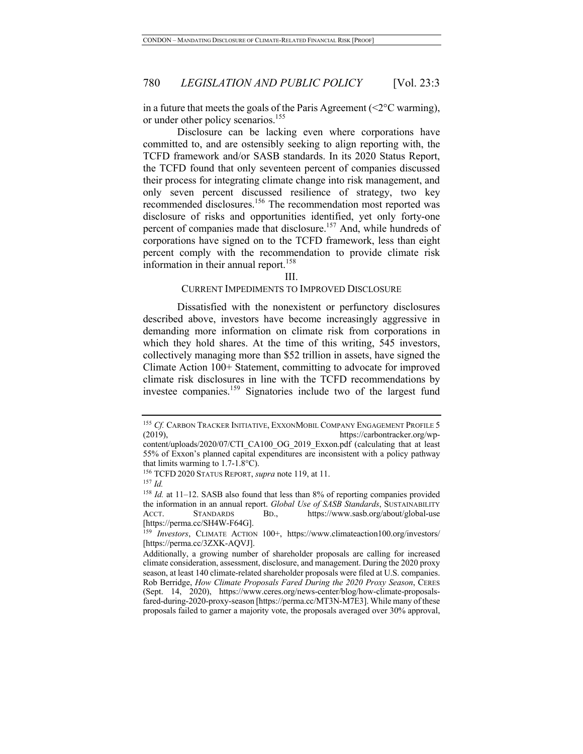in a future that meets the goals of the Paris Agreement (<2°C warming), or under other policy scenarios.[155]

Disclosure can be lacking even where corporations have committed to, and are ostensibly seeking to align reporting with, the TCFD framework and/or SASB standards. In its 2020 Status Report, the TCFD found that only seventeen percent of companies discussed their process for integrating climate change into risk management, and only seven percent discussed resilience of strategy, two key recommended disclosures.[156] The recommendation most reported was disclosure of risks and opportunities identified, yet only forty-one percent of companies made that disclosure.[157] And, while hundreds of corporations have signed on to the TCFD framework, less than eight percent comply with the recommendation to provide climate risk information in their annual report.[158]

## III. CURRENT IMPEDIMENTS TO IMPROVED DISCLOSURE

Dissatisfied with the nonexistent or perfunctory disclosures described above, investors have become increasingly aggressive in demanding more information on climate risk from corporations in which they hold shares. At the time of this writing, 545 investors, collectively managing more than $52 trillion in assets, have signed the Climate Action 100+ Statement, committing to advocate for improved climate risk disclosures in line with the TCFD recommendations by investee companies.[159] Signatories include two of the largest fund

---

[155] *Cf.* CARBON TRACKER INITIATIVE, EXXONMOBIL COMPANY ENGAGEMENT PROFILE 5 (2019), https://carbontracker.org/wp-content/uploads/2020/07/CTI_CA100_OG_2019_Exxon.pdf (calculating that at least 55% of Exxon's planned capital expenditures are inconsistent with a policy pathway that limits warming to 1.7-1.8°C).

[156] TCFD 2020 STATUS REPORT, *supra* note 119, at 11.

[157] *Id.*

[158] *Id.* at 11–12. SASB also found that less than 8% of reporting companies provided the information in an annual report. *Global Use of SASB Standards*, SUSTAINABILITY ACCT. STANDARDS BD., https://www.sasb.org/about/global-use [https://perma.cc/SH4W-F64G].

[159] *Investors*, CLIMATE ACTION 100+, https://www.climateaction100.org/investors/ [https://perma.cc/3ZXK-AQVJ].

Additionally, a growing number of shareholder proposals are calling for increased climate consideration, assessment, disclosure, and management. During the 2020 proxy season, at least 140 climate-related shareholder proposals were filed at U.S. companies. Rob Berridge, *How Climate Proposals Fared During the 2020 Proxy Season*, CERES (Sept. 14, 2020), https://www.ceres.org/news-center/blog/how-climate-proposals-fared-during-2020-proxy-season [https://perma.cc/MT3N-M7E3]. While many of these proposals failed to garner a majority vote, the proposals averaged over 30% approval,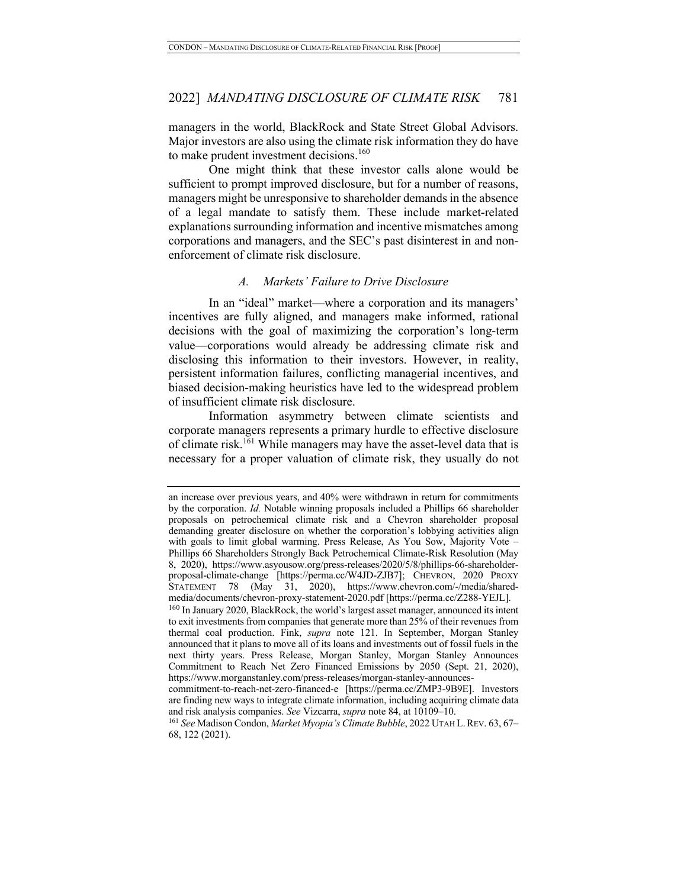managers in the world, BlackRock and State Street Global Advisors. Major investors are also using the climate risk information they do have to make prudent investment decisions.[160]

One might think that these investor calls alone would be sufficient to prompt improved disclosure, but for a number of reasons, managers might be unresponsive to shareholder demands in the absence of a legal mandate to satisfy them. These include market-related explanations surrounding information and incentive mismatches among corporations and managers, and the SEC's past disinterest in and non-enforcement of climate risk disclosure.

### *A. Markets' Failure to Drive Disclosure*

In an "ideal" market—where a corporation and its managers' incentives are fully aligned, and managers make informed, rational decisions with the goal of maximizing the corporation's long-term value—corporations would already be addressing climate risk and disclosing this information to their investors. However, in reality, persistent information failures, conflicting managerial incentives, and biased decision-making heuristics have led to the widespread problem of insufficient climate risk disclosure.

Information asymmetry between climate scientists and corporate managers represents a primary hurdle to effective disclosure of climate risk.[161] While managers may have the asset-level data that is necessary for a proper valuation of climate risk, they usually do not

---

an increase over previous years, and 40% were withdrawn in return for commitments by the corporation. *Id.* Notable winning proposals included a Phillips 66 shareholder proposals on petrochemical climate risk and a Chevron shareholder proposal demanding greater disclosure on whether the corporation's lobbying activities align with goals to limit global warming. Press Release, As You Sow, Majority Vote – Phillips 66 Shareholders Strongly Back Petrochemical Climate-Risk Resolution (May 8, 2020), https://www.asyousow.org/press-releases/2020/5/8/phillips-66-shareholder-proposal-climate-change [https://perma.cc/W4JD-ZJB7]; CHEVRON, 2020 PROXY STATEMENT 78 (May 31, 2020), https://www.chevron.com/-/media/shared-media/documents/chevron-proxy-statement-2020.pdf [https://perma.cc/Z288-YEJL].

[160] In January 2020, BlackRock, the world's largest asset manager, announced its intent to exit investments from companies that generate more than 25% of their revenues from thermal coal production. Fink, *supra* note 121. In September, Morgan Stanley announced that it plans to move all of its loans and investments out of fossil fuels in the next thirty years. Press Release, Morgan Stanley, Morgan Stanley Announces Commitment to Reach Net Zero Financed Emissions by 2050 (Sept. 21, 2020), https://www.morganstanley.com/press-releases/morgan-stanley-announces-commitment-to-reach-net-zero-financed-e [https://perma.cc/ZMP3-9B9E]. Investors are finding new ways to integrate climate information, including acquiring climate data and risk analysis companies. *See* Vizcarra, *supra* note 84, at 10109–10.

[161] *See* Madison Condon, *Market Myopia's Climate Bubble*, 2022 UTAH L. REV. 63, 67–68, 122 (2021).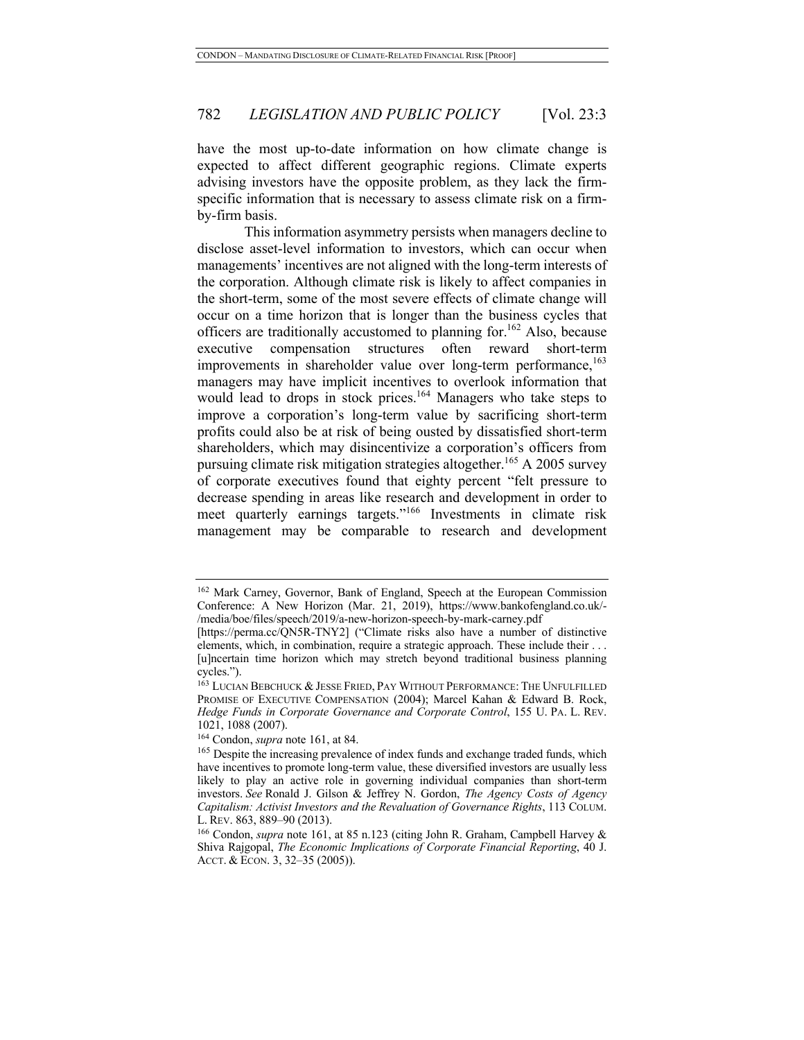have the most up-to-date information on how climate change is expected to affect different geographic regions. Climate experts advising investors have the opposite problem, as they lack the firm-specific information that is necessary to assess climate risk on a firm-by-firm basis.

This information asymmetry persists when managers decline to disclose asset-level information to investors, which can occur when managements' incentives are not aligned with the long-term interests of the corporation. Although climate risk is likely to affect companies in the short-term, some of the most severe effects of climate change will occur on a time horizon that is longer than the business cycles that officers are traditionally accustomed to planning for.[162] Also, because executive compensation structures often reward short-term improvements in shareholder value over long-term performance,[163] managers may have implicit incentives to overlook information that would lead to drops in stock prices.[164] Managers who take steps to improve a corporation's long-term value by sacrificing short-term profits could also be at risk of being ousted by dissatisfied short-term shareholders, which may disincentivize a corporation's officers from pursuing climate risk mitigation strategies altogether.[165] A 2005 survey of corporate executives found that eighty percent "felt pressure to decrease spending in areas like research and development in order to meet quarterly earnings targets."[166] Investments in climate risk management may be comparable to research and development

---

[162] Mark Carney, Governor, Bank of England, Speech at the European Commission Conference: A New Horizon (Mar. 21, 2019), https://www.bankofengland.co.uk/-/media/boe/files/speech/2019/a-new-horizon-speech-by-mark-carney.pdf [https://perma.cc/QN5R-TNY2] ("Climate risks also have a number of distinctive elements, which, in combination, require a strategic approach. These include their . . . [u]ncertain time horizon which may stretch beyond traditional business planning cycles.").

[163] LUCIAN BEBCHUCK & JESSE FRIED, PAY WITHOUT PERFORMANCE: THE UNFULFILLED PROMISE OF EXECUTIVE COMPENSATION (2004); Marcel Kahan & Edward B. Rock, *Hedge Funds in Corporate Governance and Corporate Control*, 155 U. PA. L. REV. 1021, 1088 (2007).

[164] Condon, *supra* note 161, at 84.

[165] Despite the increasing prevalence of index funds and exchange traded funds, which have incentives to promote long-term value, these diversified investors are usually less likely to play an active role in governing individual companies than short-term investors. *See* Ronald J. Gilson & Jeffrey N. Gordon, *The Agency Costs of Agency Capitalism: Activist Investors and the Revaluation of Governance Rights*, 113 COLUM. L. REV. 863, 889–90 (2013).

[166] Condon, *supra* note 161, at 85 n.123 (citing John R. Graham, Campbell Harvey & Shiva Rajgopal, *The Economic Implications of Corporate Financial Reporting*, 40 J. ACCT. & ECON. 3, 32–35 (2005)).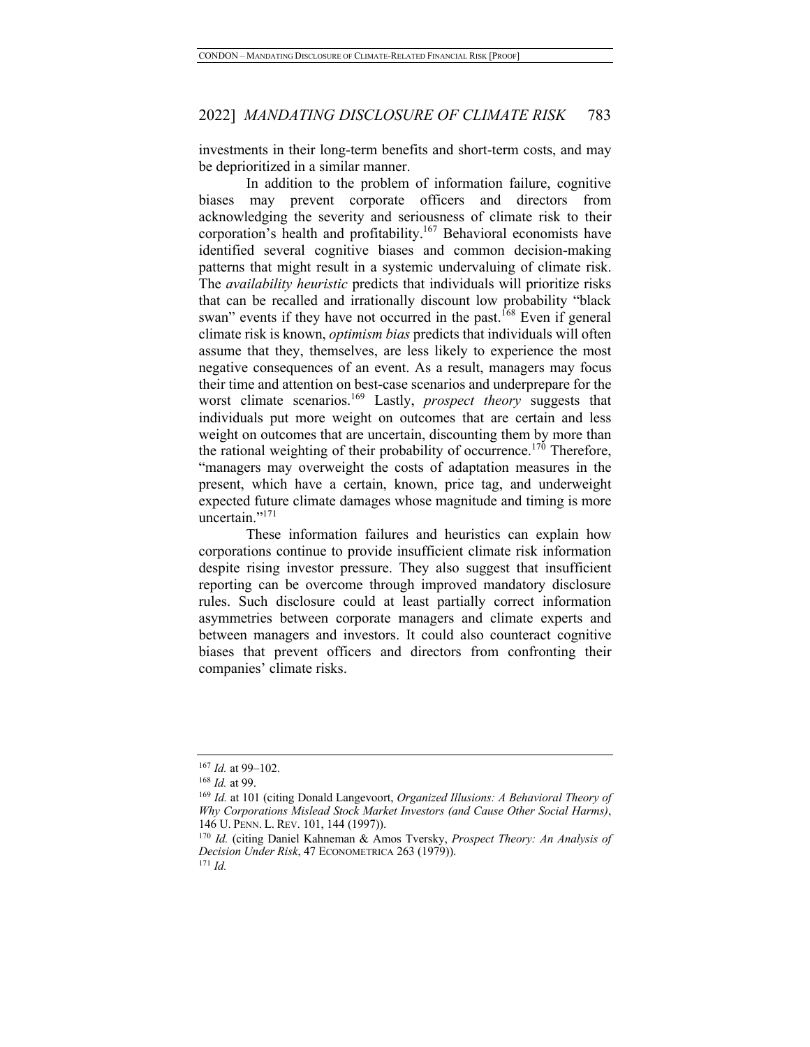investments in their long-term benefits and short-term costs, and may be deprioritized in a similar manner.

In addition to the problem of information failure, cognitive biases may prevent corporate officers and directors from acknowledging the severity and seriousness of climate risk to their corporation's health and profitability.[167] Behavioral economists have identified several cognitive biases and common decision-making patterns that might result in a systemic undervaluing of climate risk. The *availability heuristic* predicts that individuals will prioritize risks that can be recalled and irrationally discount low probability "black swan" events if they have not occurred in the past.[168] Even if general climate risk is known, *optimism bias* predicts that individuals will often assume that they, themselves, are less likely to experience the most negative consequences of an event. As a result, managers may focus their time and attention on best-case scenarios and underprepare for the worst climate scenarios.[169] Lastly, *prospect theory* suggests that individuals put more weight on outcomes that are certain and less weight on outcomes that are uncertain, discounting them by more than the rational weighting of their probability of occurrence.[170] Therefore, "managers may overweight the costs of adaptation measures in the present, which have a certain, known, price tag, and underweight expected future climate damages whose magnitude and timing is more uncertain."[171]

These information failures and heuristics can explain how corporations continue to provide insufficient climate risk information despite rising investor pressure. They also suggest that insufficient reporting can be overcome through improved mandatory disclosure rules. Such disclosure could at least partially correct information asymmetries between corporate managers and climate experts and between managers and investors. It could also counteract cognitive biases that prevent officers and directors from confronting their companies' climate risks.

---

[167] *Id.* at 99–102.

[168] *Id.* at 99.

[169] *Id.* at 101 (citing Donald Langevoort, *Organized Illusions: A Behavioral Theory of Why Corporations Mislead Stock Market Investors (and Cause Other Social Harms)*, 146 U. PENN. L. REV. 101, 144 (1997)).

[170] *Id.* (citing Daniel Kahneman & Amos Tversky, *Prospect Theory: An Analysis of Decision Under Risk*, 47 ECONOMETRICA 263 (1979)).

[171] *Id.*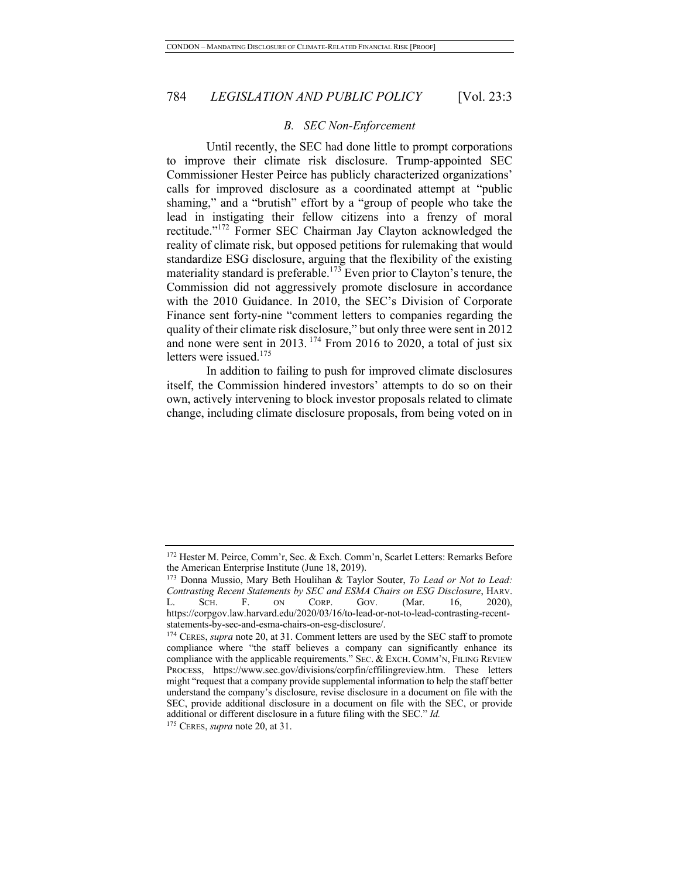### *B. SEC Non-Enforcement*

Until recently, the SEC had done little to prompt corporations to improve their climate risk disclosure. Trump-appointed SEC Commissioner Hester Peirce has publicly characterized organizations' calls for improved disclosure as a coordinated attempt at "public shaming," and a "brutish" effort by a "group of people who take the lead in instigating their fellow citizens into a frenzy of moral rectitude."[172] Former SEC Chairman Jay Clayton acknowledged the reality of climate risk, but opposed petitions for rulemaking that would standardize ESG disclosure, arguing that the flexibility of the existing materiality standard is preferable.[173] Even prior to Clayton's tenure, the Commission did not aggressively promote disclosure in accordance with the 2010 Guidance. In 2010, the SEC's Division of Corporate Finance sent forty-nine "comment letters to companies regarding the quality of their climate risk disclosure," but only three were sent in 2012 and none were sent in 2013.[174] From 2016 to 2020, a total of just six letters were issued.[175]

In addition to failing to push for improved climate disclosures itself, the Commission hindered investors' attempts to do so on their own, actively intervening to block investor proposals related to climate change, including climate disclosure proposals, from being voted on in

---

[172] Hester M. Peirce, Comm'r, Sec. & Exch. Comm'n, Scarlet Letters: Remarks Before the American Enterprise Institute (June 18, 2019).

[173] Donna Mussio, Mary Beth Houlihan & Taylor Souter, *To Lead or Not to Lead: Contrasting Recent Statements by SEC and ESMA Chairs on ESG Disclosure*, HARV. L. SCH. F. ON CORP. GOV. (Mar. 16, 2020), https://corpgov.law.harvard.edu/2020/03/16/to-lead-or-not-to-lead-contrasting-recent-statements-by-sec-and-esma-chairs-on-esg-disclosure/.

[174] CERES, *supra* note 20, at 31. Comment letters are used by the SEC staff to promote compliance where "the staff believes a company can significantly enhance its compliance with the applicable requirements." SEC. & EXCH. COMM'N, FILING REVIEW PROCESS, https://www.sec.gov/divisions/corpfin/cffilingreview.htm. These letters might "request that a company provide supplemental information to help the staff better understand the company's disclosure, revise disclosure in a document on file with the SEC, provide additional disclosure in a document on file with the SEC, or provide additional or different disclosure in a future filing with the SEC." *Id.*

[175] CERES, *supra* note 20, at 31.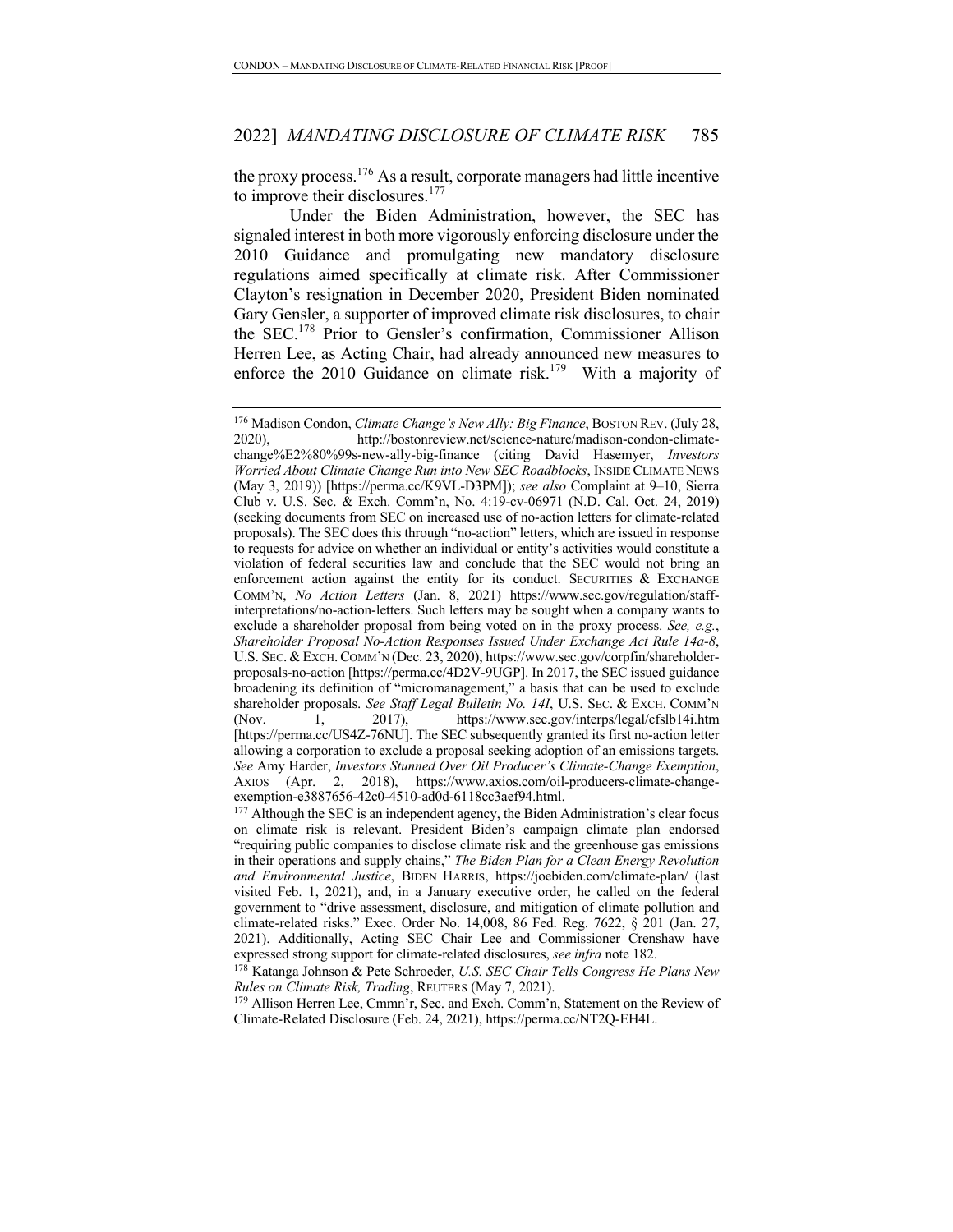the proxy process.[176] As a result, corporate managers had little incentive to improve their disclosures.[177]

Under the Biden Administration, however, the SEC has signaled interest in both more vigorously enforcing disclosure under the 2010 Guidance and promulgating new mandatory disclosure regulations aimed specifically at climate risk. After Commissioner Clayton's resignation in December 2020, President Biden nominated Gary Gensler, a supporter of improved climate risk disclosures, to chair the SEC.[178] Prior to Gensler's confirmation, Commissioner Allison Herren Lee, as Acting Chair, had already announced new measures to enforce the 2010 Guidance on climate risk.[179] With a majority of

---

[176] Madison Condon, *Climate Change's New Ally: Big Finance*, BOSTON REV. (July 28, 2020), http://bostonreview.net/science-nature/madison-condon-climate-change%E2%80%99s-new-ally-big-finance (citing David Hasemyer, *Investors Worried About Climate Change Run into New SEC Roadblocks*, INSIDE CLIMATE NEWS (May 3, 2019)) [https://perma.cc/K9VL-D3PM]); *see also* Complaint at 9–10, Sierra Club v. U.S. Sec. & Exch. Comm'n, No. 4:19-cv-06971 (N.D. Cal. Oct. 24, 2019) (seeking documents from SEC on increased use of no-action letters for climate-related proposals). The SEC does this through "no-action" letters, which are issued in response to requests for advice on whether an individual or entity's activities would constitute a violation of federal securities law and conclude that the SEC would not bring an enforcement action against the entity for its conduct. SECURITIES & EXCHANGE COMM'N, *No Action Letters* (Jan. 8, 2021) https://www.sec.gov/regulation/staff-interpretations/no-action-letters. Such letters may be sought when a company wants to exclude a shareholder proposal from being voted on in the proxy process. *See, e.g.*, *Shareholder Proposal No-Action Responses Issued Under Exchange Act Rule 14a-8*, U.S. SEC. & EXCH. COMM'N (Dec. 23, 2020), https://www.sec.gov/corpfin/shareholder-proposals-no-action [https://perma.cc/4D2V-9UGP]. In 2017, the SEC issued guidance broadening its definition of "micromanagement," a basis that can be used to exclude shareholder proposals. *See Staff Legal Bulletin No. 14I*, U.S. SEC. & EXCH. COMM'N (Nov. 1, 2017), https://www.sec.gov/interps/legal/cfslb14i.htm [https://perma.cc/US4Z-76NU]. The SEC subsequently granted its first no-action letter allowing a corporation to exclude a proposal seeking adoption of an emissions targets. *See* Amy Harder, *Investors Stunned Over Oil Producer's Climate-Change Exemption*, AXIOS (Apr. 2, 2018), https://www.axios.com/oil-producers-climate-change-exemption-e3887656-42c0-4510-ad0d-6118cc3aef94.html.

[177] Although the SEC is an independent agency, the Biden Administration's clear focus on climate risk is relevant. President Biden's campaign climate plan endorsed "requiring public companies to disclose climate risk and the greenhouse gas emissions in their operations and supply chains," *The Biden Plan for a Clean Energy Revolution and Environmental Justice*, BIDEN HARRIS, https://joebiden.com/climate-plan/ (last visited Feb. 1, 2021), and, in a January executive order, he called on the federal government to "drive assessment, disclosure, and mitigation of climate pollution and climate-related risks." Exec. Order No. 14,008, 86 Fed. Reg. 7622, § 201 (Jan. 27, 2021). Additionally, Acting SEC Chair Lee and Commissioner Crenshaw have expressed strong support for climate-related disclosures, *see infra* note 182.

[178] Katanga Johnson & Pete Schroeder, *U.S. SEC Chair Tells Congress He Plans New Rules on Climate Risk, Trading*, REUTERS (May 7, 2021).

[179] Allison Herren Lee, Cmmn'r, Sec. and Exch. Comm'n, Statement on the Review of Climate-Related Disclosure (Feb. 24, 2021), https://perma.cc/NT2Q-EH4L.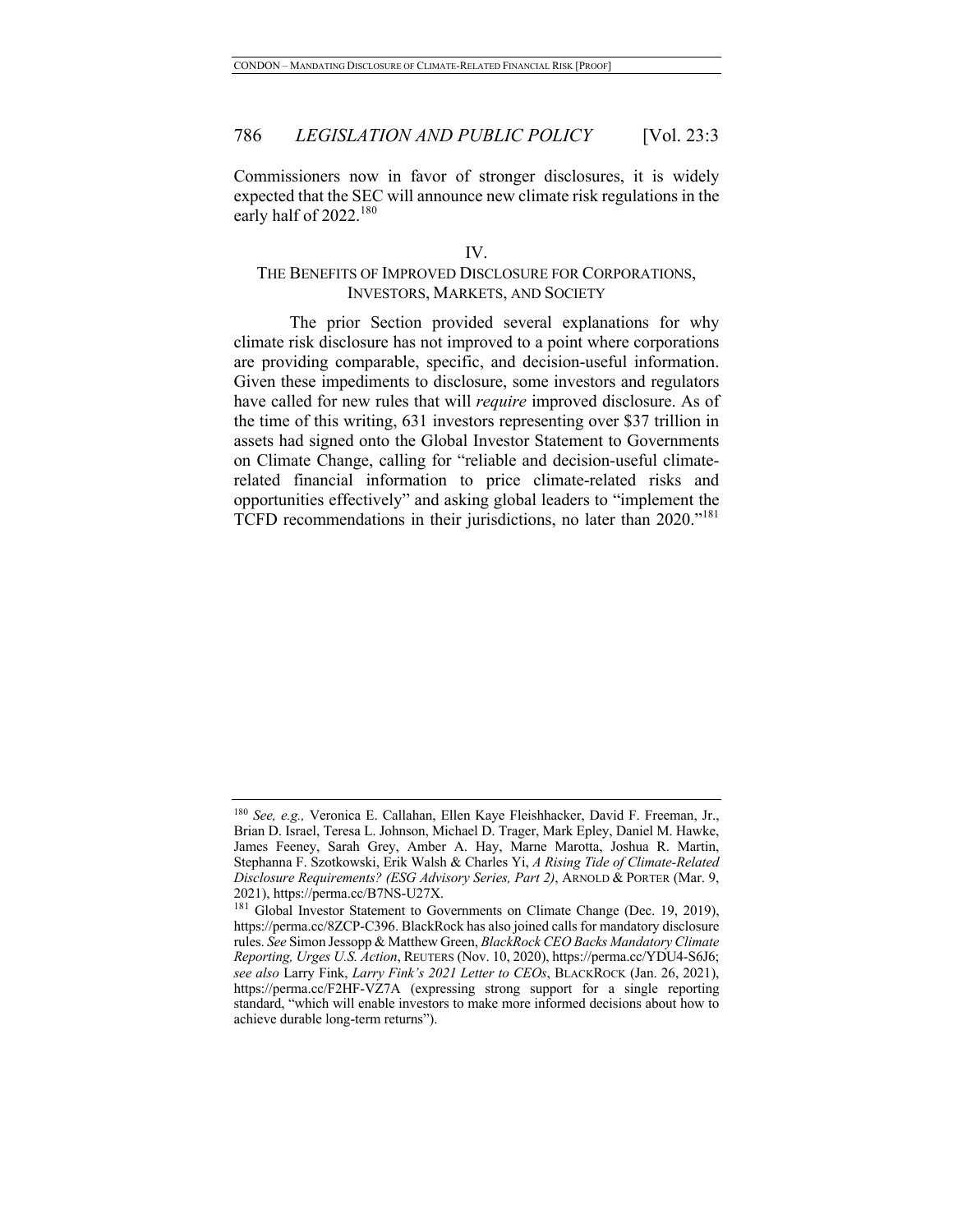Commissioners now in favor of stronger disclosures, it is widely expected that the SEC will announce new climate risk regulations in the early half of 2022.[180]

## IV. THE BENEFITS OF IMPROVED DISCLOSURE FOR CORPORATIONS, INVESTORS, MARKETS, AND SOCIETY

The prior Section provided several explanations for why climate risk disclosure has not improved to a point where corporations are providing comparable, specific, and decision-useful information. Given these impediments to disclosure, some investors and regulators have called for new rules that will *require* improved disclosure. As of the time of this writing, 631 investors representing over $37 trillion in assets had signed onto the Global Investor Statement to Governments on Climate Change, calling for "reliable and decision-useful climate-related financial information to price climate-related risks and opportunities effectively" and asking global leaders to "implement the TCFD recommendations in their jurisdictions, no later than 2020."[181]

---

[180] *See, e.g.,* Veronica E. Callahan, Ellen Kaye Fleishhacker, David F. Freeman, Jr., Brian D. Israel, Teresa L. Johnson, Michael D. Trager, Mark Epley, Daniel M. Hawke, James Feeney, Sarah Grey, Amber A. Hay, Marne Marotta, Joshua R. Martin, Stephanna F. Szotkowski, Erik Walsh & Charles Yi, *A Rising Tide of Climate-Related Disclosure Requirements? (ESG Advisory Series, Part 2)*, ARNOLD & PORTER (Mar. 9, 2021), https://perma.cc/B7NS-U27X.

[181] Global Investor Statement to Governments on Climate Change (Dec. 19, 2019), https://perma.cc/8ZCP-C396. BlackRock has also joined calls for mandatory disclosure rules. *See* Simon Jessopp & Matthew Green, *BlackRock CEO Backs Mandatory Climate Reporting, Urges U.S. Action*, REUTERS (Nov. 10, 2020), https://perma.cc/YDU4-S6J6; *see also* Larry Fink, *Larry Fink's 2021 Letter to CEOs*, BLACKROCK (Jan. 26, 2021), https://perma.cc/F2HF-VZ7A (expressing strong support for a single reporting standard, "which will enable investors to make more informed decisions about how to achieve durable long-term returns").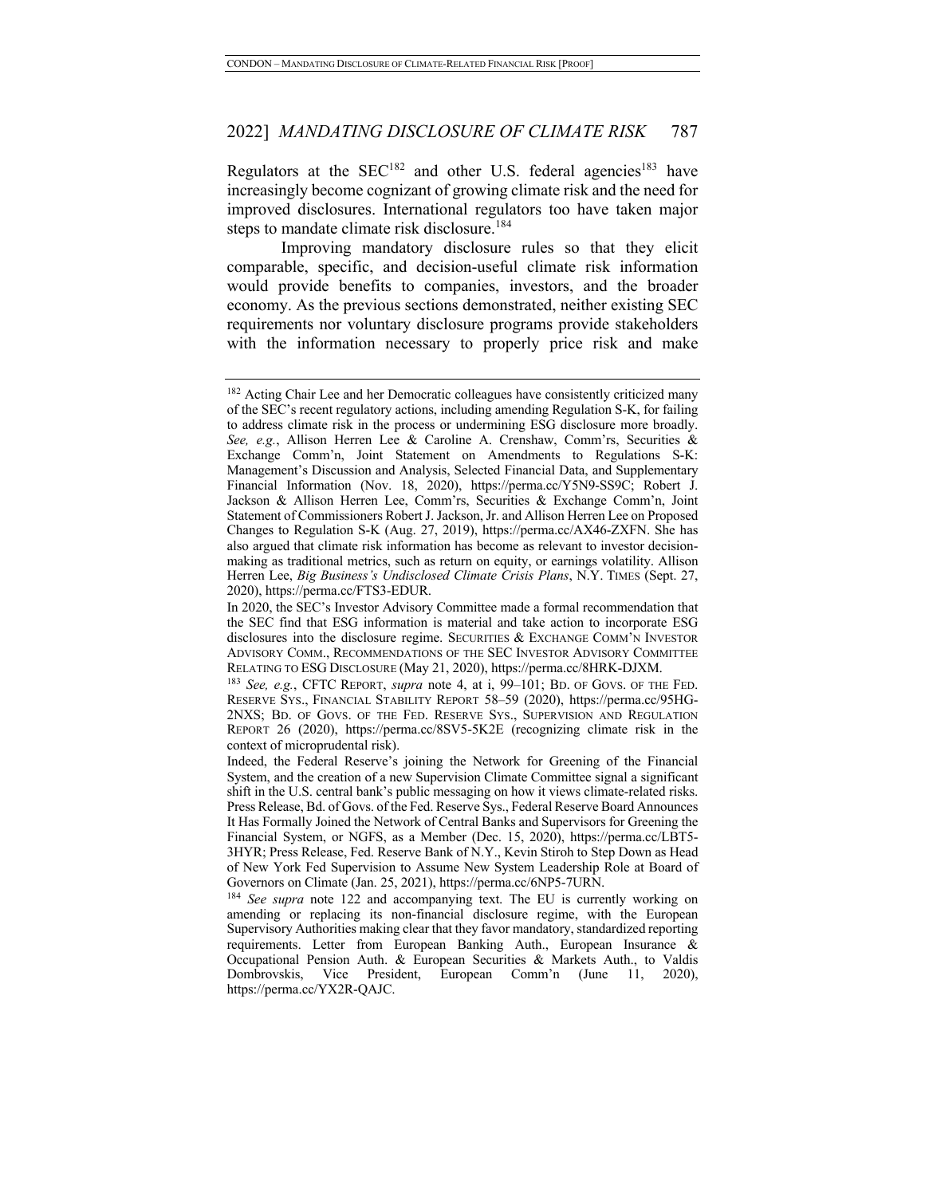Regulators at the SEC[182] and other U.S. federal agencies[183] have increasingly become cognizant of growing climate risk and the need for improved disclosures. International regulators too have taken major steps to mandate climate risk disclosure.[184]

Improving mandatory disclosure rules so that they elicit comparable, specific, and decision-useful climate risk information would provide benefits to companies, investors, and the broader economy. As the previous sections demonstrated, neither existing SEC requirements nor voluntary disclosure programs provide stakeholders with the information necessary to properly price risk and make

---

[182] Acting Chair Lee and her Democratic colleagues have consistently criticized many of the SEC's recent regulatory actions, including amending Regulation S-K, for failing to address climate risk in the process or undermining ESG disclosure more broadly. *See, e.g.*, Allison Herren Lee & Caroline A. Crenshaw, Comm'rs, Securities & Exchange Comm'n, Joint Statement on Amendments to Regulations S-K: Management's Discussion and Analysis, Selected Financial Data, and Supplementary Financial Information (Nov. 18, 2020), https://perma.cc/Y5N9-SS9C; Robert J. Jackson & Allison Herren Lee, Comm'rs, Securities & Exchange Comm'n, Joint Statement of Commissioners Robert J. Jackson, Jr. and Allison Herren Lee on Proposed Changes to Regulation S-K (Aug. 27, 2019), https://perma.cc/AX46-ZXFN. She has also argued that climate risk information has become as relevant to investor decision-making as traditional metrics, such as return on equity, or earnings volatility. Allison Herren Lee, *Big Business's Undisclosed Climate Crisis Plans*, N.Y. TIMES (Sept. 27, 2020), https://perma.cc/FTS3-EDUR.

In 2020, the SEC's Investor Advisory Committee made a formal recommendation that the SEC find that ESG information is material and take action to incorporate ESG disclosures into the disclosure regime. SECURITIES & EXCHANGE COMM'N INVESTOR ADVISORY COMM., RECOMMENDATIONS OF THE SEC INVESTOR ADVISORY COMMITTEE RELATING TO ESG DISCLOSURE (May 21, 2020), https://perma.cc/8HRK-DJXM.

[183] *See, e.g.*, CFTC REPORT, *supra* note 4, at i, 99–101; BD. OF GOVS. OF THE FED. RESERVE SYS., FINANCIAL STABILITY REPORT 58–59 (2020), https://perma.cc/95HG-2NXS; BD. OF GOVS. OF THE FED. RESERVE SYS., SUPERVISION AND REGULATION REPORT 26 (2020), https://perma.cc/8SV5-5K2E (recognizing climate risk in the context of microprudential risk).

Indeed, the Federal Reserve's joining the Network for Greening of the Financial System, and the creation of a new Supervision Climate Committee signal a significant shift in the U.S. central bank's public messaging on how it views climate-related risks. Press Release, Bd. of Govs. of the Fed. Reserve Sys., Federal Reserve Board Announces It Has Formally Joined the Network of Central Banks and Supervisors for Greening the Financial System, or NGFS, as a Member (Dec. 15, 2020), https://perma.cc/LBT5-3HYR; Press Release, Fed. Reserve Bank of N.Y., Kevin Stiroh to Step Down as Head of New York Fed Supervision to Assume New System Leadership Role at Board of Governors on Climate (Jan. 25, 2021), https://perma.cc/6NP5-7URN.

[184] *See supra* note 122 and accompanying text. The EU is currently working on amending or replacing its non-financial disclosure regime, with the European Supervisory Authorities making clear that they favor mandatory, standardized reporting requirements. Letter from European Banking Auth., European Insurance & Occupational Pension Auth. & European Securities & Markets Auth., to Valdis Dombrovskis, Vice President, European Comm'n (June 11, 2020), https://perma.cc/YX2R-QAJC.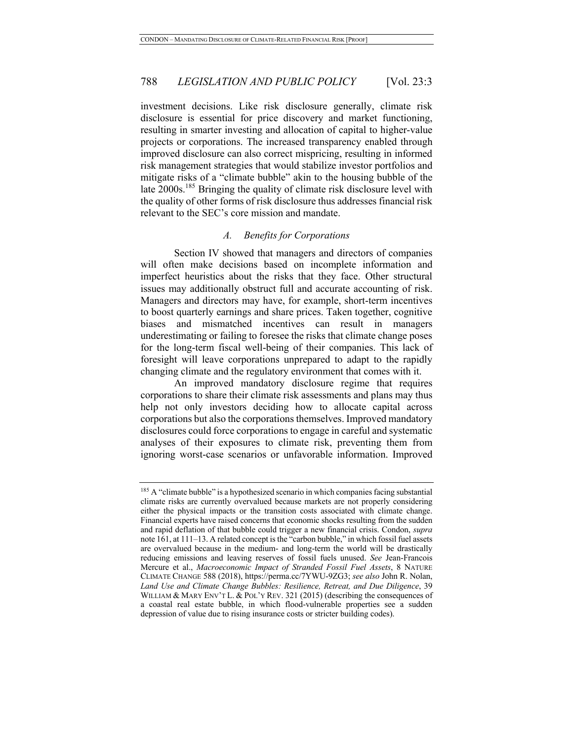investment decisions. Like risk disclosure generally, climate risk disclosure is essential for price discovery and market functioning, resulting in smarter investing and allocation of capital to higher-value projects or corporations. The increased transparency enabled through improved disclosure can also correct mispricing, resulting in informed risk management strategies that would stabilize investor portfolios and mitigate risks of a "climate bubble" akin to the housing bubble of the late 2000s.[185] Bringing the quality of climate risk disclosure level with the quality of other forms of risk disclosure thus addresses financial risk relevant to the SEC's core mission and mandate.

### *A. Benefits for Corporations*

Section IV showed that managers and directors of companies will often make decisions based on incomplete information and imperfect heuristics about the risks that they face. Other structural issues may additionally obstruct full and accurate accounting of risk. Managers and directors may have, for example, short-term incentives to boost quarterly earnings and share prices. Taken together, cognitive biases and mismatched incentives can result in managers underestimating or failing to foresee the risks that climate change poses for the long-term fiscal well-being of their companies. This lack of foresight will leave corporations unprepared to adapt to the rapidly changing climate and the regulatory environment that comes with it.

An improved mandatory disclosure regime that requires corporations to share their climate risk assessments and plans may thus help not only investors deciding how to allocate capital across corporations but also the corporations themselves. Improved mandatory disclosures could force corporations to engage in careful and systematic analyses of their exposures to climate risk, preventing them from ignoring worst-case scenarios or unfavorable information. Improved

---

[185] A "climate bubble" is a hypothesized scenario in which companies facing substantial climate risks are currently overvalued because markets are not properly considering either the physical impacts or the transition costs associated with climate change. Financial experts have raised concerns that economic shocks resulting from the sudden and rapid deflation of that bubble could trigger a new financial crisis. Condon, *supra* note 161, at 111–13. A related concept is the "carbon bubble," in which fossil fuel assets are overvalued because in the medium- and long-term the world will be drastically reducing emissions and leaving reserves of fossil fuels unused. *See* Jean-Francois Mercure et al., *Macroeconomic Impact of Stranded Fossil Fuel Assets*, 8 NATURE CLIMATE CHANGE 588 (2018), https://perma.cc/7YWU-9ZG3; *see also* John R. Nolan, *Land Use and Climate Change Bubbles: Resilience, Retreat, and Due Diligence*, 39 WILLIAM & MARY ENV'T L. & POL'Y REV. 321 (2015) (describing the consequences of a coastal real estate bubble, in which flood-vulnerable properties see a sudden depression of value due to rising insurance costs or stricter building codes).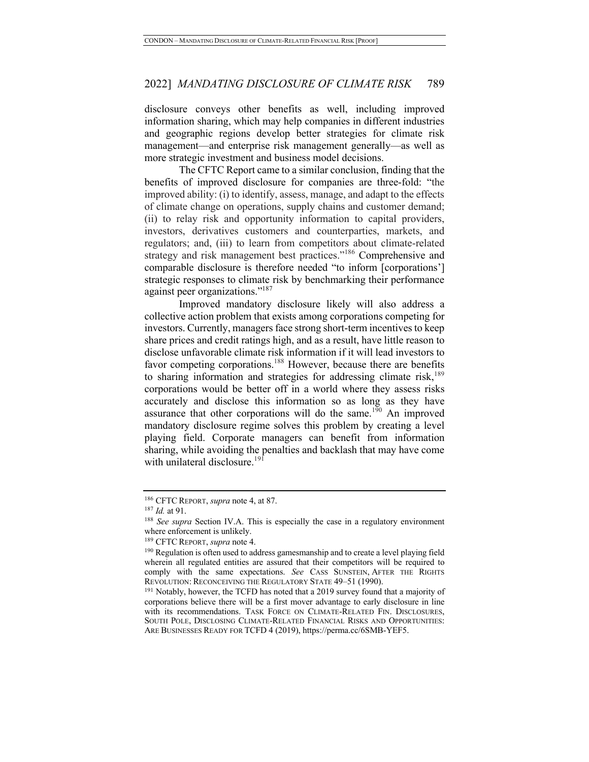disclosure conveys other benefits as well, including improved information sharing, which may help companies in different industries and geographic regions develop better strategies for climate risk management—and enterprise risk management generally—as well as more strategic investment and business model decisions.

The CFTC Report came to a similar conclusion, finding that the benefits of improved disclosure for companies are three-fold: "the improved ability: (i) to identify, assess, manage, and adapt to the effects of climate change on operations, supply chains and customer demand; (ii) to relay risk and opportunity information to capital providers, investors, derivatives customers and counterparties, markets, and regulators; and, (iii) to learn from competitors about climate-related strategy and risk management best practices."[186] Comprehensive and comparable disclosure is therefore needed "to inform [corporations'] strategic responses to climate risk by benchmarking their performance against peer organizations."[187]

Improved mandatory disclosure likely will also address a collective action problem that exists among corporations competing for investors. Currently, managers face strong short-term incentives to keep share prices and credit ratings high, and as a result, have little reason to disclose unfavorable climate risk information if it will lead investors to favor competing corporations.[188] However, because there are benefits to sharing information and strategies for addressing climate risk,[189] corporations would be better off in a world where they assess risks accurately and disclose this information so as long as they have assurance that other corporations will do the same.[190] An improved mandatory disclosure regime solves this problem by creating a level playing field. Corporate managers can benefit from information sharing, while avoiding the penalties and backlash that may have come with unilateral disclosure.[191]

---

[186] CFTC REPORT, *supra* note 4, at 87.

[187] *Id.* at 91.

[188] *See supra* Section IV.A. This is especially the case in a regulatory environment where enforcement is unlikely.

[189] CFTC REPORT, *supra* note 4.

[190] Regulation is often used to address gamesmanship and to create a level playing field wherein all regulated entities are assured that their competitors will be required to comply with the same expectations. *See* CASS SUNSTEIN, AFTER THE RIGHTS REVOLUTION: RECONCEIVING THE REGULATORY STATE 49–51 (1990).

[191] Notably, however, the TCFD has noted that a 2019 survey found that a majority of corporations believe there will be a first mover advantage to early disclosure in line with its recommendations. TASK FORCE ON CLIMATE-RELATED FIN. DISCLOSURES, SOUTH POLE, DISCLOSING CLIMATE-RELATED FINANCIAL RISKS AND OPPORTUNITIES: ARE BUSINESSES READY FOR TCFD 4 (2019), https://perma.cc/6SMB-YEF5.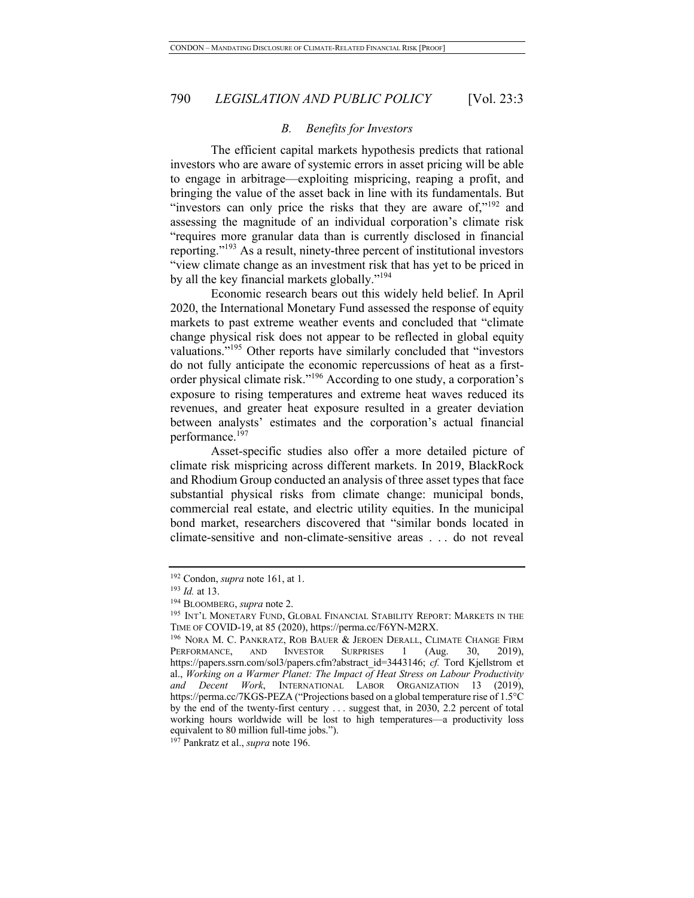### *B. Benefits for Investors*

The efficient capital markets hypothesis predicts that rational investors who are aware of systemic errors in asset pricing will be able to engage in arbitrage—exploiting mispricing, reaping a profit, and bringing the value of the asset back in line with its fundamentals. But "investors can only price the risks that they are aware of,"[192] and assessing the magnitude of an individual corporation's climate risk "requires more granular data than is currently disclosed in financial reporting."[193] As a result, ninety-three percent of institutional investors "view climate change as an investment risk that has yet to be priced in by all the key financial markets globally."[194]

Economic research bears out this widely held belief. In April 2020, the International Monetary Fund assessed the response of equity markets to past extreme weather events and concluded that "climate change physical risk does not appear to be reflected in global equity valuations."[195] Other reports have similarly concluded that "investors do not fully anticipate the economic repercussions of heat as a first-order physical climate risk."[196] According to one study, a corporation's exposure to rising temperatures and extreme heat waves reduced its revenues, and greater heat exposure resulted in a greater deviation between analysts' estimates and the corporation's actual financial performance.[197]

Asset-specific studies also offer a more detailed picture of climate risk mispricing across different markets. In 2019, BlackRock and Rhodium Group conducted an analysis of three asset types that face substantial physical risks from climate change: municipal bonds, commercial real estate, and electric utility equities. In the municipal bond market, researchers discovered that "similar bonds located in climate-sensitive and non-climate-sensitive areas . . . do not reveal

---

[192] Condon, *supra* note 161, at 1.

[193] *Id.* at 13.

[194] BLOOMBERG, *supra* note 2.

[195] INT'L MONETARY FUND, GLOBAL FINANCIAL STABILITY REPORT: MARKETS IN THE TIME OF COVID-19, at 85 (2020), https://perma.cc/F6YN-M2RX.

[196] NORA M. C. PANKRATZ, ROB BAUER & JEROEN DERALL, CLIMATE CHANGE FIRM PERFORMANCE, AND INVESTOR SURPRISES 1 (Aug. 30, 2019), https://papers.ssrn.com/sol3/papers.cfm?abstract_id=3443146; *cf.* Tord Kjellstrom et al., *Working on a Warmer Planet: The Impact of Heat Stress on Labour Productivity and Decent Work*, INTERNATIONAL LABOR ORGANIZATION 13 (2019), https://perma.cc/7KGS-PEZA ("Projections based on a global temperature rise of 1.5°C by the end of the twenty-first century . . . suggest that, in 2030, 2.2 percent of total working hours worldwide will be lost to high temperatures—a productivity loss equivalent to 80 million full-time jobs.").

[197] Pankratz et al., *supra* note 196.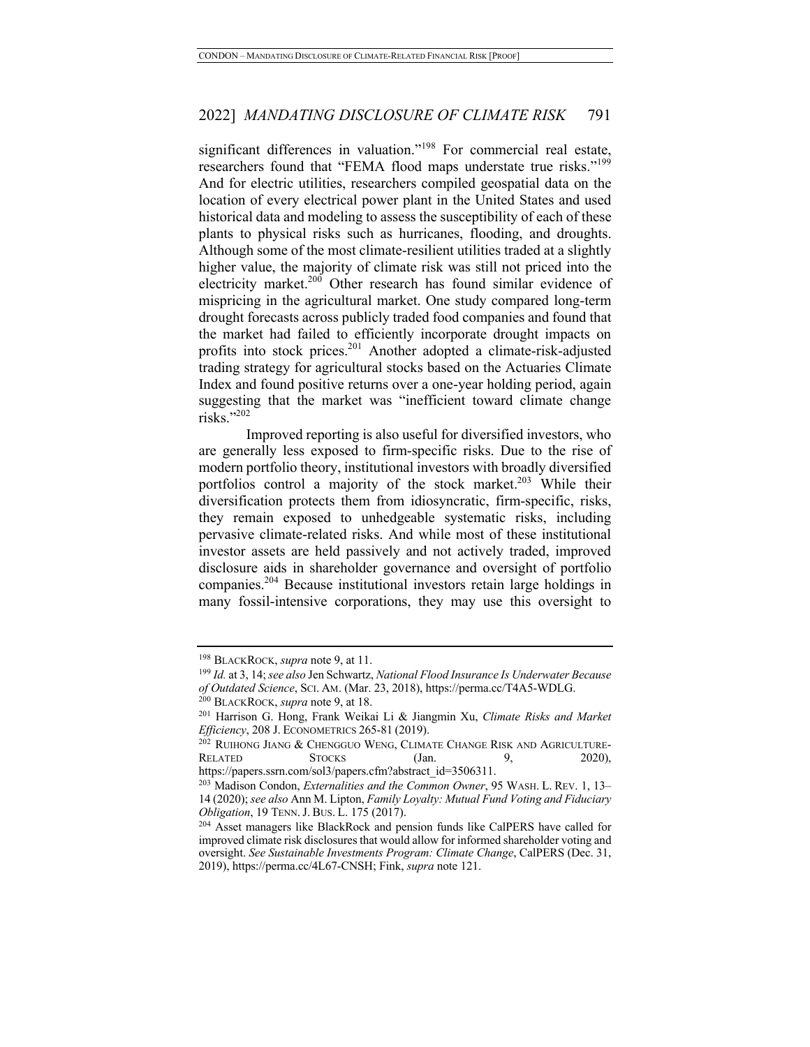significant differences in valuation."[198] For commercial real estate, researchers found that "FEMA flood maps understate true risks."[199] And for electric utilities, researchers compiled geospatial data on the location of every electrical power plant in the United States and used historical data and modeling to assess the susceptibility of each of these plants to physical risks such as hurricanes, flooding, and droughts. Although some of the most climate-resilient utilities traded at a slightly higher value, the majority of climate risk was still not priced into the electricity market.[200] Other research has found similar evidence of mispricing in the agricultural market. One study compared long-term drought forecasts across publicly traded food companies and found that the market had failed to efficiently incorporate drought impacts on profits into stock prices.[201] Another adopted a climate-risk-adjusted trading strategy for agricultural stocks based on the Actuaries Climate Index and found positive returns over a one-year holding period, again suggesting that the market was "inefficient toward climate change risks."[202]

Improved reporting is also useful for diversified investors, who are generally less exposed to firm-specific risks. Due to the rise of modern portfolio theory, institutional investors with broadly diversified portfolios control a majority of the stock market.[203] While their diversification protects them from idiosyncratic, firm-specific, risks, they remain exposed to unhedgeable systematic risks, including pervasive climate-related risks. And while most of these institutional investor assets are held passively and not actively traded, improved disclosure aids in shareholder governance and oversight of portfolio companies.[204] Because institutional investors retain large holdings in many fossil-intensive corporations, they may use this oversight to

---

[198] BLACKROCK, *supra* note 9, at 11.

[199] *Id.* at 3, 14; *see also* Jen Schwartz, *National Flood Insurance Is Underwater Because of Outdated Science*, SCI. AM. (Mar. 23, 2018), https://perma.cc/T4A5-WDLG.

[200] BLACKROCK, *supra* note 9, at 18.

[201] Harrison G. Hong, Frank Weikai Li & Jiangmin Xu, *Climate Risks and Market Efficiency*, 208 J. ECONOMETRICS 265-81 (2019).

[202] RUIHONG JIANG & CHENGGUO WENG, CLIMATE CHANGE RISK AND AGRICULTURE-RELATED STOCKS (Jan. 9, 2020), https://papers.ssrn.com/sol3/papers.cfm?abstract_id=3506311.

[203] Madison Condon, *Externalities and the Common Owner*, 95 WASH. L. REV. 1, 13–14 (2020); *see also* Ann M. Lipton, *Family Loyalty: Mutual Fund Voting and Fiduciary Obligation*, 19 TENN. J. BUS. L. 175 (2017).

[204] Asset managers like BlackRock and pension funds like CalPERS have called for improved climate risk disclosures that would allow for informed shareholder voting and oversight. *See Sustainable Investments Program: Climate Change*, CalPERS (Dec. 31, 2019), https://perma.cc/4L67-CNSH; Fink, *supra* note 121.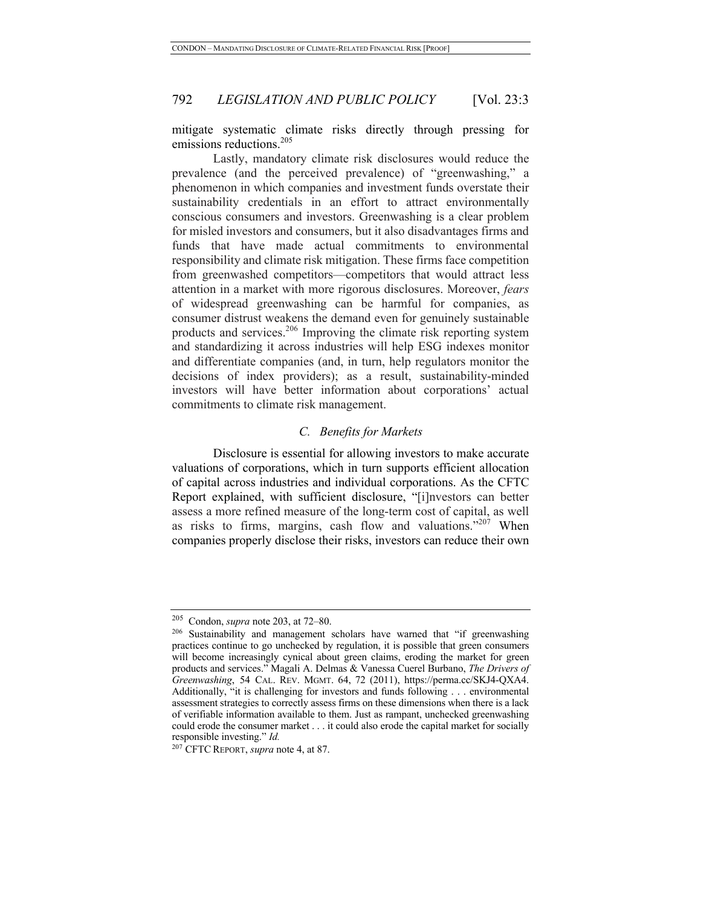mitigate systematic climate risks directly through pressing for emissions reductions.[205]

Lastly, mandatory climate risk disclosures would reduce the prevalence (and the perceived prevalence) of "greenwashing," a phenomenon in which companies and investment funds overstate their sustainability credentials in an effort to attract environmentally conscious consumers and investors. Greenwashing is a clear problem for misled investors and consumers, but it also disadvantages firms and funds that have made actual commitments to environmental responsibility and climate risk mitigation. These firms face competition from greenwashed competitors—competitors that would attract less attention in a market with more rigorous disclosures. Moreover, *fears* of widespread greenwashing can be harmful for companies, as consumer distrust weakens the demand even for genuinely sustainable products and services.[206] Improving the climate risk reporting system and standardizing it across industries will help ESG indexes monitor and differentiate companies (and, in turn, help regulators monitor the decisions of index providers); as a result, sustainability-minded investors will have better information about corporations' actual commitments to climate risk management.

### C. *Benefits for Markets*

Disclosure is essential for allowing investors to make accurate valuations of corporations, which in turn supports efficient allocation of capital across industries and individual corporations. As the CFTC Report explained, with sufficient disclosure, "[i]nvestors can better assess a more refined measure of the long-term cost of capital, as well as risks to firms, margins, cash flow and valuations."[207] When companies properly disclose their risks, investors can reduce their own

---

[205] Condon, *supra* note 203, at 72–80.

[206] Sustainability and management scholars have warned that "if greenwashing practices continue to go unchecked by regulation, it is possible that green consumers will become increasingly cynical about green claims, eroding the market for green products and services." Magali A. Delmas & Vanessa Cuerel Burbano, *The Drivers of Greenwashing*, 54 CAL. REV. MGMT. 64, 72 (2011), https://perma.cc/SKJ4-QXA4. Additionally, "it is challenging for investors and funds following . . . environmental assessment strategies to correctly assess firms on these dimensions when there is a lack of verifiable information available to them. Just as rampant, unchecked greenwashing could erode the consumer market . . . it could also erode the capital market for socially responsible investing." *Id.*

[207] CFTC REPORT, *supra* note 4, at 87.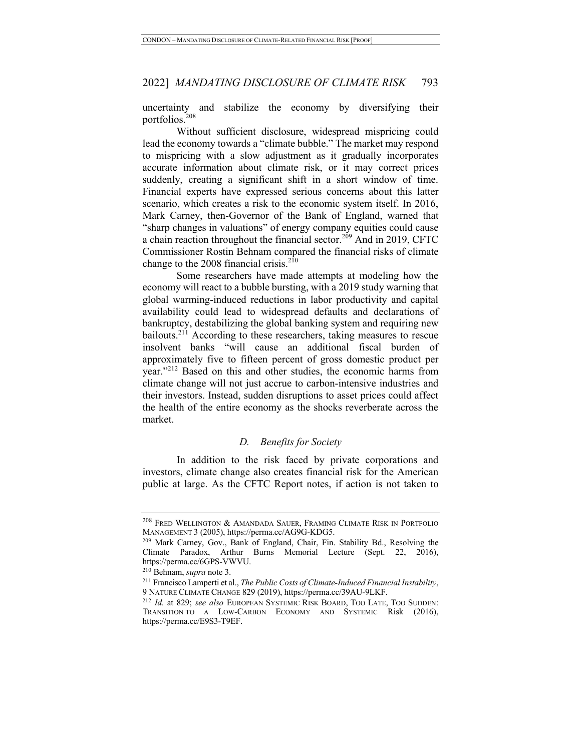uncertainty and stabilize the economy by diversifying their portfolios.[208]

Without sufficient disclosure, widespread mispricing could lead the economy towards a "climate bubble." The market may respond to mispricing with a slow adjustment as it gradually incorporates accurate information about climate risk, or it may correct prices suddenly, creating a significant shift in a short window of time. Financial experts have expressed serious concerns about this latter scenario, which creates a risk to the economic system itself. In 2016, Mark Carney, then-Governor of the Bank of England, warned that "sharp changes in valuations" of energy company equities could cause a chain reaction throughout the financial sector.[209] And in 2019, CFTC Commissioner Rostin Behnam compared the financial risks of climate change to the 2008 financial crisis.[210]

Some researchers have made attempts at modeling how the economy will react to a bubble bursting, with a 2019 study warning that global warming-induced reductions in labor productivity and capital availability could lead to widespread defaults and declarations of bankruptcy, destabilizing the global banking system and requiring new bailouts.[211] According to these researchers, taking measures to rescue insolvent banks "will cause an additional fiscal burden of approximately five to fifteen percent of gross domestic product per year."[212] Based on this and other studies, the economic harms from climate change will not just accrue to carbon-intensive industries and their investors. Instead, sudden disruptions to asset prices could affect the health of the entire economy as the shocks reverberate across the market.

### *D. Benefits for Society*

In addition to the risk faced by private corporations and investors, climate change also creates financial risk for the American public at large. As the CFTC Report notes, if action is not taken to

---

[208] FRED WELLINGTON & AMANDADA SAUER, FRAMING CLIMATE RISK IN PORTFOLIO MANAGEMENT 3 (2005), https://perma.cc/AG9G-KDG5.

[209] Mark Carney, Gov., Bank of England, Chair, Fin. Stability Bd., Resolving the Climate Paradox, Arthur Burns Memorial Lecture (Sept. 22, 2016), https://perma.cc/6GPS-VWVU.

[210] Behnam, *supra* note 3.

[211] Francisco Lamperti et al., *The Public Costs of Climate-Induced Financial Instability*, 9 NATURE CLIMATE CHANGE 829 (2019), https://perma.cc/39AU-9LKF.

[212] *Id.* at 829; *see also* EUROPEAN SYSTEMIC RISK BOARD, TOO LATE, TOO SUDDEN: TRANSITION TO A LOW-CARBON ECONOMY AND SYSTEMIC Risk (2016), https://perma.cc/E9S3-T9EF.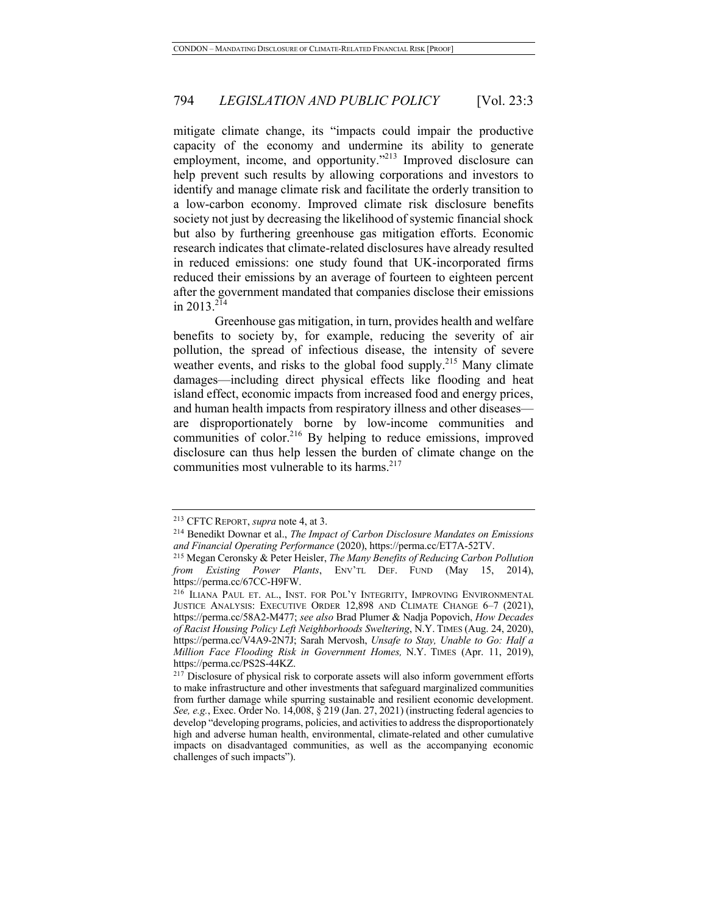mitigate climate change, its "impacts could impair the productive capacity of the economy and undermine its ability to generate employment, income, and opportunity."[213] Improved disclosure can help prevent such results by allowing corporations and investors to identify and manage climate risk and facilitate the orderly transition to a low-carbon economy. Improved climate risk disclosure benefits society not just by decreasing the likelihood of systemic financial shock but also by furthering greenhouse gas mitigation efforts. Economic research indicates that climate-related disclosures have already resulted in reduced emissions: one study found that UK-incorporated firms reduced their emissions by an average of fourteen to eighteen percent after the government mandated that companies disclose their emissions in 2013.[214]

Greenhouse gas mitigation, in turn, provides health and welfare benefits to society by, for example, reducing the severity of air pollution, the spread of infectious disease, the intensity of severe weather events, and risks to the global food supply.[215] Many climate damages—including direct physical effects like flooding and heat island effect, economic impacts from increased food and energy prices, and human health impacts from respiratory illness and other diseases—are disproportionately borne by low-income communities and communities of color.[216] By helping to reduce emissions, improved disclosure can thus help lessen the burden of climate change on the communities most vulnerable to its harms.[217]

---

[213] CFTC REPORT, *supra* note 4, at 3.

[214] Benedikt Downar et al., *The Impact of Carbon Disclosure Mandates on Emissions and Financial Operating Performance* (2020), https://perma.cc/ET7A-52TV.

[215] Megan Ceronsky & Peter Heisler, *The Many Benefits of Reducing Carbon Pollution from Existing Power Plants*, ENV'TL DEF. FUND (May 15, 2014), https://perma.cc/67CC-H9FW.

[216] ILIANA PAUL ET. AL., INST. FOR POL'Y INTEGRITY, IMPROVING ENVIRONMENTAL JUSTICE ANALYSIS: EXECUTIVE ORDER 12,898 AND CLIMATE CHANGE 6–7 (2021), https://perma.cc/58A2-M477; *see also* Brad Plumer & Nadja Popovich, *How Decades of Racist Housing Policy Left Neighborhoods Sweltering*, N.Y. TIMES (Aug. 24, 2020), https://perma.cc/V4A9-2N7J; Sarah Mervosh, *Unsafe to Stay, Unable to Go: Half a Million Face Flooding Risk in Government Homes,* N.Y. TIMES (Apr. 11, 2019), https://perma.cc/PS2S-44KZ.

[217] Disclosure of physical risk to corporate assets will also inform government efforts to make infrastructure and other investments that safeguard marginalized communities from further damage while spurring sustainable and resilient economic development. *See, e.g.*, Exec. Order No. 14,008, § 219 (Jan. 27, 2021) (instructing federal agencies to develop "developing programs, policies, and activities to address the disproportionately high and adverse human health, environmental, climate-related and other cumulative impacts on disadvantaged communities, as well as the accompanying economic challenges of such impacts").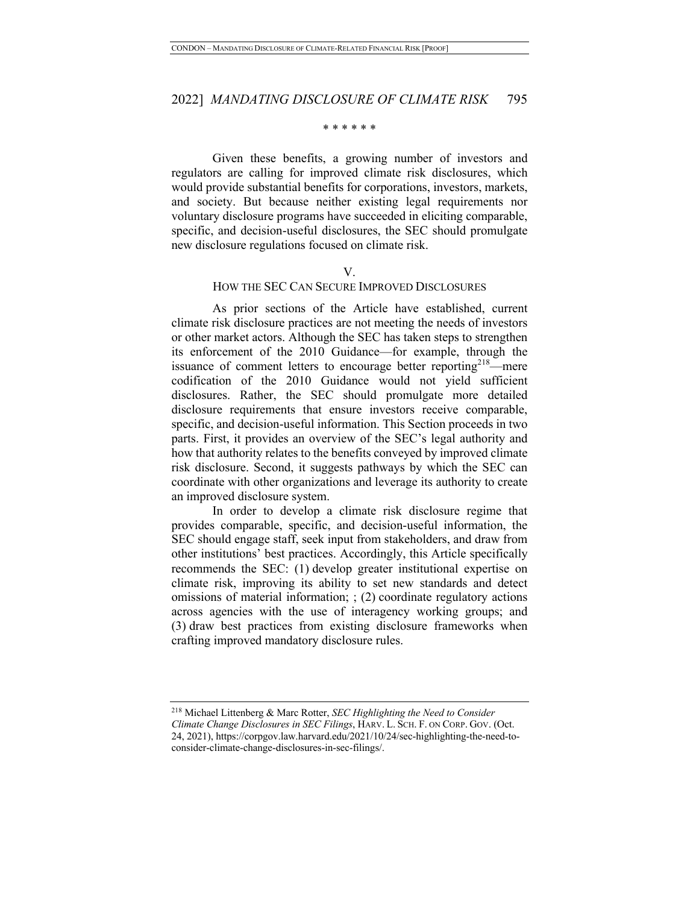\* \* \* \* \* \*

Given these benefits, a growing number of investors and regulators are calling for improved climate risk disclosures, which would provide substantial benefits for corporations, investors, markets, and society. But because neither existing legal requirements nor voluntary disclosure programs have succeeded in eliciting comparable, specific, and decision-useful disclosures, the SEC should promulgate new disclosure regulations focused on climate risk.

## V.
## HOW THE SEC CAN SECURE IMPROVED DISCLOSURES

As prior sections of the Article have established, current climate risk disclosure practices are not meeting the needs of investors or other market actors. Although the SEC has taken steps to strengthen its enforcement of the 2010 Guidance—for example, through the issuance of comment letters to encourage better reporting[218]—mere codification of the 2010 Guidance would not yield sufficient disclosures. Rather, the SEC should promulgate more detailed disclosure requirements that ensure investors receive comparable, specific, and decision-useful information. This Section proceeds in two parts. First, it provides an overview of the SEC's legal authority and how that authority relates to the benefits conveyed by improved climate risk disclosure. Second, it suggests pathways by which the SEC can coordinate with other organizations and leverage its authority to create an improved disclosure system.

In order to develop a climate risk disclosure regime that provides comparable, specific, and decision-useful information, the SEC should engage staff, seek input from stakeholders, and draw from other institutions' best practices. Accordingly, this Article specifically recommends the SEC: (1) develop greater institutional expertise on climate risk, improving its ability to set new standards and detect omissions of material information; ; (2) coordinate regulatory actions across agencies with the use of interagency working groups; and (3) draw best practices from existing disclosure frameworks when crafting improved mandatory disclosure rules.

---

[218] Michael Littenberg & Marc Rotter, *SEC Highlighting the Need to Consider Climate Change Disclosures in SEC Filings*, HARV. L. SCH. F. ON CORP. GOV. (Oct. 24, 2021), https://corpgov.law.harvard.edu/2021/10/24/sec-highlighting-the-need-to-consider-climate-change-disclosures-in-sec-filings/.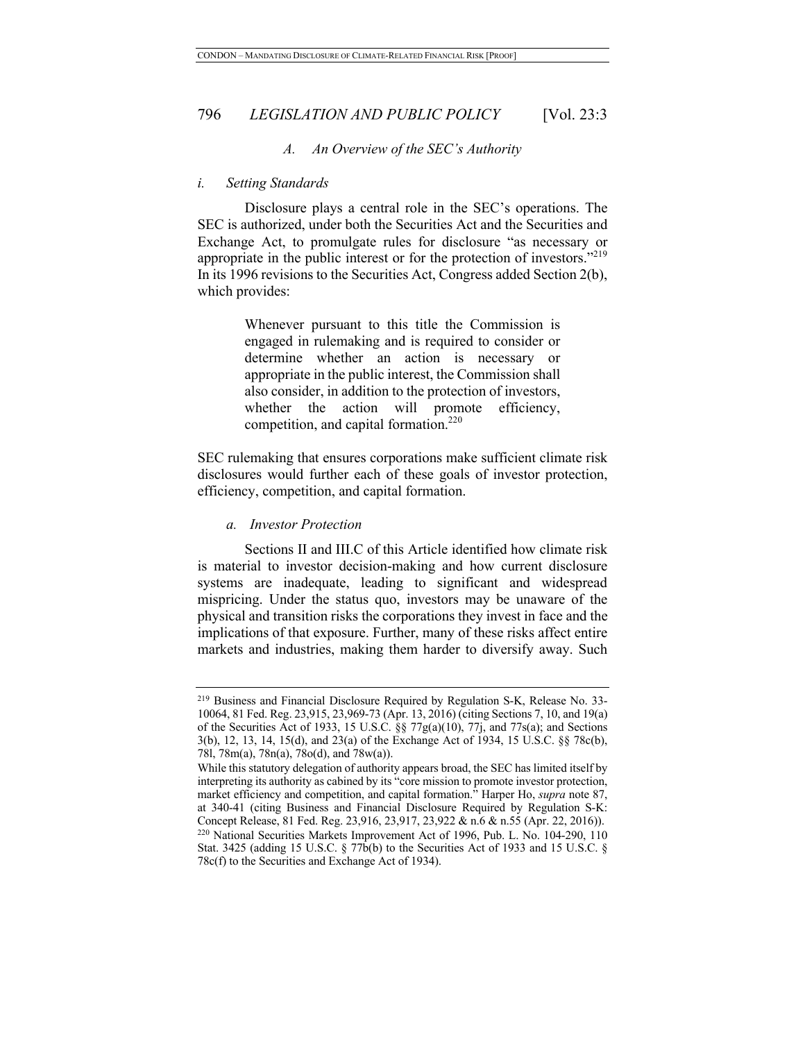### A. An Overview of the SEC's Authority

#### *i. Setting Standards*

Disclosure plays a central role in the SEC's operations. The SEC is authorized, under both the Securities Act and the Securities and Exchange Act, to promulgate rules for disclosure "as necessary or appropriate in the public interest or for the protection of investors."[219] In its 1996 revisions to the Securities Act, Congress added Section 2(b), which provides:

> Whenever pursuant to this title the Commission is engaged in rulemaking and is required to consider or determine whether an action is necessary or appropriate in the public interest, the Commission shall also consider, in addition to the protection of investors, whether the action will promote efficiency, competition, and capital formation.[220]

SEC rulemaking that ensures corporations make sufficient climate risk disclosures would further each of these goals of investor protection, efficiency, competition, and capital formation.

##### *a. Investor Protection*

Sections II and III.C of this Article identified how climate risk is material to investor decision-making and how current disclosure systems are inadequate, leading to significant and widespread mispricing. Under the status quo, investors may be unaware of the physical and transition risks the corporations they invest in face and the implications of that exposure. Further, many of these risks affect entire markets and industries, making them harder to diversify away. Such

---

[219] Business and Financial Disclosure Required by Regulation S-K, Release No. 33-10064, 81 Fed. Reg. 23,915, 23,969-73 (Apr. 13, 2016) (citing Sections 7, 10, and 19(a) of the Securities Act of 1933, 15 U.S.C. §§ 77g(a)(10), 77j, and 77s(a); and Sections 3(b), 12, 13, 14, 15(d), and 23(a) of the Exchange Act of 1934, 15 U.S.C. §§ 78c(b), 78l, 78m(a), 78n(a), 78o(d), and 78w(a)).

While this statutory delegation of authority appears broad, the SEC has limited itself by interpreting its authority as cabined by its "core mission to promote investor protection, market efficiency and competition, and capital formation." Harper Ho, *supra* note 87, at 340-41 (citing Business and Financial Disclosure Required by Regulation S-K: Concept Release, 81 Fed. Reg. 23,916, 23,917, 23,922 & n.6 & n.55 (Apr. 22, 2016)).

[220] National Securities Markets Improvement Act of 1996, Pub. L. No. 104-290, 110 Stat. 3425 (adding 15 U.S.C. § 77b(b) to the Securities Act of 1933 and 15 U.S.C. § 78c(f) to the Securities and Exchange Act of 1934).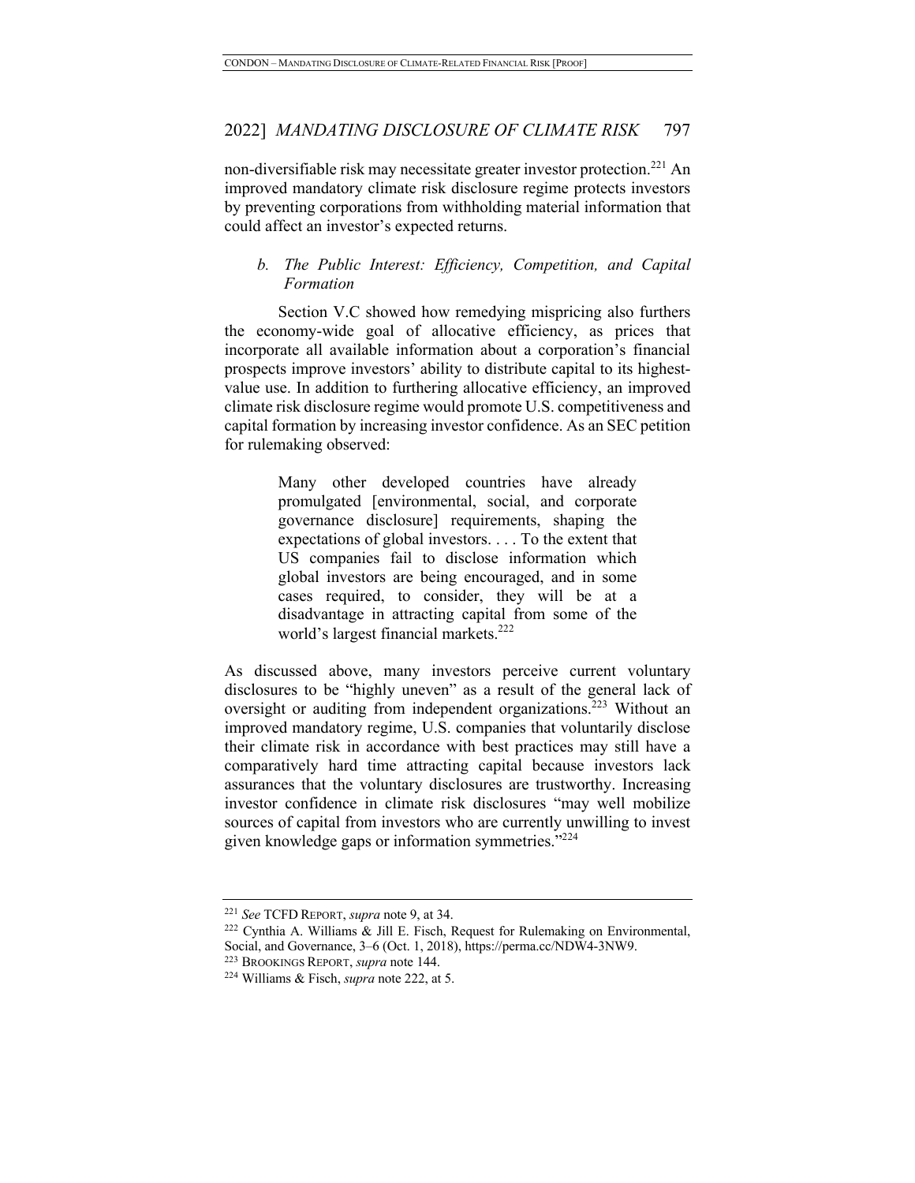non-diversifiable risk may necessitate greater investor protection.[221] An improved mandatory climate risk disclosure regime protects investors by preventing corporations from withholding material information that could affect an investor's expected returns.

### *b. The Public Interest: Efficiency, Competition, and Capital Formation*

Section V.C showed how remedying mispricing also furthers the economy-wide goal of allocative efficiency, as prices that incorporate all available information about a corporation's financial prospects improve investors' ability to distribute capital to its highest-value use. In addition to furthering allocative efficiency, an improved climate risk disclosure regime would promote U.S. competitiveness and capital formation by increasing investor confidence. As an SEC petition for rulemaking observed:

> Many other developed countries have already promulgated [environmental, social, and corporate governance disclosure] requirements, shaping the expectations of global investors. . . . To the extent that US companies fail to disclose information which global investors are being encouraged, and in some cases required, to consider, they will be at a disadvantage in attracting capital from some of the world's largest financial markets.[222]

As discussed above, many investors perceive current voluntary disclosures to be "highly uneven" as a result of the general lack of oversight or auditing from independent organizations.[223] Without an improved mandatory regime, U.S. companies that voluntarily disclose their climate risk in accordance with best practices may still have a comparatively hard time attracting capital because investors lack assurances that the voluntary disclosures are trustworthy. Increasing investor confidence in climate risk disclosures "may well mobilize sources of capital from investors who are currently unwilling to invest given knowledge gaps or information symmetries."[224]

---

[221] *See* TCFD REPORT, *supra* note 9, at 34.

[222] Cynthia A. Williams & Jill E. Fisch, Request for Rulemaking on Environmental, Social, and Governance, 3–6 (Oct. 1, 2018), https://perma.cc/NDW4-3NW9.

[223] BROOKINGS REPORT, *supra* note 144.

[224] Williams & Fisch, *supra* note 222, at 5.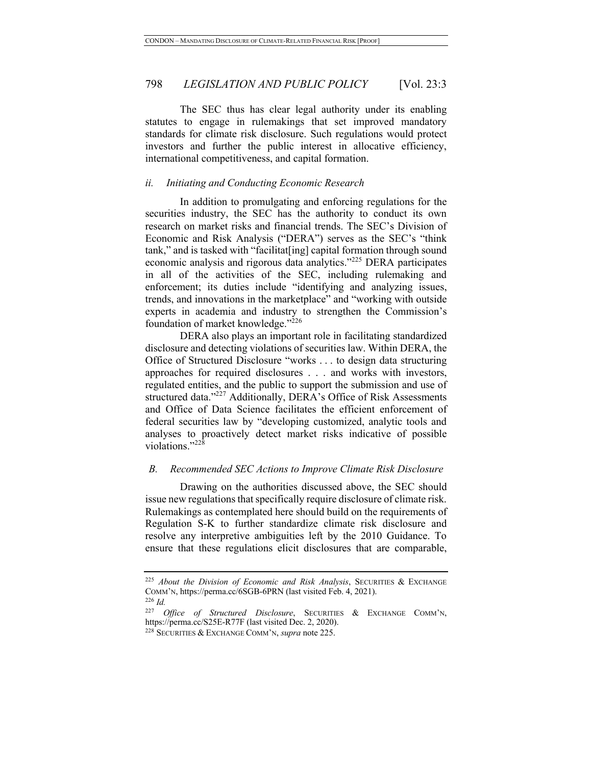The SEC thus has clear legal authority under its enabling statutes to engage in rulemakings that set improved mandatory standards for climate risk disclosure. Such regulations would protect investors and further the public interest in allocative efficiency, international competitiveness, and capital formation.

#### *ii. Initiating and Conducting Economic Research*

In addition to promulgating and enforcing regulations for the securities industry, the SEC has the authority to conduct its own research on market risks and financial trends. The SEC's Division of Economic and Risk Analysis ("DERA") serves as the SEC's "think tank," and is tasked with "facilitat[ing] capital formation through sound economic analysis and rigorous data analytics."[225] DERA participates in all of the activities of the SEC, including rulemaking and enforcement; its duties include "identifying and analyzing issues, trends, and innovations in the marketplace" and "working with outside experts in academia and industry to strengthen the Commission's foundation of market knowledge."[226]

DERA also plays an important role in facilitating standardized disclosure and detecting violations of securities law. Within DERA, the Office of Structured Disclosure "works . . . to design data structuring approaches for required disclosures . . . and works with investors, regulated entities, and the public to support the submission and use of structured data."[227] Additionally, DERA's Office of Risk Assessments and Office of Data Science facilitates the efficient enforcement of federal securities law by "developing customized, analytic tools and analyses to proactively detect market risks indicative of possible violations."[228]

### *B. Recommended SEC Actions to Improve Climate Risk Disclosure*

Drawing on the authorities discussed above, the SEC should issue new regulations that specifically require disclosure of climate risk. Rulemakings as contemplated here should build on the requirements of Regulation S-K to further standardize climate risk disclosure and resolve any interpretive ambiguities left by the 2010 Guidance. To ensure that these regulations elicit disclosures that are comparable,

---

[225] *About the Division of Economic and Risk Analysis*, SECURITIES & EXCHANGE COMM'N, https://perma.cc/6SGB-6PRN (last visited Feb. 4, 2021).

[226] *Id.*

[227] *Office of Structured Disclosure*, SECURITIES & EXCHANGE COMM'N, https://perma.cc/S25E-R77F (last visited Dec. 2, 2020).

[228] SECURITIES & EXCHANGE COMM'N, *supra* note 225.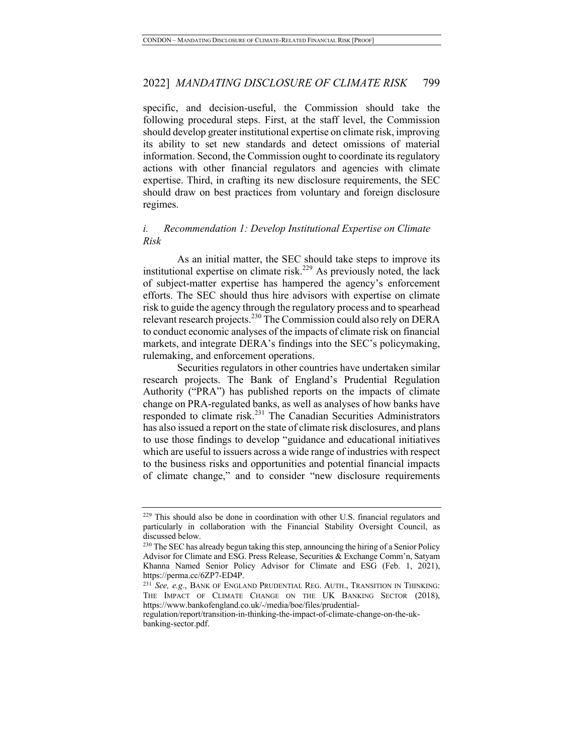specific, and decision-useful, the Commission should take the following procedural steps. First, at the staff level, the Commission should develop greater institutional expertise on climate risk, improving its ability to set new standards and detect omissions of material information. Second, the Commission ought to coordinate its regulatory actions with other financial regulators and agencies with climate expertise. Third, in crafting its new disclosure requirements, the SEC should draw on best practices from voluntary and foreign disclosure regimes.

### *i. Recommendation 1: Develop Institutional Expertise on Climate Risk*

As an initial matter, the SEC should take steps to improve its institutional expertise on climate risk.[229] As previously noted, the lack of subject-matter expertise has hampered the agency's enforcement efforts. The SEC should thus hire advisors with expertise on climate risk to guide the agency through the regulatory process and to spearhead relevant research projects.[230] The Commission could also rely on DERA to conduct economic analyses of the impacts of climate risk on financial markets, and integrate DERA's findings into the SEC's policymaking, rulemaking, and enforcement operations.

Securities regulators in other countries have undertaken similar research projects. The Bank of England's Prudential Regulation Authority ("PRA") has published reports on the impacts of climate change on PRA-regulated banks, as well as analyses of how banks have responded to climate risk.[231] The Canadian Securities Administrators has also issued a report on the state of climate risk disclosures, and plans to use those findings to develop "guidance and educational initiatives which are useful to issuers across a wide range of industries with respect to the business risks and opportunities and potential financial impacts of climate change," and to consider "new disclosure requirements

---

[229] This should also be done in coordination with other U.S. financial regulators and particularly in collaboration with the Financial Stability Oversight Council, as discussed below.

[230] The SEC has already begun taking this step, announcing the hiring of a Senior Policy Advisor for Climate and ESG. Press Release, Securities & Exchange Comm'n, Satyam Khanna Named Senior Policy Advisor for Climate and ESG (Feb. 1, 2021), https://perma.cc/6ZP7-ED4P.

[231] *See, e.g.*, BANK OF ENGLAND PRUDENTIAL REG. AUTH., TRANSITION IN THINKING: THE IMPACT OF CLIMATE CHANGE ON THE UK BANKING SECTOR (2018), https://www.bankofengland.co.uk/-/media/boe/files/prudential-regulation/report/transition-in-thinking-the-impact-of-climate-change-on-the-uk-banking-sector.pdf.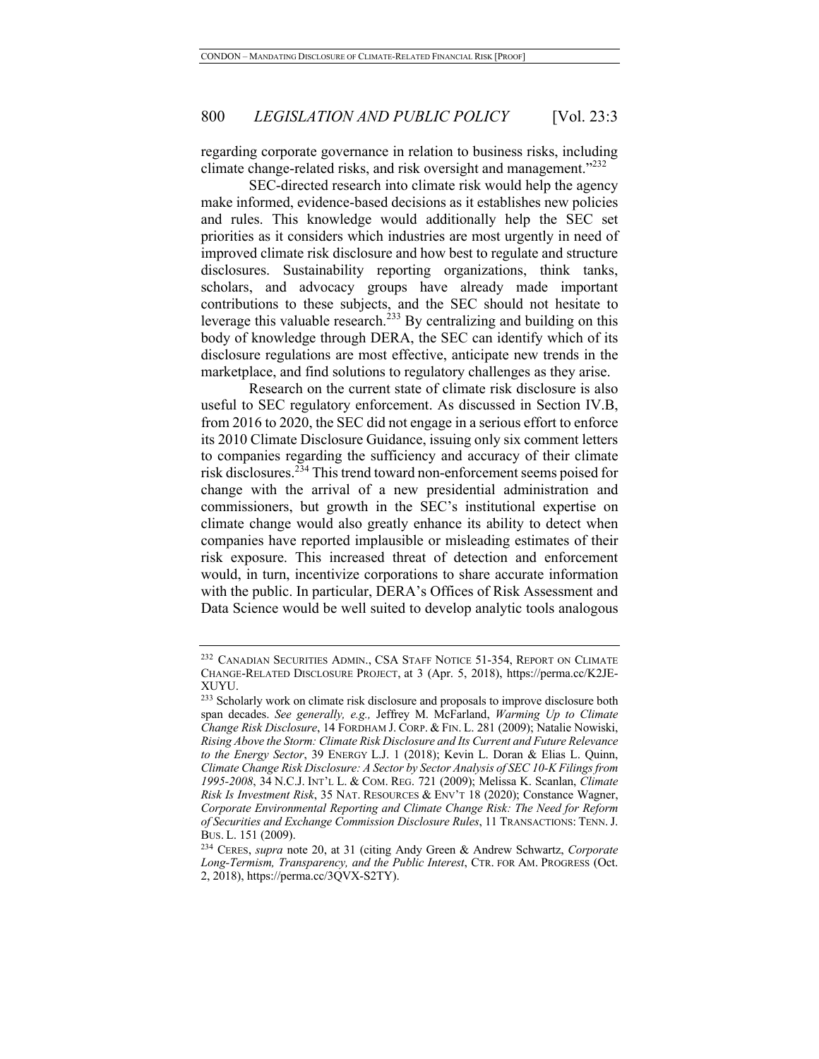regarding corporate governance in relation to business risks, including climate change-related risks, and risk oversight and management."[232]

SEC-directed research into climate risk would help the agency make informed, evidence-based decisions as it establishes new policies and rules. This knowledge would additionally help the SEC set priorities as it considers which industries are most urgently in need of improved climate risk disclosure and how best to regulate and structure disclosures. Sustainability reporting organizations, think tanks, scholars, and advocacy groups have already made important contributions to these subjects, and the SEC should not hesitate to leverage this valuable research.[233] By centralizing and building on this body of knowledge through DERA, the SEC can identify which of its disclosure regulations are most effective, anticipate new trends in the marketplace, and find solutions to regulatory challenges as they arise.

Research on the current state of climate risk disclosure is also useful to SEC regulatory enforcement. As discussed in Section IV.B, from 2016 to 2020, the SEC did not engage in a serious effort to enforce its 2010 Climate Disclosure Guidance, issuing only six comment letters to companies regarding the sufficiency and accuracy of their climate risk disclosures.[234] This trend toward non-enforcement seems poised for change with the arrival of a new presidential administration and commissioners, but growth in the SEC's institutional expertise on climate change would also greatly enhance its ability to detect when companies have reported implausible or misleading estimates of their risk exposure. This increased threat of detection and enforcement would, in turn, incentivize corporations to share accurate information with the public. In particular, DERA's Offices of Risk Assessment and Data Science would be well suited to develop analytic tools analogous

---

[232] CANADIAN SECURITIES ADMIN., CSA STAFF NOTICE 51-354, REPORT ON CLIMATE CHANGE-RELATED DISCLOSURE PROJECT, at 3 (Apr. 5, 2018), https://perma.cc/K2JE-XUYU.

[233] Scholarly work on climate risk disclosure and proposals to improve disclosure both span decades. *See generally, e.g.,* Jeffrey M. McFarland, *Warming Up to Climate Change Risk Disclosure*, 14 FORDHAM J. CORP. & FIN. L. 281 (2009); Natalie Nowiski, *Rising Above the Storm: Climate Risk Disclosure and Its Current and Future Relevance to the Energy Sector*, 39 ENERGY L.J. 1 (2018); Kevin L. Doran & Elias L. Quinn, *Climate Change Risk Disclosure: A Sector by Sector Analysis of SEC 10-K Filings from 1995-2008*, 34 N.C.J. INT'L L. & COM. REG. 721 (2009); Melissa K. Scanlan, *Climate Risk Is Investment Risk*, 35 NAT. RESOURCES & ENV'T 18 (2020); Constance Wagner, *Corporate Environmental Reporting and Climate Change Risk: The Need for Reform of Securities and Exchange Commission Disclosure Rules*, 11 TRANSACTIONS: TENN. J. BUS. L. 151 (2009).

[234] CERES, *supra* note 20, at 31 (citing Andy Green & Andrew Schwartz, *Corporate Long-Termism, Transparency, and the Public Interest*, CTR. FOR AM. PROGRESS (Oct. 2, 2018), https://perma.cc/3QVX-S2TY).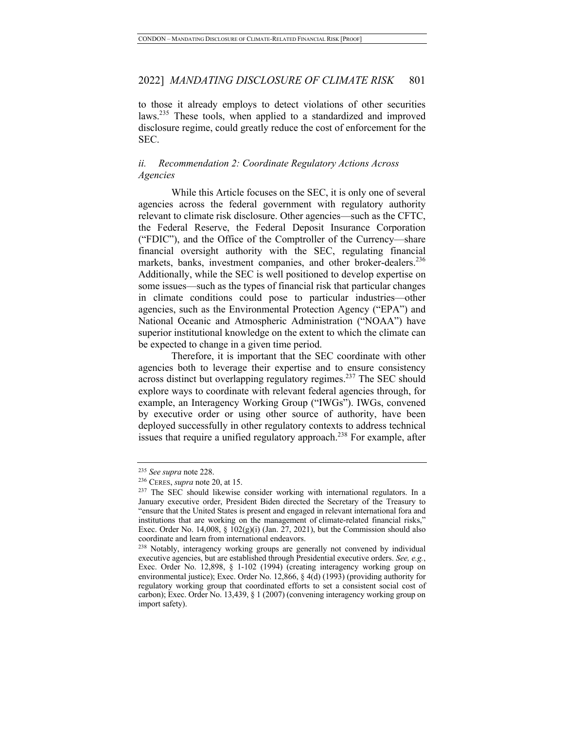to those it already employs to detect violations of other securities laws.[235] These tools, when applied to a standardized and improved disclosure regime, could greatly reduce the cost of enforcement for the SEC.

### *ii. Recommendation 2: Coordinate Regulatory Actions Across Agencies*

While this Article focuses on the SEC, it is only one of several agencies across the federal government with regulatory authority relevant to climate risk disclosure. Other agencies—such as the CFTC, the Federal Reserve, the Federal Deposit Insurance Corporation ("FDIC"), and the Office of the Comptroller of the Currency—share financial oversight authority with the SEC, regulating financial markets, banks, investment companies, and other broker-dealers.[236] Additionally, while the SEC is well positioned to develop expertise on some issues—such as the types of financial risk that particular changes in climate conditions could pose to particular industries—other agencies, such as the Environmental Protection Agency ("EPA") and National Oceanic and Atmospheric Administration ("NOAA") have superior institutional knowledge on the extent to which the climate can be expected to change in a given time period.

Therefore, it is important that the SEC coordinate with other agencies both to leverage their expertise and to ensure consistency across distinct but overlapping regulatory regimes.[237] The SEC should explore ways to coordinate with relevant federal agencies through, for example, an Interagency Working Group ("IWGs"). IWGs, convened by executive order or using other source of authority, have been deployed successfully in other regulatory contexts to address technical issues that require a unified regulatory approach.[238] For example, after

---

[235] *See supra* note 228.

[236] CERES, *supra* note 20, at 15.

[237] The SEC should likewise consider working with international regulators. In a January executive order, President Biden directed the Secretary of the Treasury to "ensure that the United States is present and engaged in relevant international fora and institutions that are working on the management of climate-related financial risks," Exec. Order No. 14,008, § 102(g)(i) (Jan. 27, 2021), but the Commission should also coordinate and learn from international endeavors.

[238] Notably, interagency working groups are generally not convened by individual executive agencies, but are established through Presidential executive orders. *See, e.g.*, Exec. Order No. 12,898, § 1-102 (1994) (creating interagency working group on environmental justice); Exec. Order No. 12,866, § 4(d) (1993) (providing authority for regulatory working group that coordinated efforts to set a consistent social cost of carbon); Exec. Order No. 13,439, § 1 (2007) (convening interagency working group on import safety).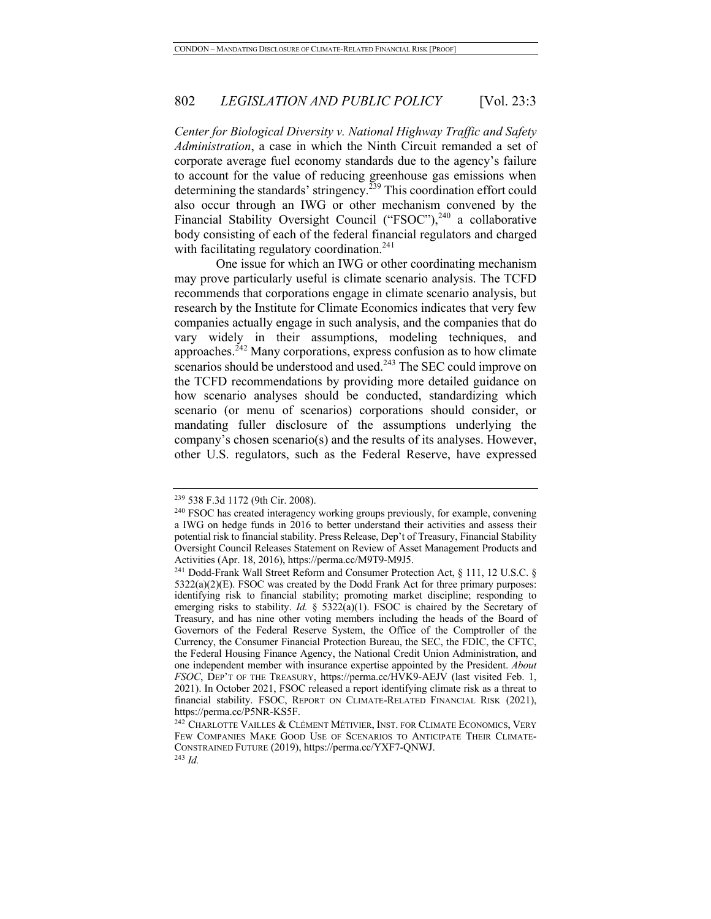*Center for Biological Diversity v. National Highway Traffic and Safety Administration*, a case in which the Ninth Circuit remanded a set of corporate average fuel economy standards due to the agency's failure to account for the value of reducing greenhouse gas emissions when determining the standards' stringency.[239] This coordination effort could also occur through an IWG or other mechanism convened by the Financial Stability Oversight Council ("FSOC"),[240] a collaborative body consisting of each of the federal financial regulators and charged with facilitating regulatory coordination.[241]

One issue for which an IWG or other coordinating mechanism may prove particularly useful is climate scenario analysis. The TCFD recommends that corporations engage in climate scenario analysis, but research by the Institute for Climate Economics indicates that very few companies actually engage in such analysis, and the companies that do vary widely in their assumptions, modeling techniques, and approaches.[242] Many corporations, express confusion as to how climate scenarios should be understood and used.[243] The SEC could improve on the TCFD recommendations by providing more detailed guidance on how scenario analyses should be conducted, standardizing which scenario (or menu of scenarios) corporations should consider, or mandating fuller disclosure of the assumptions underlying the company's chosen scenario(s) and the results of its analyses. However, other U.S. regulators, such as the Federal Reserve, have expressed

---

[239] 538 F.3d 1172 (9th Cir. 2008).

[240] FSOC has created interagency working groups previously, for example, convening a IWG on hedge funds in 2016 to better understand their activities and assess their potential risk to financial stability. Press Release, Dep't of Treasury, Financial Stability Oversight Council Releases Statement on Review of Asset Management Products and Activities (Apr. 18, 2016), https://perma.cc/M9T9-M9J5.

[241] Dodd-Frank Wall Street Reform and Consumer Protection Act, § 111, 12 U.S.C. § 5322(a)(2)(E). FSOC was created by the Dodd Frank Act for three primary purposes: identifying risk to financial stability; promoting market discipline; responding to emerging risks to stability. *Id.* § 5322(a)(1). FSOC is chaired by the Secretary of Treasury, and has nine other voting members including the heads of the Board of Governors of the Federal Reserve System, the Office of the Comptroller of the Currency, the Consumer Financial Protection Bureau, the SEC, the FDIC, the CFTC, the Federal Housing Finance Agency, the National Credit Union Administration, and one independent member with insurance expertise appointed by the President. *About FSOC*, DEP'T OF THE TREASURY, https://perma.cc/HVK9-AEJV (last visited Feb. 1, 2021). In October 2021, FSOC released a report identifying climate risk as a threat to financial stability. FSOC, REPORT ON CLIMATE-RELATED FINANCIAL RISK (2021), https://perma.cc/P5NR-KS5F.

[242] CHARLOTTE VAILLES & CLÉMENT MÉTIVIER, INST. FOR CLIMATE ECONOMICS, VERY FEW COMPANIES MAKE GOOD USE OF SCENARIOS TO ANTICIPATE THEIR CLIMATE-CONSTRAINED FUTURE (2019), https://perma.cc/YXF7-QNWJ.

[243] *Id.*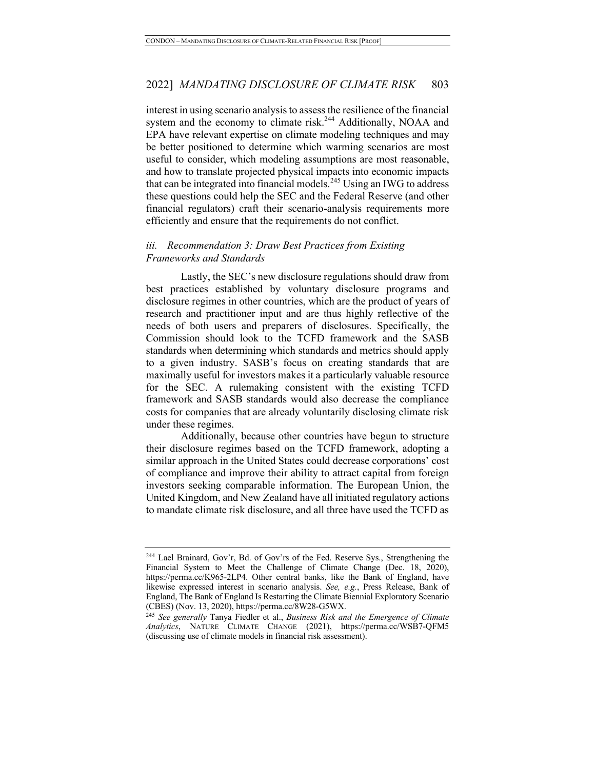interest in using scenario analysis to assess the resilience of the financial system and the economy to climate risk.[244] Additionally, NOAA and EPA have relevant expertise on climate modeling techniques and may be better positioned to determine which warming scenarios are most useful to consider, which modeling assumptions are most reasonable, and how to translate projected physical impacts into economic impacts that can be integrated into financial models.[245] Using an IWG to address these questions could help the SEC and the Federal Reserve (and other financial regulators) craft their scenario-analysis requirements more efficiently and ensure that the requirements do not conflict.

#### *iii. Recommendation 3: Draw Best Practices from Existing Frameworks and Standards*

Lastly, the SEC's new disclosure regulations should draw from best practices established by voluntary disclosure programs and disclosure regimes in other countries, which are the product of years of research and practitioner input and are thus highly reflective of the needs of both users and preparers of disclosures. Specifically, the Commission should look to the TCFD framework and the SASB standards when determining which standards and metrics should apply to a given industry. SASB's focus on creating standards that are maximally useful for investors makes it a particularly valuable resource for the SEC. A rulemaking consistent with the existing TCFD framework and SASB standards would also decrease the compliance costs for companies that are already voluntarily disclosing climate risk under these regimes.

Additionally, because other countries have begun to structure their disclosure regimes based on the TCFD framework, adopting a similar approach in the United States could decrease corporations' cost of compliance and improve their ability to attract capital from foreign investors seeking comparable information. The European Union, the United Kingdom, and New Zealand have all initiated regulatory actions to mandate climate risk disclosure, and all three have used the TCFD as

---

[244] Lael Brainard, Gov'r, Bd. of Gov'rs of the Fed. Reserve Sys., Strengthening the Financial System to Meet the Challenge of Climate Change (Dec. 18, 2020), https://perma.cc/K965-2LP4. Other central banks, like the Bank of England, have likewise expressed interest in scenario analysis. *See, e.g.*, Press Release, Bank of England, The Bank of England Is Restarting the Climate Biennial Exploratory Scenario (CBES) (Nov. 13, 2020), https://perma.cc/8W28-G5WX.

[245] *See generally* Tanya Fiedler et al., *Business Risk and the Emergence of Climate Analytics*, NATURE CLIMATE CHANGE (2021), https://perma.cc/WSB7-QFM5 (discussing use of climate models in financial risk assessment).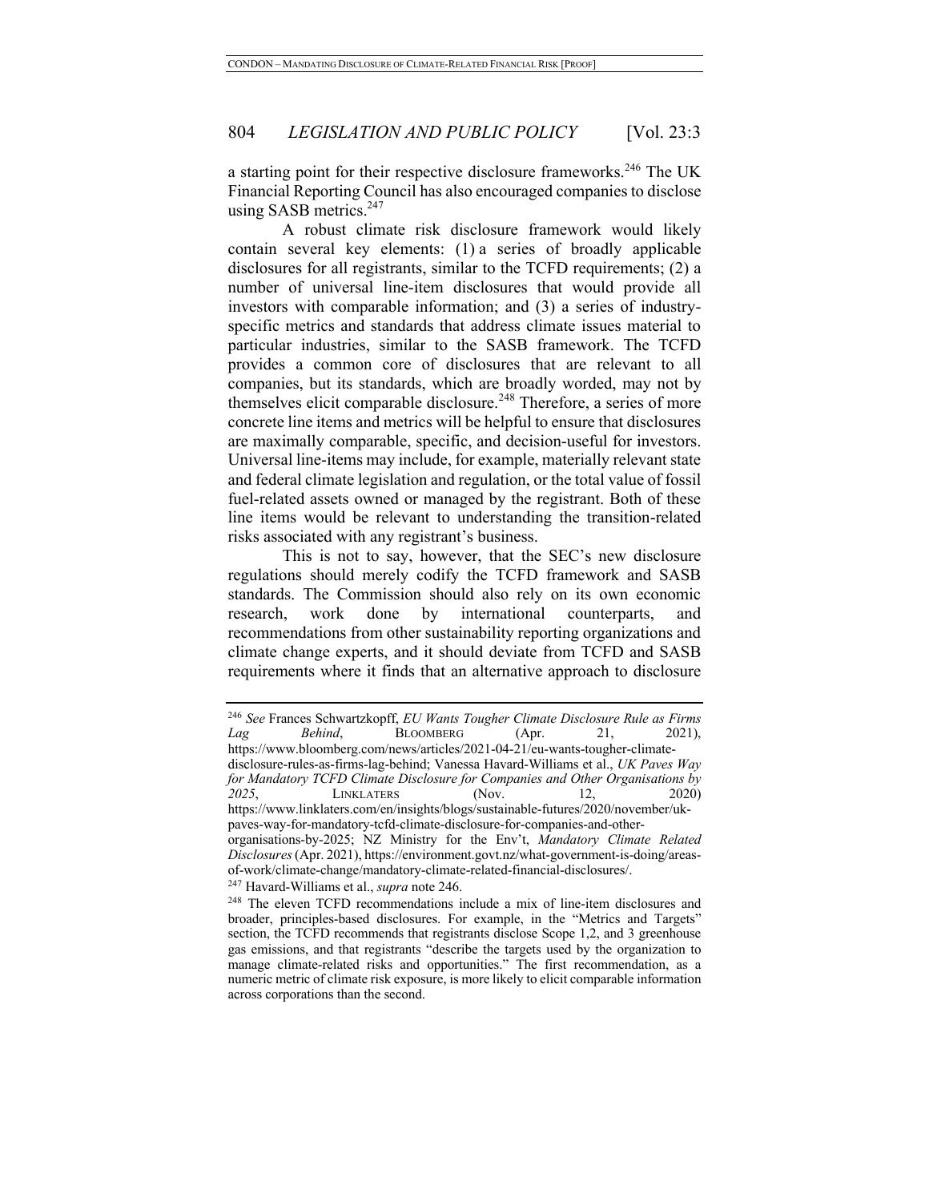a starting point for their respective disclosure frameworks.[246] The UK Financial Reporting Council has also encouraged companies to disclose using SASB metrics.[247]

A robust climate risk disclosure framework would likely contain several key elements: (1) a series of broadly applicable disclosures for all registrants, similar to the TCFD requirements; (2) a number of universal line-item disclosures that would provide all investors with comparable information; and (3) a series of industry-specific metrics and standards that address climate issues material to particular industries, similar to the SASB framework. The TCFD provides a common core of disclosures that are relevant to all companies, but its standards, which are broadly worded, may not by themselves elicit comparable disclosure.[248] Therefore, a series of more concrete line items and metrics will be helpful to ensure that disclosures are maximally comparable, specific, and decision-useful for investors. Universal line-items may include, for example, materially relevant state and federal climate legislation and regulation, or the total value of fossil fuel-related assets owned or managed by the registrant. Both of these line items would be relevant to understanding the transition-related risks associated with any registrant's business.

This is not to say, however, that the SEC's new disclosure regulations should merely codify the TCFD framework and SASB standards. The Commission should also rely on its own economic research, work done by international counterparts, and recommendations from other sustainability reporting organizations and climate change experts, and it should deviate from TCFD and SASB requirements where it finds that an alternative approach to disclosure

---

[246] *See* Frances Schwartzkopff, *EU Wants Tougher Climate Disclosure Rule as Firms Lag Behind*, BLOOMBERG (Apr. 21, 2021), https://www.bloomberg.com/news/articles/2021-04-21/eu-wants-tougher-climate-disclosure-rules-as-firms-lag-behind; Vanessa Havard-Williams et al., *UK Paves Way for Mandatory TCFD Climate Disclosure for Companies and Other Organisations by 2025*, LINKLATERS (Nov. 12, 2020) https://www.linklaters.com/en/insights/blogs/sustainable-futures/2020/november/uk-paves-way-for-mandatory-tcfd-climate-disclosure-for-companies-and-other-organisations-by-2025; NZ Ministry for the Env't, *Mandatory Climate Related Disclosures* (Apr. 2021), https://environment.govt.nz/what-government-is-doing/areas-of-work/climate-change/mandatory-climate-related-financial-disclosures/.

[247] Havard-Williams et al., *supra* note 246.

[248] The eleven TCFD recommendations include a mix of line-item disclosures and broader, principles-based disclosures. For example, in the "Metrics and Targets" section, the TCFD recommends that registrants disclose Scope 1,2, and 3 greenhouse gas emissions, and that registrants "describe the targets used by the organization to manage climate-related risks and opportunities." The first recommendation, as a numeric metric of climate risk exposure, is more likely to elicit comparable information across corporations than the second.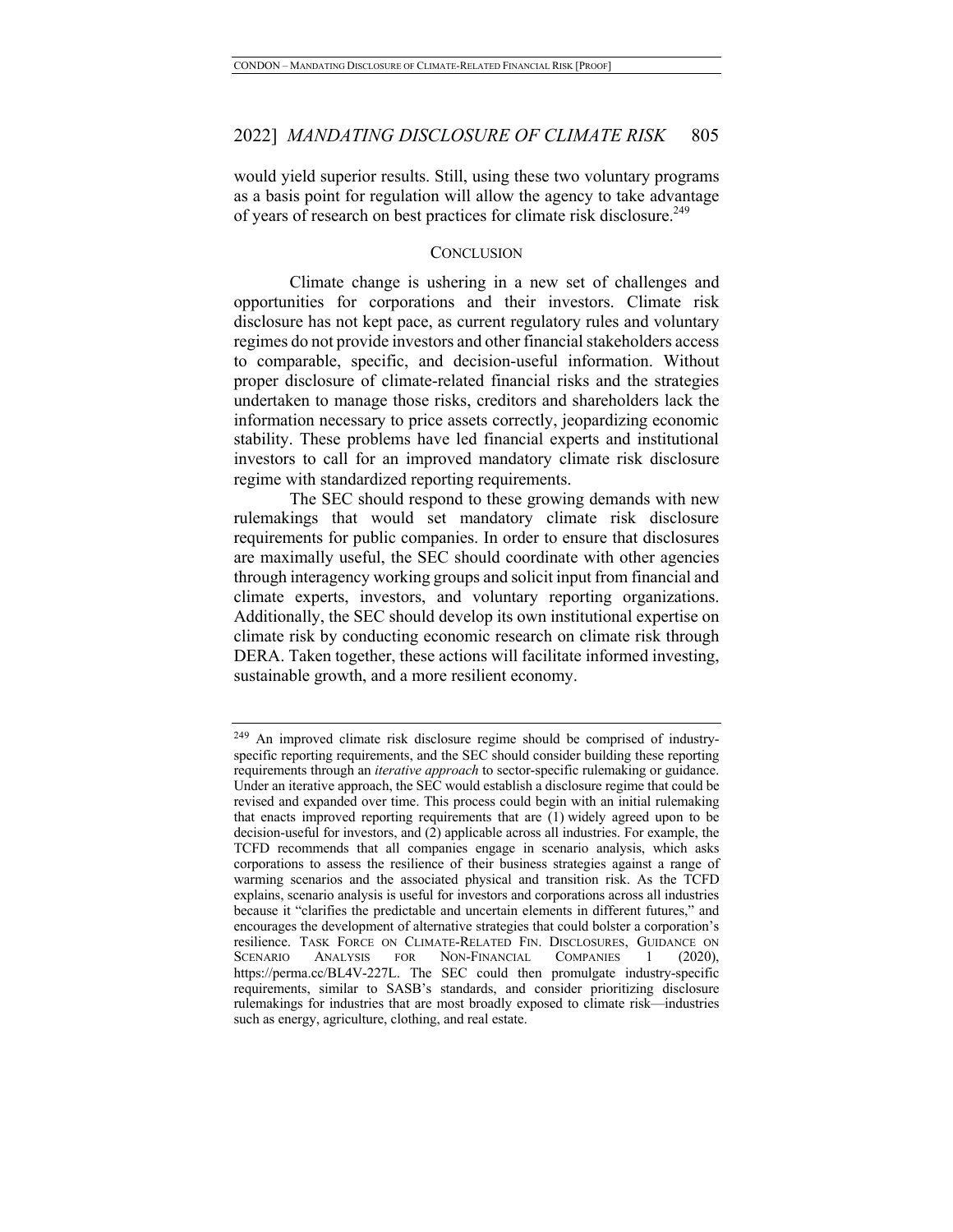would yield superior results. Still, using these two voluntary programs as a basis point for regulation will allow the agency to take advantage of years of research on best practices for climate risk disclosure.[249]

## CONCLUSION

Climate change is ushering in a new set of challenges and opportunities for corporations and their investors. Climate risk disclosure has not kept pace, as current regulatory rules and voluntary regimes do not provide investors and other financial stakeholders access to comparable, specific, and decision-useful information. Without proper disclosure of climate-related financial risks and the strategies undertaken to manage those risks, creditors and shareholders lack the information necessary to price assets correctly, jeopardizing economic stability. These problems have led financial experts and institutional investors to call for an improved mandatory climate risk disclosure regime with standardized reporting requirements.

The SEC should respond to these growing demands with new rulemakings that would set mandatory climate risk disclosure requirements for public companies. In order to ensure that disclosures are maximally useful, the SEC should coordinate with other agencies through interagency working groups and solicit input from financial and climate experts, investors, and voluntary reporting organizations. Additionally, the SEC should develop its own institutional expertise on climate risk by conducting economic research on climate risk through DERA. Taken together, these actions will facilitate informed investing, sustainable growth, and a more resilient economy.

---

[249] An improved climate risk disclosure regime should be comprised of industry-specific reporting requirements, and the SEC should consider building these reporting requirements through an *iterative approach* to sector-specific rulemaking or guidance. Under an iterative approach, the SEC would establish a disclosure regime that could be revised and expanded over time. This process could begin with an initial rulemaking that enacts improved reporting requirements that are (1) widely agreed upon to be decision-useful for investors, and (2) applicable across all industries. For example, the TCFD recommends that all companies engage in scenario analysis, which asks corporations to assess the resilience of their business strategies against a range of warming scenarios and the associated physical and transition risk. As the TCFD explains, scenario analysis is useful for investors and corporations across all industries because it "clarifies the predictable and uncertain elements in different futures," and encourages the development of alternative strategies that could bolster a corporation's resilience. TASK FORCE ON CLIMATE-RELATED FIN. DISCLOSURES, GUIDANCE ON SCENARIO ANALYSIS FOR NON-FINANCIAL COMPANIES 1 (2020), https://perma.cc/BL4V-227L. The SEC could then promulgate industry-specific requirements, similar to SASB's standards, and consider prioritizing disclosure rulemakings for industries that are most broadly exposed to climate risk—industries such as energy, agriculture, clothing, and real estate.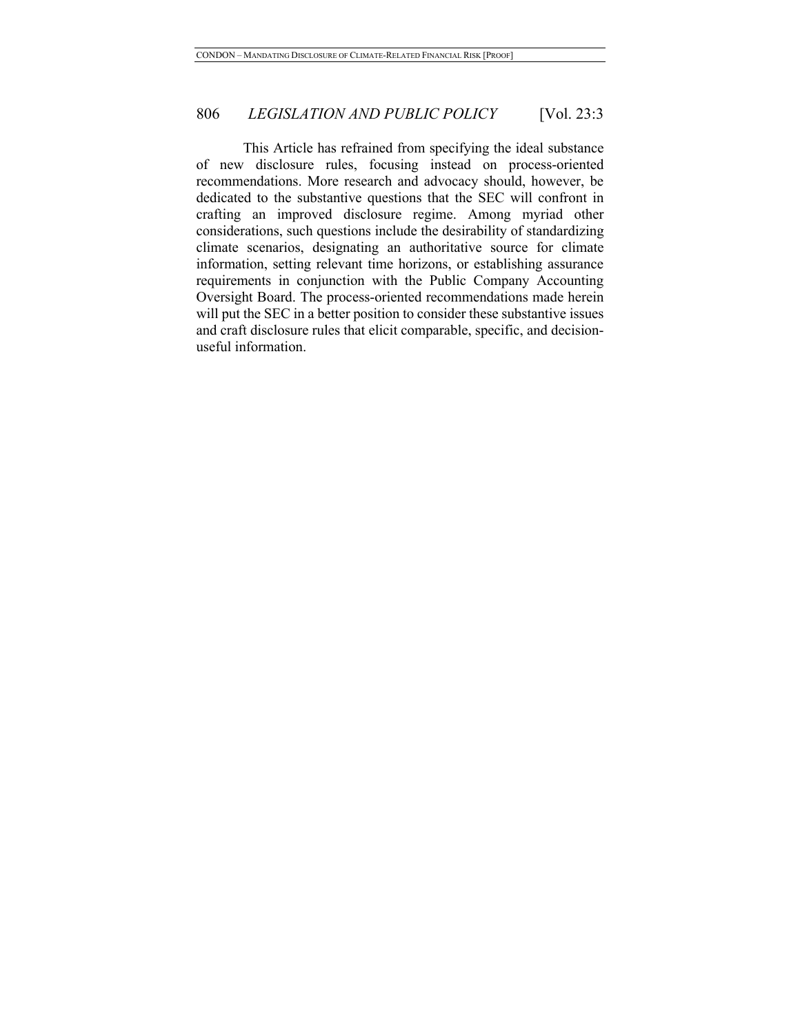This Article has refrained from specifying the ideal substance of new disclosure rules, focusing instead on process-oriented recommendations. More research and advocacy should, however, be dedicated to the substantive questions that the SEC will confront in crafting an improved disclosure regime. Among myriad other considerations, such questions include the desirability of standardizing climate scenarios, designating an authoritative source for climate information, setting relevant time horizons, or establishing assurance requirements in conjunction with the Public Company Accounting Oversight Board. The process-oriented recommendations made herein will put the SEC in a better position to consider these substantive issues and craft disclosure rules that elicit comparable, specific, and decision-useful information.